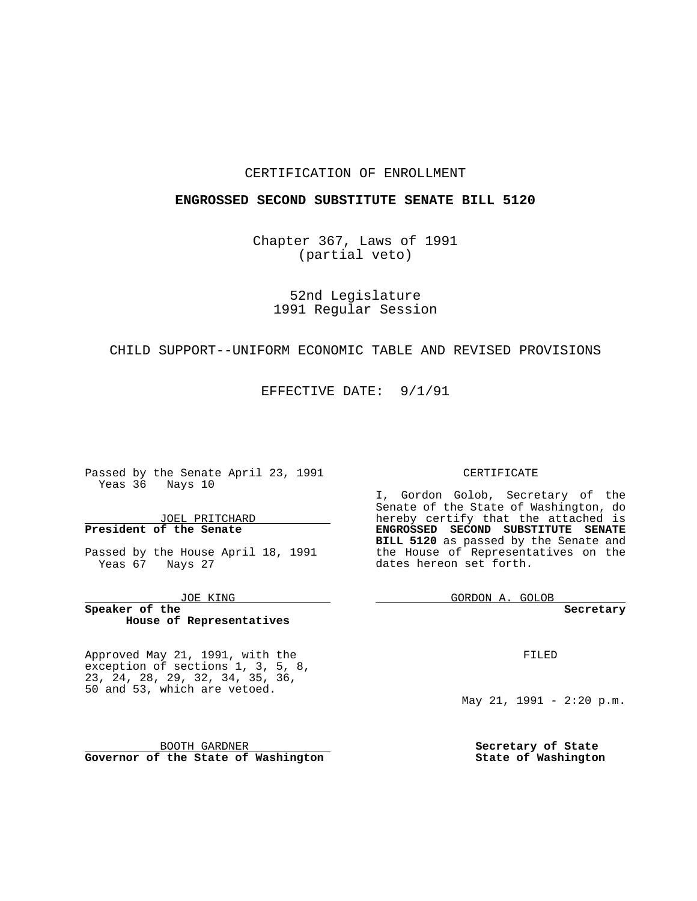CERTIFICATION OF ENROLLMENT

**ENGROSSED SECOND SUBSTITUTE SENATE BILL 5120**

Chapter 367, Laws of 1991
(partial veto)

52nd Legislature
1991 Regular Session

CHILD SUPPORT--UNIFORM ECONOMIC TABLE AND REVISED PROVISIONS

EFFECTIVE DATE: 9/1/91

Passed by the Senate April 23, 1991
Yeas 36 Nays 10

JOEL PRITCHARD
**President of the Senate**

Passed by the House April 18, 1991
Yeas 67 Nays 27

JOE KING
**Speaker of the House of Representatives**

CERTIFICATE

I, Gordon Golob, Secretary of the Senate of the State of Washington, do hereby certify that the attached is **ENGROSSED SECOND SUBSTITUTE SENATE BILL 5120** as passed by the Senate and the House of Representatives on the dates hereon set forth.

GORDON A. GOLOB
**Secretary**

Approved May 21, 1991, with the exception of sections 1, 3, 5, 8, 23, 24, 28, 29, 32, 34, 35, 36, 50 and 53, which are vetoed.

BOOTH GARDNER
**Governor of the State of Washington**

FILED

May 21, 1991 - 2:20 p.m.

**Secretary of State**
**State of Washington**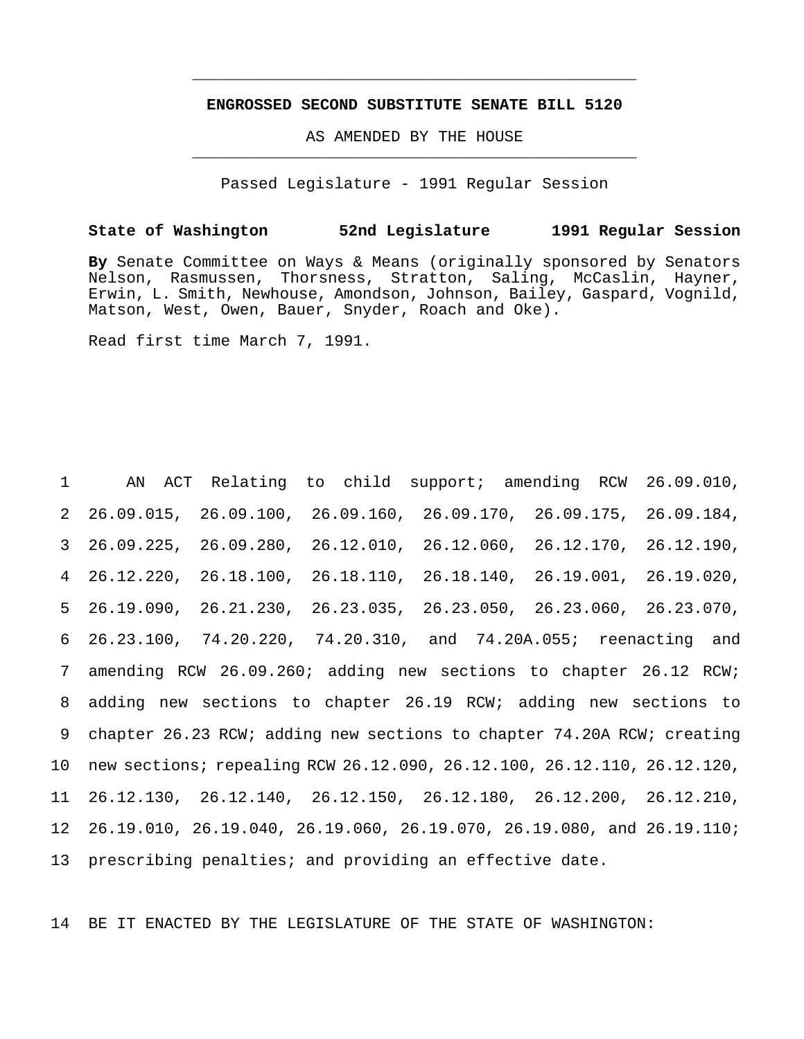**ENGROSSED SECOND SUBSTITUTE SENATE BILL 5120**

AS AMENDED BY THE HOUSE

Passed Legislature - 1991 Regular Session

**State of Washington 52nd Legislature 1991 Regular Session**

**By** Senate Committee on Ways & Means (originally sponsored by Senators Nelson, Rasmussen, Thorsness, Stratton, Saling, McCaslin, Hayner, Erwin, L. Smith, Newhouse, Amondson, Johnson, Bailey, Gaspard, Vognild, Matson, West, Owen, Bauer, Snyder, Roach and Oke).

Read first time March 7, 1991.

1 AN ACT Relating to child support; amending RCW 26.09.010,
2 26.09.015, 26.09.100, 26.09.160, 26.09.170, 26.09.175, 26.09.184,
3 26.09.225, 26.09.280, 26.12.010, 26.12.060, 26.12.170, 26.12.190,
4 26.12.220, 26.18.100, 26.18.110, 26.18.140, 26.19.001, 26.19.020,
5 26.19.090, 26.21.230, 26.23.035, 26.23.050, 26.23.060, 26.23.070,
6 26.23.100, 74.20.220, 74.20.310, and 74.20A.055; reenacting and
7 amending RCW 26.09.260; adding new sections to chapter 26.12 RCW;
8 adding new sections to chapter 26.19 RCW; adding new sections to
9 chapter 26.23 RCW; adding new sections to chapter 74.20A RCW; creating
10 new sections; repealing RCW 26.12.090, 26.12.100, 26.12.110, 26.12.120,
11 26.12.130, 26.12.140, 26.12.150, 26.12.180, 26.12.200, 26.12.210,
12 26.19.010, 26.19.040, 26.19.060, 26.19.070, 26.19.080, and 26.19.110;
13 prescribing penalties; and providing an effective date.

14 BE IT ENACTED BY THE LEGISLATURE OF THE STATE OF WASHINGTON: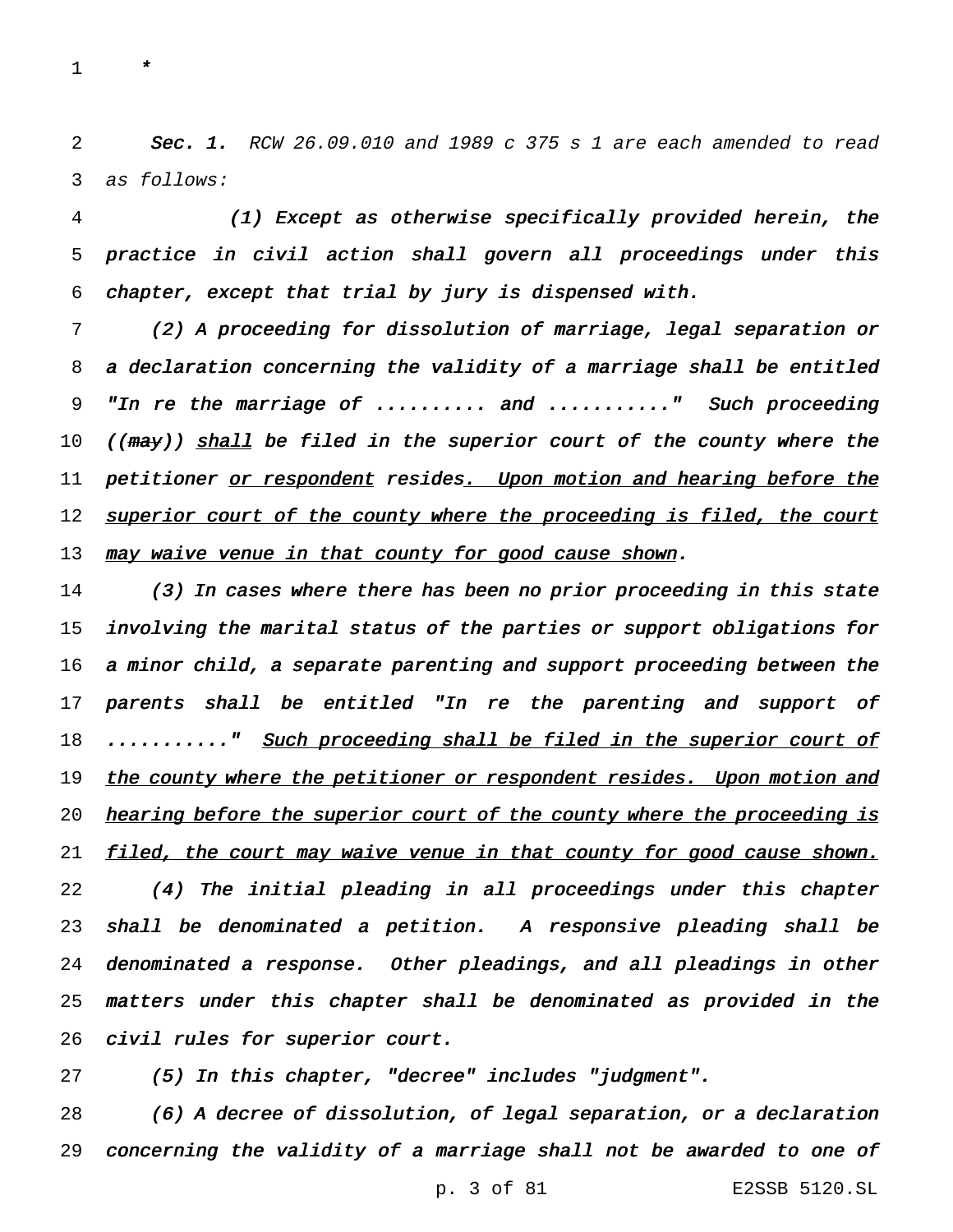*

*Sec. 1.* *RCW 26.09.010 and 1989 c 375 s 1 are each amended to read as follows:*

*(1) Except as otherwise specifically provided herein, the practice in civil action shall govern all proceedings under this chapter, except that trial by jury is dispensed with.*

*(2) A proceeding for dissolution of marriage, legal separation or a declaration concerning the validity of a marriage shall be entitled "In re the marriage of .......... and .........." Such proceeding ((~~may~~)) shall be filed in the superior court of the county where the petitioner or respondent resides. Upon motion and hearing before the superior court of the county where the proceeding is filed, the court may waive venue in that county for good cause shown.*

*(3) In cases where there has been no prior proceeding in this state involving the marital status of the parties or support obligations for a minor child, a separate parenting and support proceeding between the parents shall be entitled "In re the parenting and support of .........." Such proceeding shall be filed in the superior court of the county where the petitioner or respondent resides. Upon motion and hearing before the superior court of the county where the proceeding is filed, the court may waive venue in that county for good cause shown.*

*(4) The initial pleading in all proceedings under this chapter shall be denominated a petition. A responsive pleading shall be denominated a response. Other pleadings, and all pleadings in other matters under this chapter shall be denominated as provided in the civil rules for superior court.*

*(5) In this chapter, "decree" includes "judgment".*

*(6) A decree of dissolution, of legal separation, or a declaration concerning the validity of a marriage shall not be awarded to one of*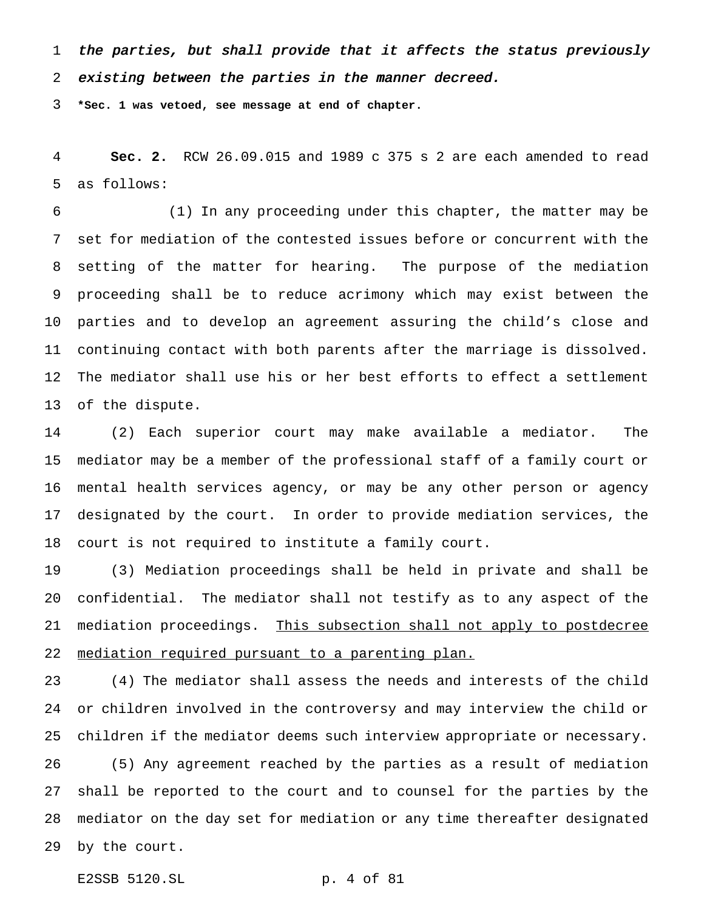*the parties, but shall provide that it affects the status previously existing between the parties in the manner decreed.*

**\*Sec. 1 was vetoed, see message at end of chapter.**

**Sec. 2.** RCW 26.09.015 and 1989 c 375 s 2 are each amended to read as follows:

(1) In any proceeding under this chapter, the matter may be set for mediation of the contested issues before or concurrent with the setting of the matter for hearing. The purpose of the mediation proceeding shall be to reduce acrimony which may exist between the parties and to develop an agreement assuring the child's close and continuing contact with both parents after the marriage is dissolved. The mediator shall use his or her best efforts to effect a settlement of the dispute.

(2) Each superior court may make available a mediator. The mediator may be a member of the professional staff of a family court or mental health services agency, or may be any other person or agency designated by the court. In order to provide mediation services, the court is not required to institute a family court.

(3) Mediation proceedings shall be held in private and shall be confidential. The mediator shall not testify as to any aspect of the mediation proceedings. <u>This subsection shall not apply to postdecree mediation required pursuant to a parenting plan.</u>

(4) The mediator shall assess the needs and interests of the child or children involved in the controversy and may interview the child or children if the mediator deems such interview appropriate or necessary.

(5) Any agreement reached by the parties as a result of mediation shall be reported to the court and to counsel for the parties by the mediator on the day set for mediation or any time thereafter designated by the court.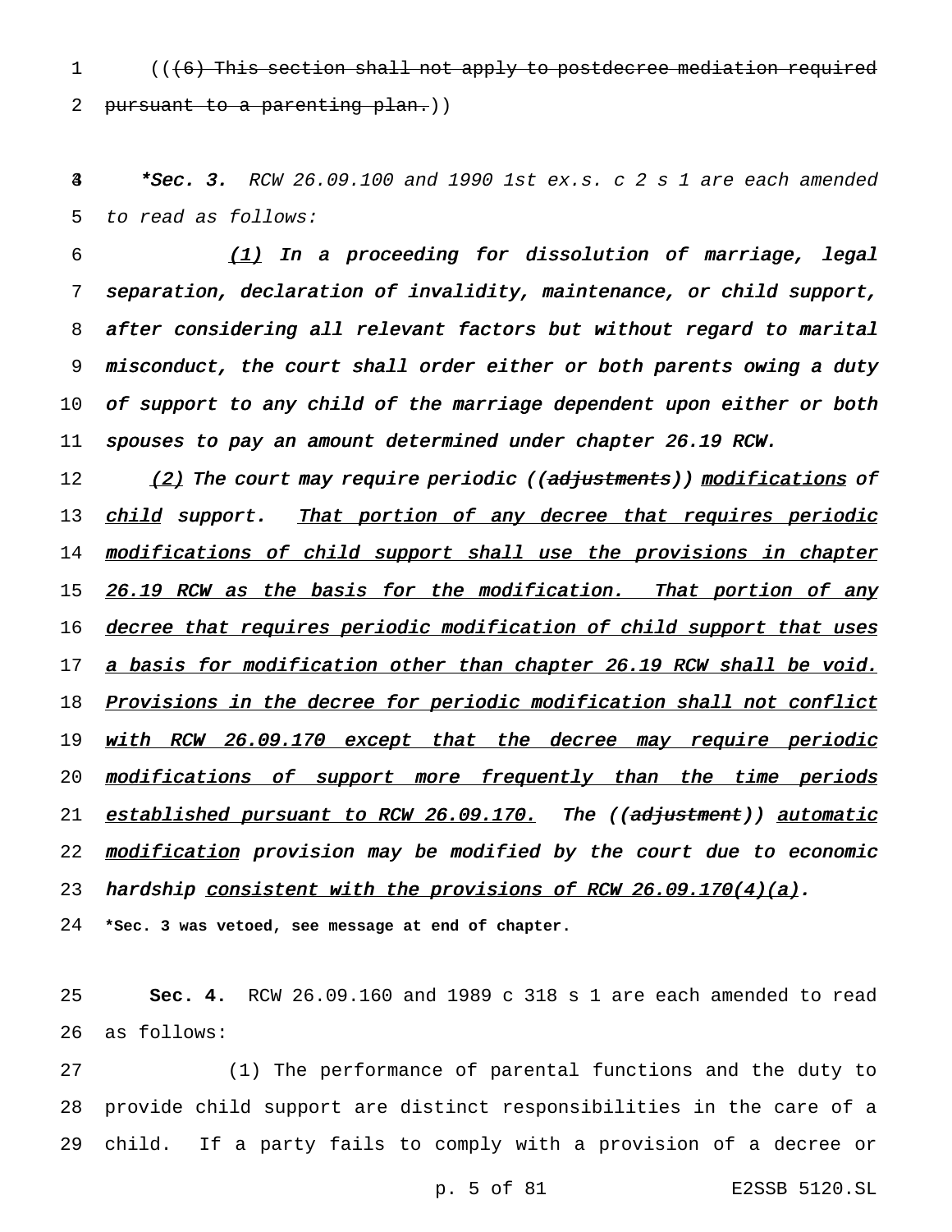((~~(6) This section shall not apply to postdecree mediation required pursuant to a parenting plan.~~))

***Sec. 3.** *RCW 26.09.100 and 1990 1st ex.s. c 2 s 1 are each amended to read as follows:*

*<u>(1)</u> In a proceeding for dissolution of marriage, legal separation, declaration of invalidity, maintenance, or child support, after considering all relevant factors but without regard to marital misconduct, the court shall order either or both parents owing a duty of support to any child of the marriage dependent upon either or both spouses to pay an amount determined under chapter 26.19 RCW.*

*<u>(2)</u> The court may require periodic ((~~adjustments~~)) <u>modifications</u> of <u>child</u> support. <u>That portion of any decree that requires periodic modifications of child support shall use the provisions in chapter 26.19 RCW as the basis for the modification. That portion of any decree that requires periodic modification of child support that uses a basis for modification other than chapter 26.19 RCW shall be void. Provisions in the decree for periodic modification shall not conflict with RCW 26.09.170 except that the decree may require periodic modifications of support more frequently than the time periods established pursuant to RCW 26.09.170.</u> The ((~~adjustment~~)) <u>automatic modification</u> provision may be modified by the court due to economic hardship <u>consistent with the provisions of RCW 26.09.170(4)(a)</u>.*

**\*Sec. 3 was vetoed, see message at end of chapter.**

**Sec. 4.** RCW 26.09.160 and 1989 c 318 s 1 are each amended to read as follows:

(1) The performance of parental functions and the duty to provide child support are distinct responsibilities in the care of a child. If a party fails to comply with a provision of a decree or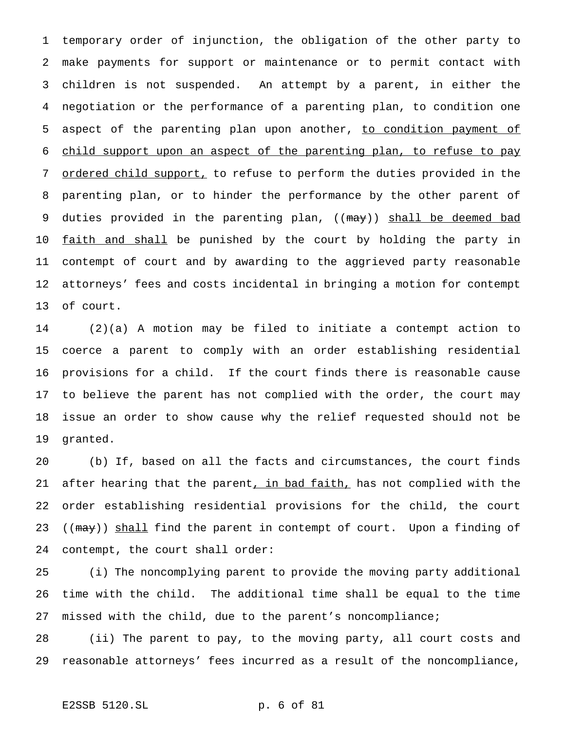temporary order of injunction, the obligation of the other party to make payments for support or maintenance or to permit contact with children is not suspended. An attempt by a parent, in either the negotiation or the performance of a parenting plan, to condition one aspect of the parenting plan upon another, <u>to condition payment of child support upon an aspect of the parenting plan, to refuse to pay ordered child support,</u> to refuse to perform the duties provided in the parenting plan, or to hinder the performance by the other parent of duties provided in the parenting plan, ((~~may~~)) <u>shall be deemed bad faith and shall</u> be punished by the court by holding the party in contempt of court and by awarding to the aggrieved party reasonable attorneys' fees and costs incidental in bringing a motion for contempt of court.

(2)(a) A motion may be filed to initiate a contempt action to coerce a parent to comply with an order establishing residential provisions for a child. If the court finds there is reasonable cause to believe the parent has not complied with the order, the court may issue an order to show cause why the relief requested should not be granted.

(b) If, based on all the facts and circumstances, the court finds after hearing that the parent<u>, in bad faith,</u> has not complied with the order establishing residential provisions for the child, the court ((~~may~~)) <u>shall</u> find the parent in contempt of court. Upon a finding of contempt, the court shall order:

(i) The noncomplying parent to provide the moving party additional time with the child. The additional time shall be equal to the time missed with the child, due to the parent's noncompliance;

(ii) The parent to pay, to the moving party, all court costs and reasonable attorneys' fees incurred as a result of the noncompliance,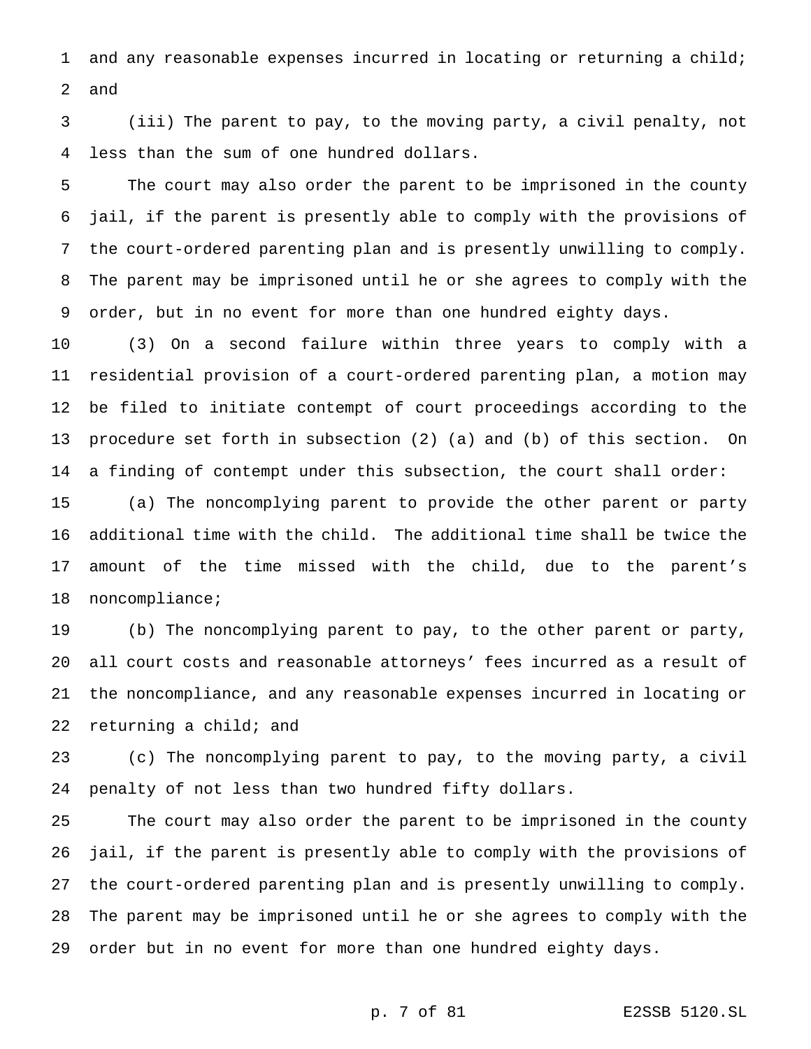and any reasonable expenses incurred in locating or returning a child; and

(iii) The parent to pay, to the moving party, a civil penalty, not less than the sum of one hundred dollars.

The court may also order the parent to be imprisoned in the county jail, if the parent is presently able to comply with the provisions of the court-ordered parenting plan and is presently unwilling to comply. The parent may be imprisoned until he or she agrees to comply with the order, but in no event for more than one hundred eighty days.

(3) On a second failure within three years to comply with a residential provision of a court-ordered parenting plan, a motion may be filed to initiate contempt of court proceedings according to the procedure set forth in subsection (2) (a) and (b) of this section. On a finding of contempt under this subsection, the court shall order:

(a) The noncomplying parent to provide the other parent or party additional time with the child. The additional time shall be twice the amount of the time missed with the child, due to the parent's noncompliance;

(b) The noncomplying parent to pay, to the other parent or party, all court costs and reasonable attorneys' fees incurred as a result of the noncompliance, and any reasonable expenses incurred in locating or returning a child; and

(c) The noncomplying parent to pay, to the moving party, a civil penalty of not less than two hundred fifty dollars.

The court may also order the parent to be imprisoned in the county jail, if the parent is presently able to comply with the provisions of the court-ordered parenting plan and is presently unwilling to comply. The parent may be imprisoned until he or she agrees to comply with the order but in no event for more than one hundred eighty days.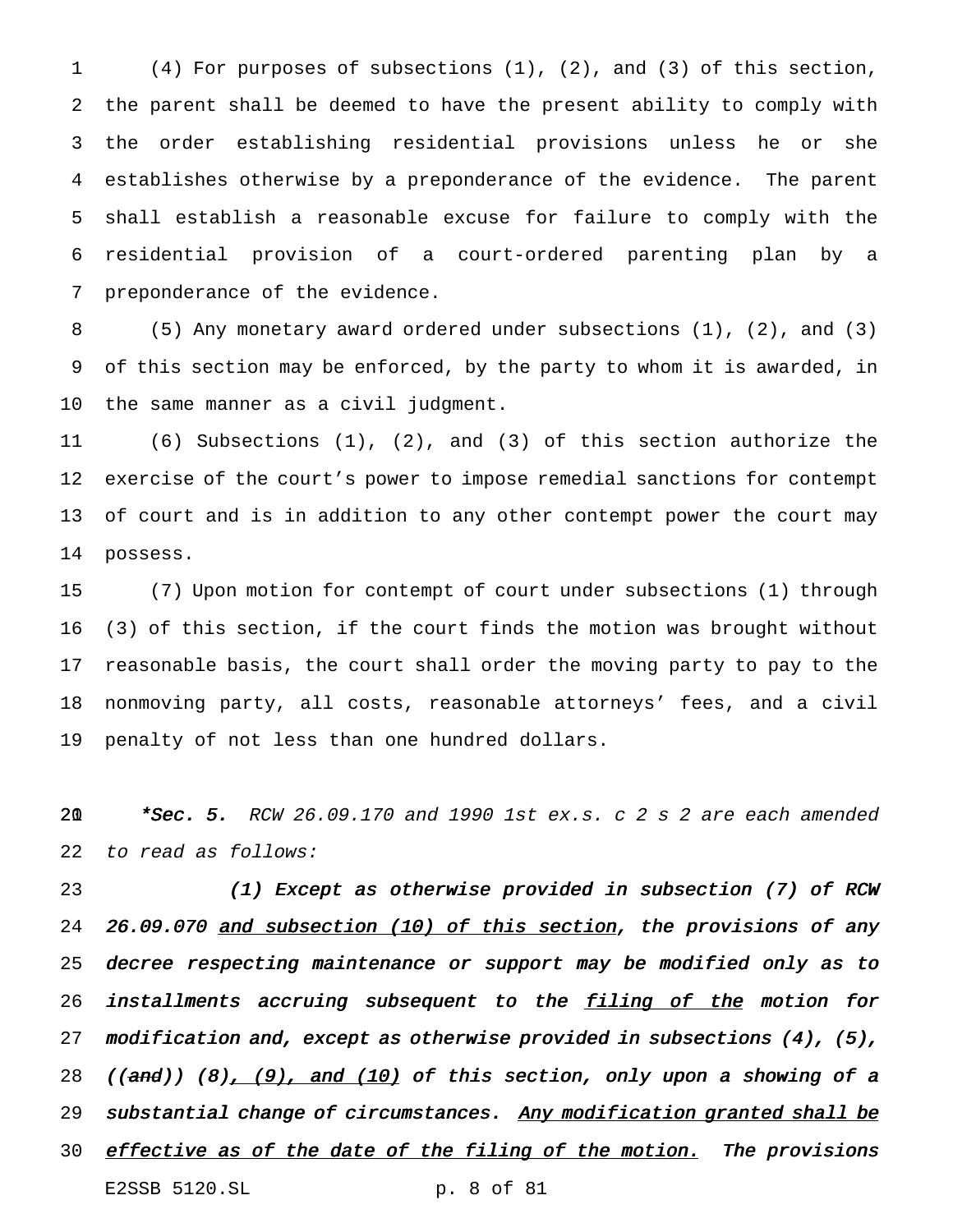(4) For purposes of subsections (1), (2), and (3) of this section, the parent shall be deemed to have the present ability to comply with the order establishing residential provisions unless he or she establishes otherwise by a preponderance of the evidence. The parent shall establish a reasonable excuse for failure to comply with the residential provision of a court-ordered parenting plan by a preponderance of the evidence.

(5) Any monetary award ordered under subsections (1), (2), and (3) of this section may be enforced, by the party to whom it is awarded, in the same manner as a civil judgment.

(6) Subsections (1), (2), and (3) of this section authorize the exercise of the court's power to impose remedial sanctions for contempt of court and is in addition to any other contempt power the court may possess.

(7) Upon motion for contempt of court under subsections (1) through (3) of this section, if the court finds the motion was brought without reasonable basis, the court shall order the moving party to pay to the nonmoving party, all costs, reasonable attorneys' fees, and a civil penalty of not less than one hundred dollars.

***Sec. 5.** *RCW 26.09.170 and 1990 1st ex.s. c 2 s 2 are each amended to read as follows:*

***(1) Except as otherwise provided in subsection (7) of RCW 26.09.070 <u>and subsection (10) of this section</u>, the provisions of any decree respecting maintenance or support may be modified only as to installments accruing subsequent to the <u>filing of the</u> motion for modification and, except as otherwise provided in subsections (4), (5), ((~~and~~)) (8)<u>, (9), and (10)</u> of this section, only upon a showing of a substantial change of circumstances. <u>Any modification granted shall be effective as of the date of the filing of the motion.</u> The provisions***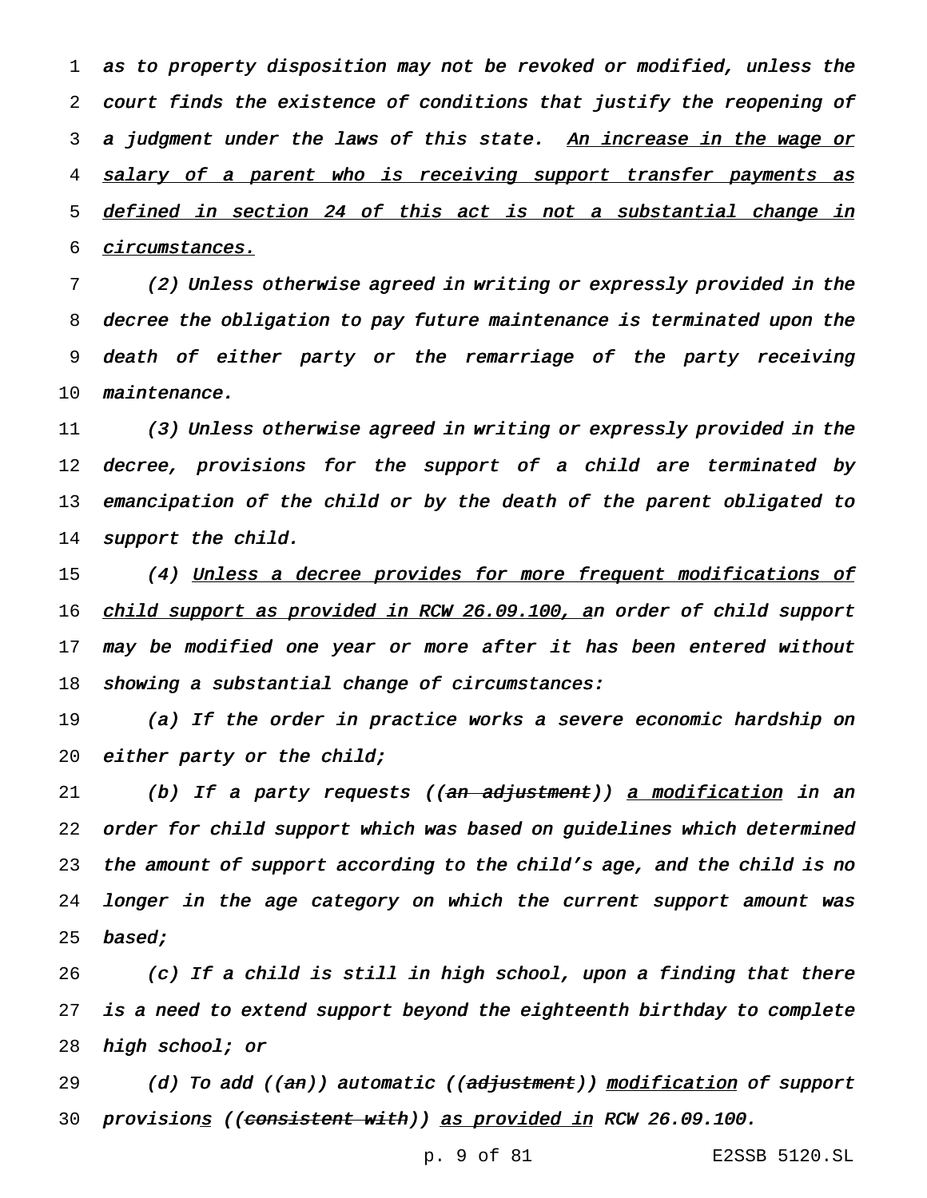as to property disposition may not be revoked or modified, unless the court finds the existence of conditions that justify the reopening of a judgment under the laws of this state. <u>An increase in the wage or salary of a parent who is receiving support transfer payments as defined in section 24 of this act is not a substantial change in circumstances.</u>

(2) Unless otherwise agreed in writing or expressly provided in the decree the obligation to pay future maintenance is terminated upon the death of either party or the remarriage of the party receiving maintenance.

(3) Unless otherwise agreed in writing or expressly provided in the decree, provisions for the support of a child are terminated by emancipation of the child or by the death of the parent obligated to support the child.

(4) <u>Unless a decree provides for more frequent modifications of child support as provided in RCW 26.09.100, a</u>n order of child support may be modified one year or more after it has been entered without showing a substantial change of circumstances:

(a) If the order in practice works a severe economic hardship on either party or the child;

(b) If a party requests ((~~an adjustment~~)) <u>a modification</u> in an order for child support which was based on guidelines which determined the amount of support according to the child's age, and the child is no longer in the age category on which the current support amount was based;

(c) If a child is still in high school, upon a finding that there is a need to extend support beyond the eighteenth birthday to complete high school; or

(d) To add ((~~an~~)) automatic ((~~adjustment~~)) <u>modification</u> of support provision<u>s</u> ((~~consistent with~~)) <u>as provided in</u> RCW 26.09.100.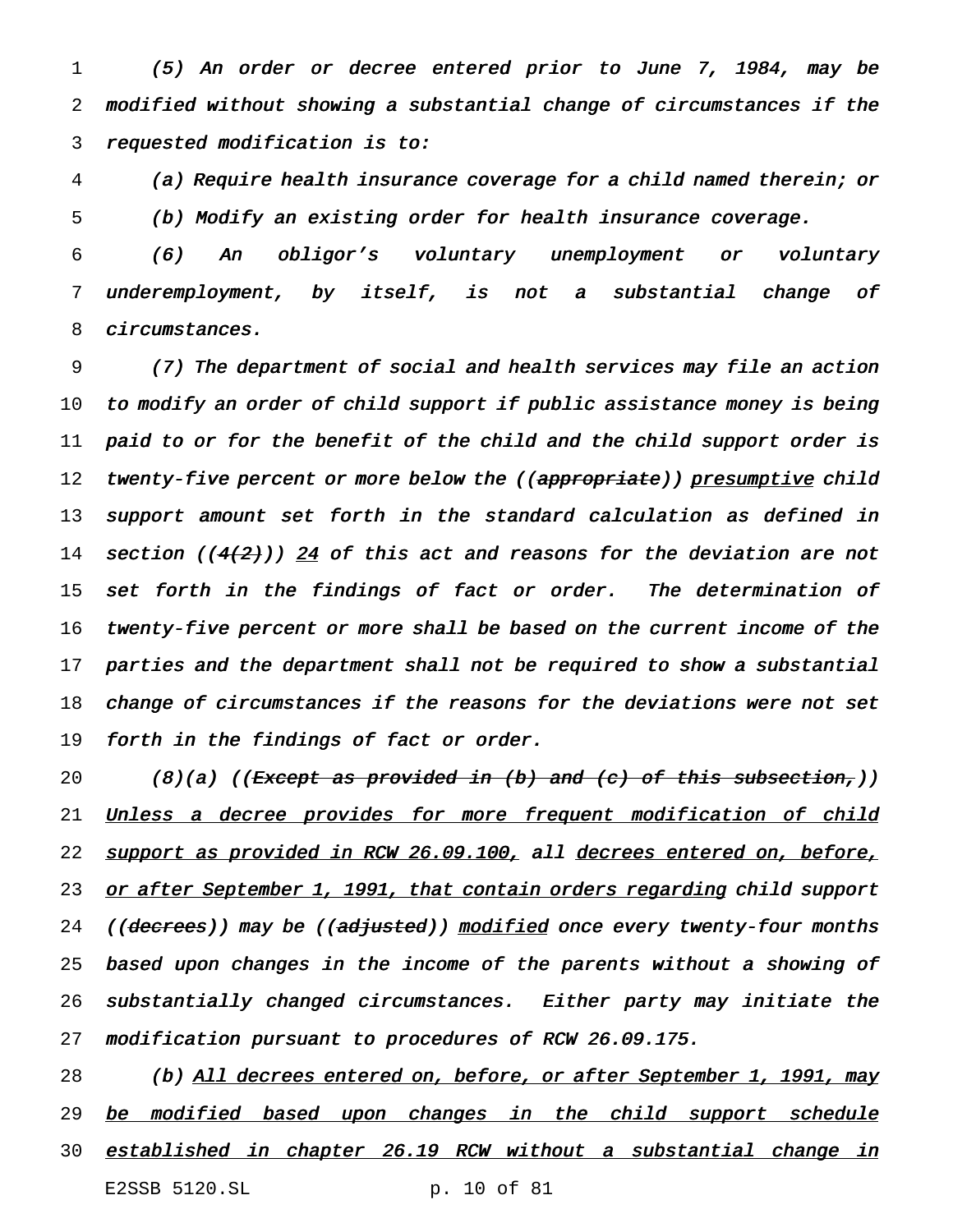(5) An order or decree entered prior to June 7, 1984, may be modified without showing a substantial change of circumstances if the requested modification is to:

(a) Require health insurance coverage for a child named therein; or

(b) Modify an existing order for health insurance coverage.

(6) An obligor's voluntary unemployment or voluntary underemployment, by itself, is not a substantial change of circumstances.

(7) The department of social and health services may file an action to modify an order of child support if public assistance money is being paid to or for the benefit of the child and the child support order is twenty-five percent or more below the ((~~appropriate~~)) <u>presumptive</u> child support amount set forth in the standard calculation as defined in section ((~~4(2)~~)) <u>24</u> of this act and reasons for the deviation are not set forth in the findings of fact or order. The determination of twenty-five percent or more shall be based on the current income of the parties and the department shall not be required to show a substantial change of circumstances if the reasons for the deviations were not set forth in the findings of fact or order.

(8)(a) ((~~Except as provided in (b) and (c) of this subsection,~~)) <u>Unless a decree provides for more frequent modification of child support as provided in RCW 26.09.100,</u> all <u>decrees entered on, before, or after September 1, 1991, that contain orders regarding</u> child support ((~~decrees~~)) may be ((~~adjusted~~)) <u>modified</u> once every twenty-four months based upon changes in the income of the parents without a showing of substantially changed circumstances. Either party may initiate the modification pursuant to procedures of RCW 26.09.175.

(b) <u>All decrees entered on, before, or after September 1, 1991, may be modified based upon changes in the child support schedule established in chapter 26.19 RCW without a substantial change in</u>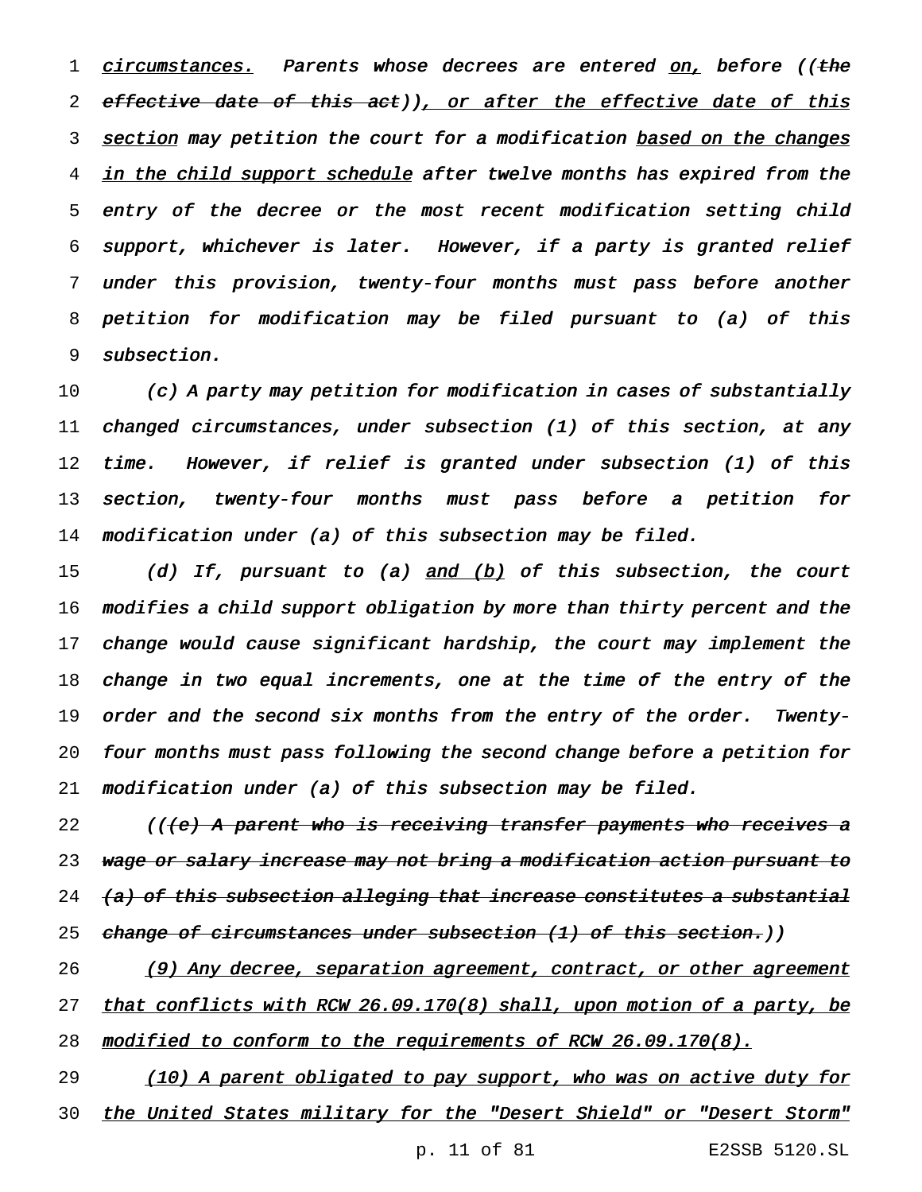circumstances. Parents whose decrees are entered on, before ((~~the effective date of this act~~)), or after the effective date of this section may petition the court for a modification based on the changes in the child support schedule after twelve months has expired from the entry of the decree or the most recent modification setting child support, whichever is later. However, if a party is granted relief under this provision, twenty-four months must pass before another petition for modification may be filed pursuant to (a) of this subsection.

(c) A party may petition for modification in cases of substantially changed circumstances, under subsection (1) of this section, at any time. However, if relief is granted under subsection (1) of this section, twenty-four months must pass before a petition for modification under (a) of this subsection may be filed.

(d) If, pursuant to (a) and (b) of this subsection, the court modifies a child support obligation by more than thirty percent and the change would cause significant hardship, the court may implement the change in two equal increments, one at the time of the entry of the order and the second six months from the entry of the order. Twenty-four months must pass following the second change before a petition for modification under (a) of this subsection may be filed.

((~~(e) A parent who is receiving transfer payments who receives a wage or salary increase may not bring a modification action pursuant to (a) of this subsection alleging that increase constitutes a substantial change of circumstances under subsection (1) of this section.~~))

(9) Any decree, separation agreement, contract, or other agreement that conflicts with RCW 26.09.170(8) shall, upon motion of a party, be modified to conform to the requirements of RCW 26.09.170(8).

(10) A parent obligated to pay support, who was on active duty for the United States military for the "Desert Shield" or "Desert Storm"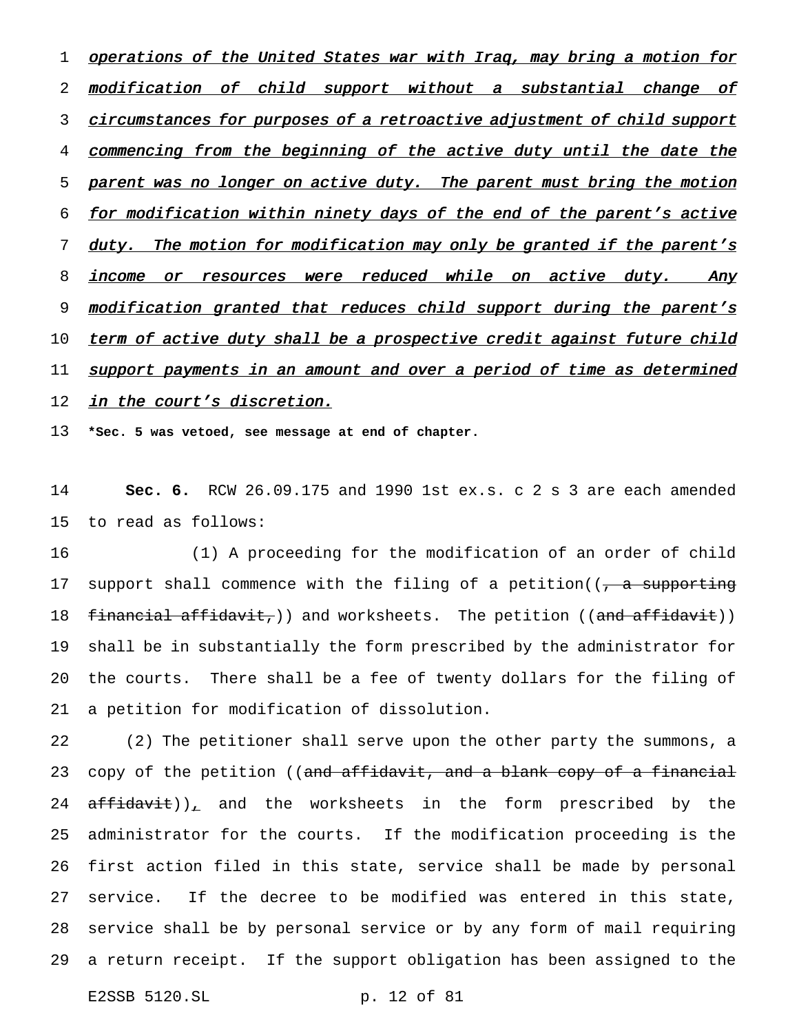*operations of the United States war with Iraq, may bring a motion for modification of child support without a substantial change of circumstances for purposes of a retroactive adjustment of child support commencing from the beginning of the active duty until the date the parent was no longer on active duty. The parent must bring the motion for modification within ninety days of the end of the parent's active duty. The motion for modification may only be granted if the parent's income or resources were reduced while on active duty. Any modification granted that reduces child support during the parent's term of active duty shall be a prospective credit against future child support payments in an amount and over a period of time as determined in the court's discretion.*

**\*Sec. 5 was vetoed, see message at end of chapter.**

**Sec. 6.** RCW 26.09.175 and 1990 1st ex.s. c 2 s 3 are each amended to read as follows:

(1) A proceeding for the modification of an order of child support shall commence with the filing of a petition((~~, a supporting financial affidavit,~~)) and worksheets. The petition ((~~and affidavit~~)) shall be in substantially the form prescribed by the administrator for the courts. There shall be a fee of twenty dollars for the filing of a petition for modification of dissolution.

(2) The petitioner shall serve upon the other party the summons, a copy of the petition ((~~and affidavit, and a blank copy of a financial affidavit~~)), and the worksheets in the form prescribed by the administrator for the courts. If the modification proceeding is the first action filed in this state, service shall be made by personal service. If the decree to be modified was entered in this state, service shall be by personal service or by any form of mail requiring a return receipt. If the support obligation has been assigned to the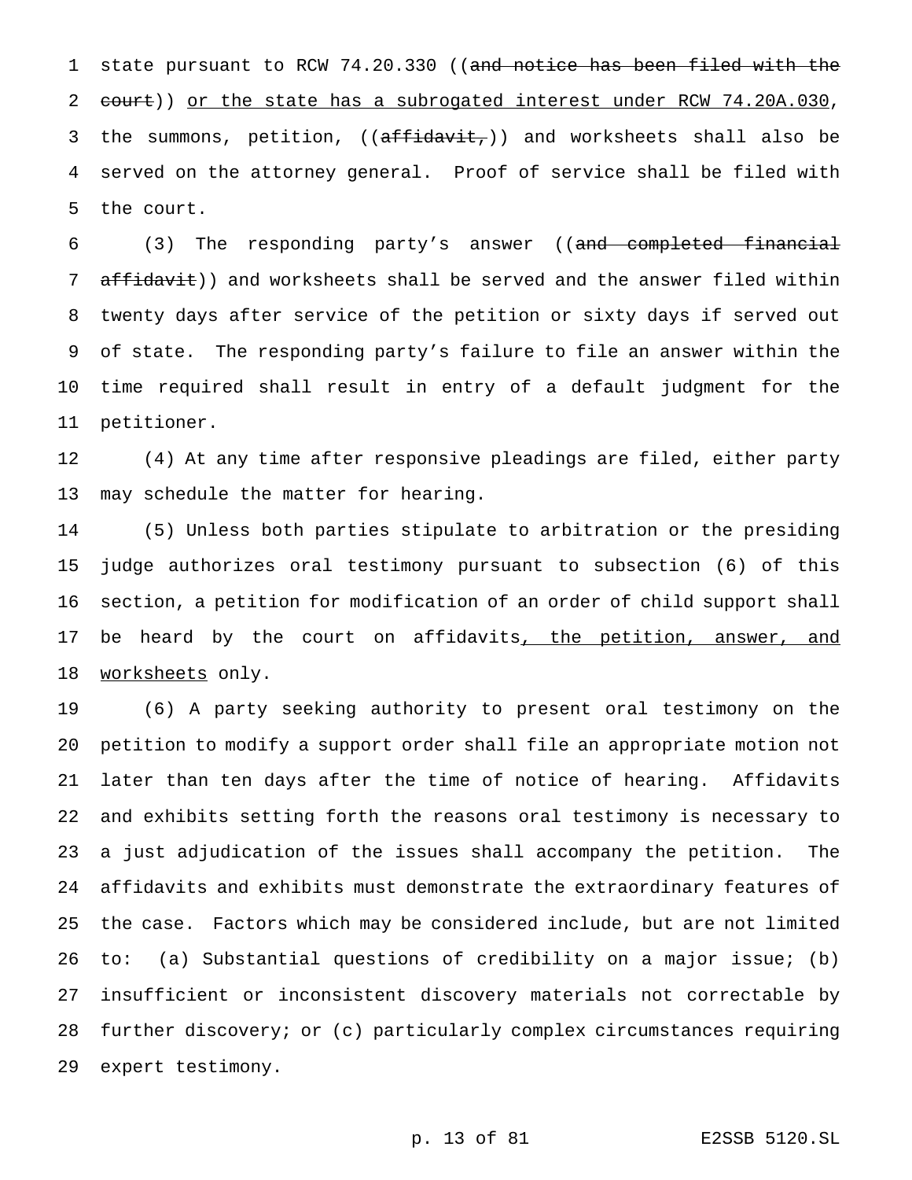state pursuant to RCW 74.20.330 ((~~and notice has been filed with the court~~)) <u>or the state has a subrogated interest under RCW 74.20A.030</u>, the summons, petition, ((~~affidavit,~~)) and worksheets shall also be served on the attorney general. Proof of service shall be filed with the court.

(3) The responding party's answer ((~~and completed financial affidavit~~)) and worksheets shall be served and the answer filed within twenty days after service of the petition or sixty days if served out of state. The responding party's failure to file an answer within the time required shall result in entry of a default judgment for the petitioner.

(4) At any time after responsive pleadings are filed, either party may schedule the matter for hearing.

(5) Unless both parties stipulate to arbitration or the presiding judge authorizes oral testimony pursuant to subsection (6) of this section, a petition for modification of an order of child support shall be heard by the court on affidavits<u>, the petition, answer, and worksheets</u> only.

(6) A party seeking authority to present oral testimony on the petition to modify a support order shall file an appropriate motion not later than ten days after the time of notice of hearing. Affidavits and exhibits setting forth the reasons oral testimony is necessary to a just adjudication of the issues shall accompany the petition. The affidavits and exhibits must demonstrate the extraordinary features of the case. Factors which may be considered include, but are not limited to: (a) Substantial questions of credibility on a major issue; (b) insufficient or inconsistent discovery materials not correctable by further discovery; or (c) particularly complex circumstances requiring expert testimony.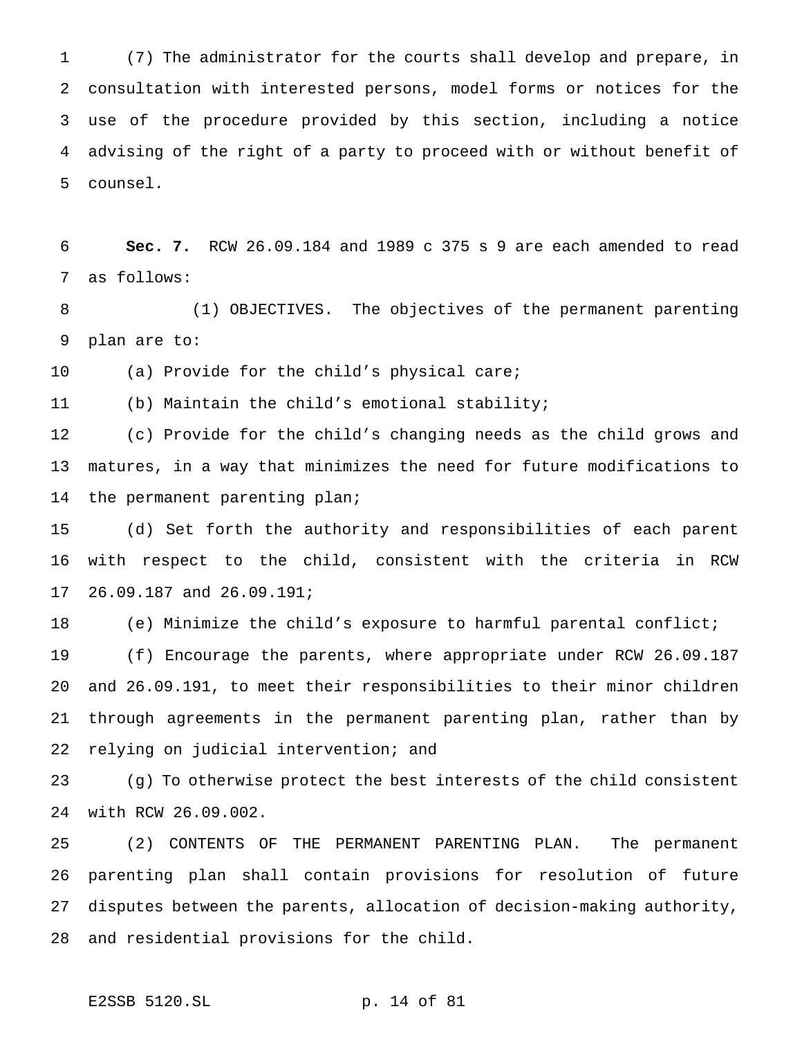(7) The administrator for the courts shall develop and prepare, in consultation with interested persons, model forms or notices for the use of the procedure provided by this section, including a notice advising of the right of a party to proceed with or without benefit of counsel.

**Sec. 7.** RCW 26.09.184 and 1989 c 375 s 9 are each amended to read as follows:

(1) OBJECTIVES. The objectives of the permanent parenting plan are to:

(a) Provide for the child's physical care;

(b) Maintain the child's emotional stability;

(c) Provide for the child's changing needs as the child grows and matures, in a way that minimizes the need for future modifications to the permanent parenting plan;

(d) Set forth the authority and responsibilities of each parent with respect to the child, consistent with the criteria in RCW 26.09.187 and 26.09.191;

(e) Minimize the child's exposure to harmful parental conflict;

(f) Encourage the parents, where appropriate under RCW 26.09.187 and 26.09.191, to meet their responsibilities to their minor children through agreements in the permanent parenting plan, rather than by relying on judicial intervention; and

(g) To otherwise protect the best interests of the child consistent with RCW 26.09.002.

(2) CONTENTS OF THE PERMANENT PARENTING PLAN. The permanent parenting plan shall contain provisions for resolution of future disputes between the parents, allocation of decision-making authority, and residential provisions for the child.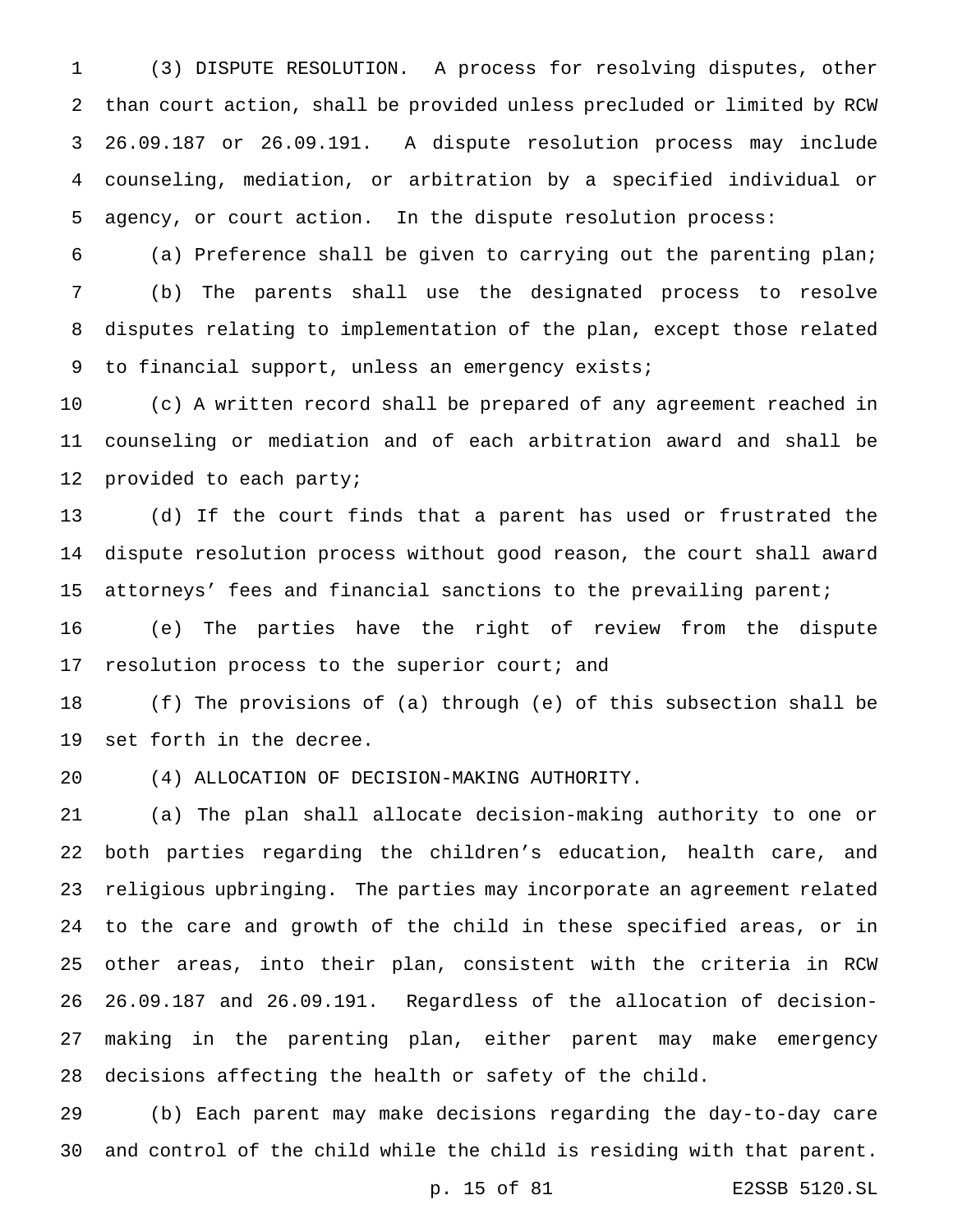(3) DISPUTE RESOLUTION. A process for resolving disputes, other than court action, shall be provided unless precluded or limited by RCW 26.09.187 or 26.09.191. A dispute resolution process may include counseling, mediation, or arbitration by a specified individual or agency, or court action. In the dispute resolution process:

(a) Preference shall be given to carrying out the parenting plan;

(b) The parents shall use the designated process to resolve disputes relating to implementation of the plan, except those related to financial support, unless an emergency exists;

(c) A written record shall be prepared of any agreement reached in counseling or mediation and of each arbitration award and shall be provided to each party;

(d) If the court finds that a parent has used or frustrated the dispute resolution process without good reason, the court shall award attorneys' fees and financial sanctions to the prevailing parent;

(e) The parties have the right of review from the dispute resolution process to the superior court; and

(f) The provisions of (a) through (e) of this subsection shall be set forth in the decree.

(4) ALLOCATION OF DECISION-MAKING AUTHORITY.

(a) The plan shall allocate decision-making authority to one or both parties regarding the children's education, health care, and religious upbringing. The parties may incorporate an agreement related to the care and growth of the child in these specified areas, or in other areas, into their plan, consistent with the criteria in RCW 26.09.187 and 26.09.191. Regardless of the allocation of decision-making in the parenting plan, either parent may make emergency decisions affecting the health or safety of the child.

(b) Each parent may make decisions regarding the day-to-day care and control of the child while the child is residing with that parent.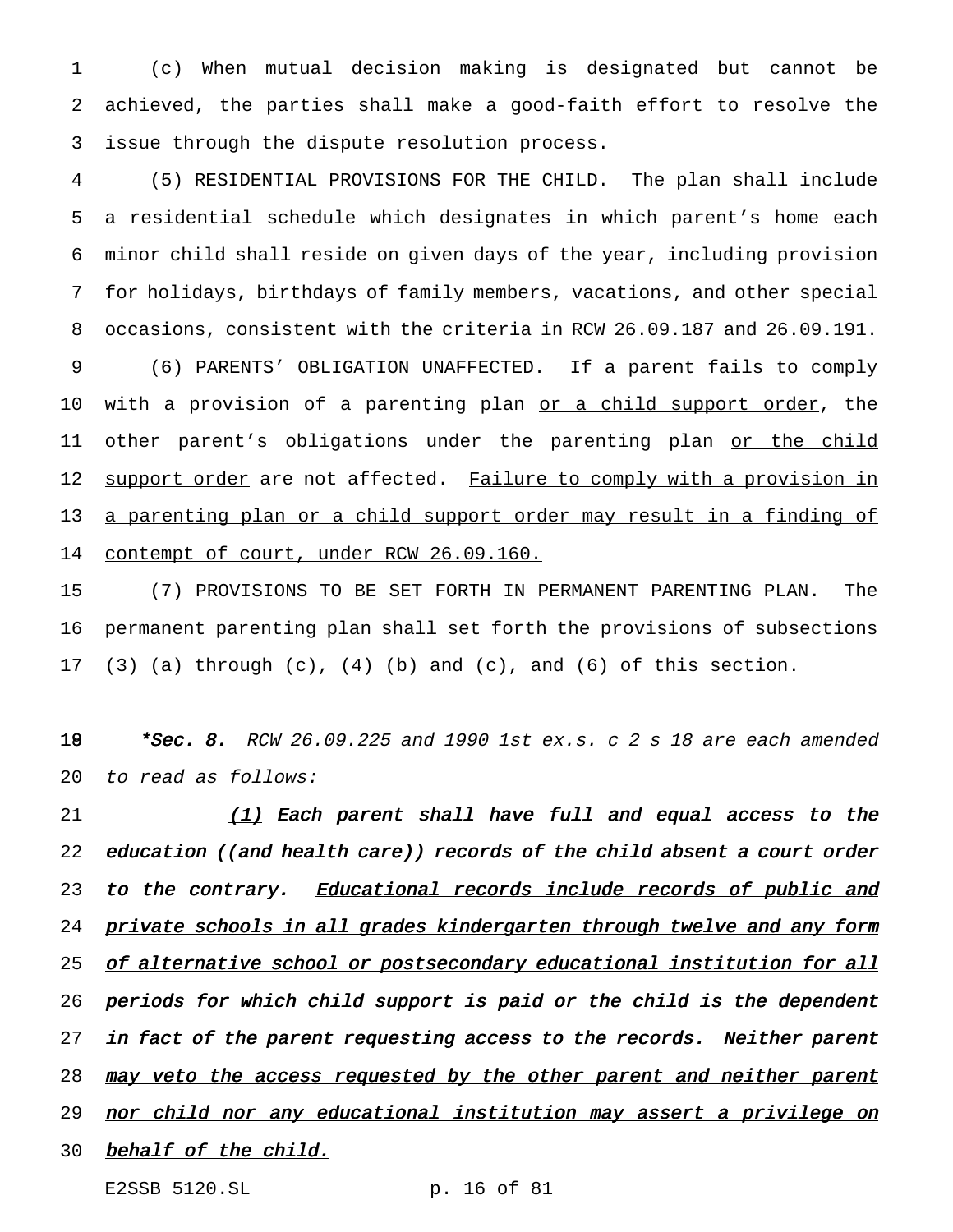(c) When mutual decision making is designated but cannot be achieved, the parties shall make a good-faith effort to resolve the issue through the dispute resolution process.

(5) RESIDENTIAL PROVISIONS FOR THE CHILD. The plan shall include a residential schedule which designates in which parent's home each minor child shall reside on given days of the year, including provision for holidays, birthdays of family members, vacations, and other special occasions, consistent with the criteria in RCW 26.09.187 and 26.09.191.

(6) PARENTS' OBLIGATION UNAFFECTED. If a parent fails to comply with a provision of a parenting plan <u>or a child support order</u>, the other parent's obligations under the parenting plan <u>or the child support order</u> are not affected. <u>Failure to comply with a provision in a parenting plan or a child support order may result in a finding of contempt of court, under RCW 26.09.160.</u>

(7) PROVISIONS TO BE SET FORTH IN PERMANENT PARENTING PLAN. The permanent parenting plan shall set forth the provisions of subsections (3) (a) through (c), (4) (b) and (c), and (6) of this section.

***\*Sec. 8.*** *RCW 26.09.225 and 1990 1st ex.s. c 2 s 18 are each amended to read as follows:*

***<u>(1)</u> Each parent shall have full and equal access to the education ((~~and health care~~)) records of the child absent a court order to the contrary. <u>Educational records include records of public and private schools in all grades kindergarten through twelve and any form of alternative school or postsecondary educational institution for all periods for which child support is paid or the child is the dependent in fact of the parent requesting access to the records. Neither parent may veto the access requested by the other parent and neither parent nor child nor any educational institution may assert a privilege on behalf of the child.</u>***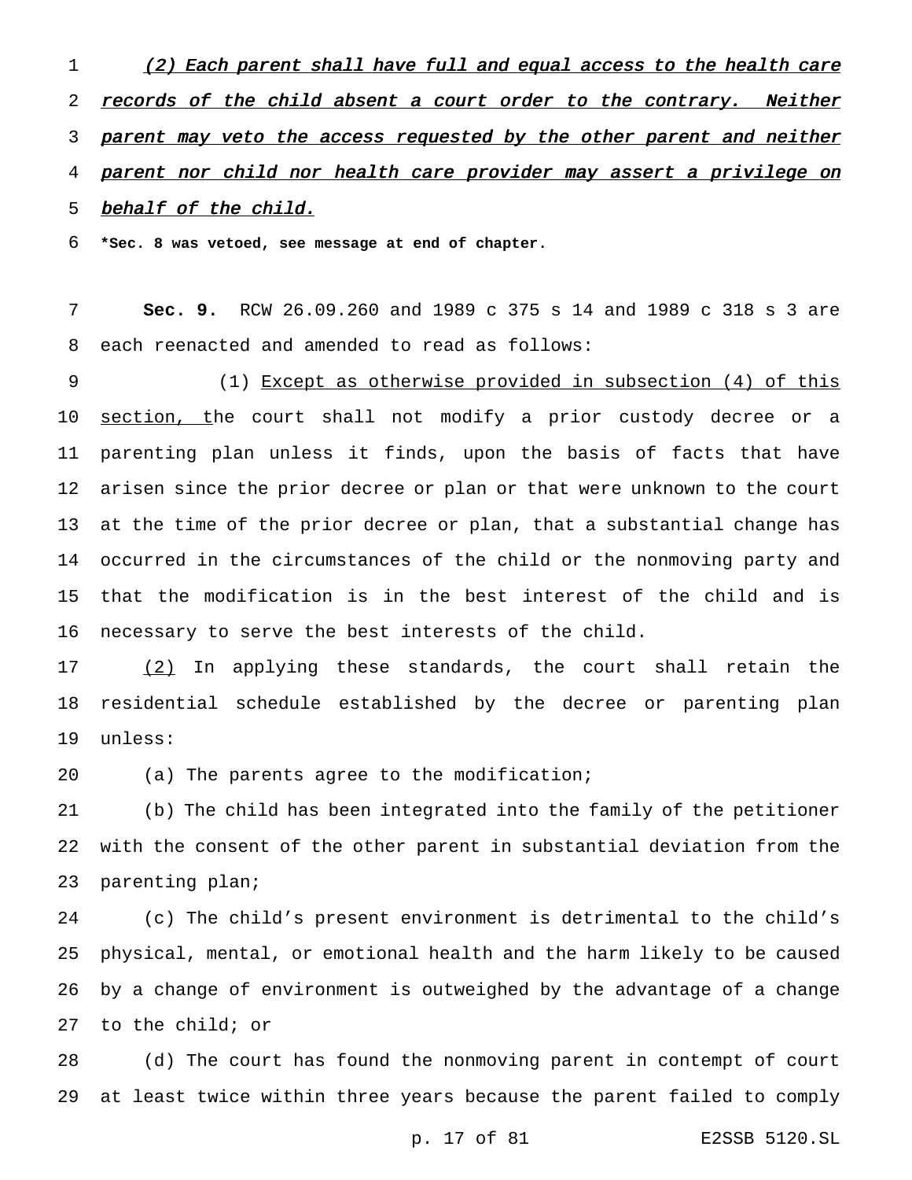*(2) Each parent shall have full and equal access to the health care records of the child absent a court order to the contrary. Neither parent may veto the access requested by the other parent and neither parent nor child nor health care provider may assert a privilege on behalf of the child.*

**\*Sec. 8 was vetoed, see message at end of chapter.**

**Sec. 9.** RCW 26.09.260 and 1989 c 375 s 14 and 1989 c 318 s 3 are each reenacted and amended to read as follows:

(1) Except as otherwise provided in subsection (4) of this section, the court shall not modify a prior custody decree or a parenting plan unless it finds, upon the basis of facts that have arisen since the prior decree or plan or that were unknown to the court at the time of the prior decree or plan, that a substantial change has occurred in the circumstances of the child or the nonmoving party and that the modification is in the best interest of the child and is necessary to serve the best interests of the child.

(2) In applying these standards, the court shall retain the residential schedule established by the decree or parenting plan unless:

(a) The parents agree to the modification;

(b) The child has been integrated into the family of the petitioner with the consent of the other parent in substantial deviation from the parenting plan;

(c) The child's present environment is detrimental to the child's physical, mental, or emotional health and the harm likely to be caused by a change of environment is outweighed by the advantage of a change to the child; or

(d) The court has found the nonmoving parent in contempt of court at least twice within three years because the parent failed to comply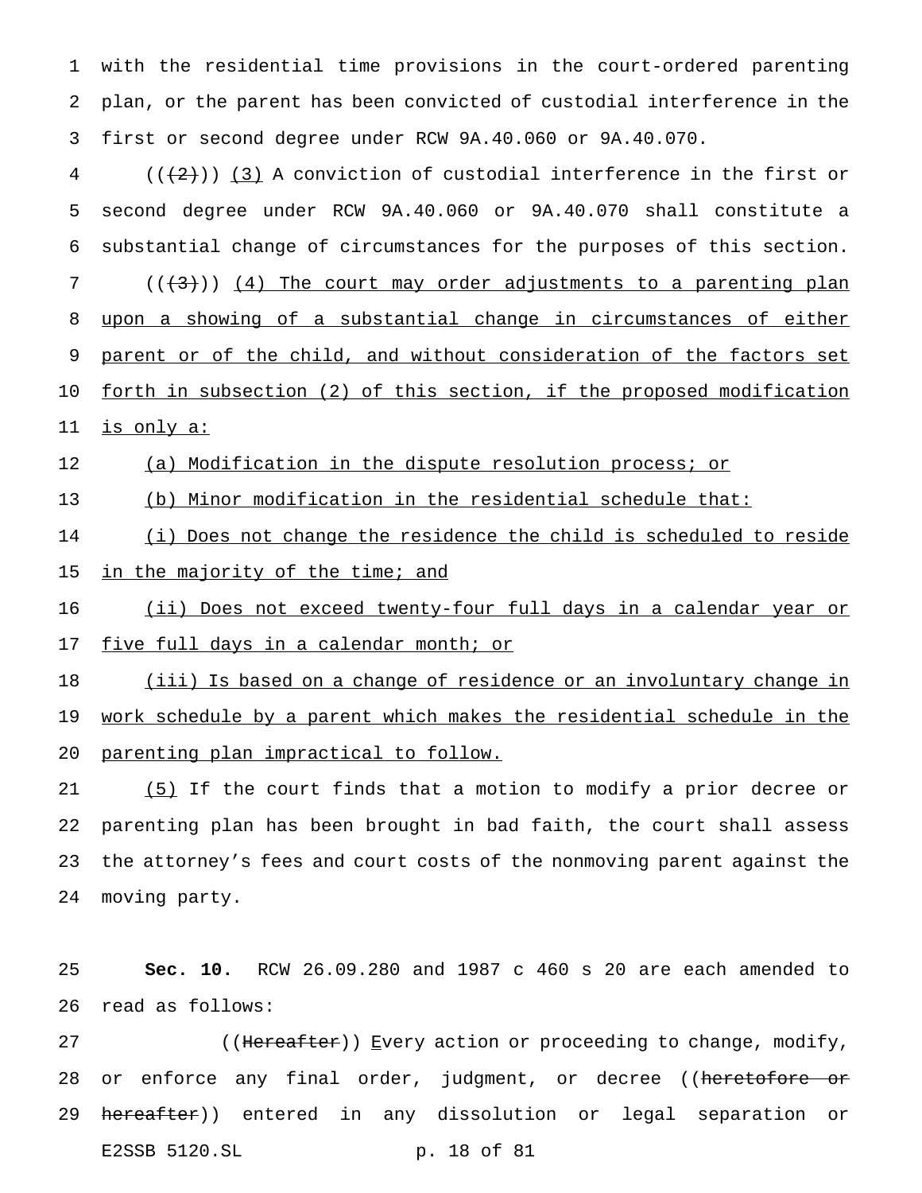with the residential time provisions in the court-ordered parenting plan, or the parent has been convicted of custodial interference in the first or second degree under RCW 9A.40.060 or 9A.40.070.

(((2))) (3) A conviction of custodial interference in the first or second degree under RCW 9A.40.060 or 9A.40.070 shall constitute a substantial change of circumstances for the purposes of this section.

(((3))) (4) The court may order adjustments to a parenting plan upon a showing of a substantial change in circumstances of either parent or of the child, and without consideration of the factors set forth in subsection (2) of this section, if the proposed modification is only a:

(a) Modification in the dispute resolution process; or

(b) Minor modification in the residential schedule that:

(i) Does not change the residence the child is scheduled to reside in the majority of the time; and

(ii) Does not exceed twenty-four full days in a calendar year or five full days in a calendar month; or

(iii) Is based on a change of residence or an involuntary change in work schedule by a parent which makes the residential schedule in the parenting plan impractical to follow.

(5) If the court finds that a motion to modify a prior decree or parenting plan has been brought in bad faith, the court shall assess the attorney's fees and court costs of the nonmoving parent against the moving party.

**Sec. 10.** RCW 26.09.280 and 1987 c 460 s 20 are each amended to read as follows:

((Hereafter)) Every action or proceeding to change, modify, or enforce any final order, judgment, or decree ((heretofore or hereafter)) entered in any dissolution or legal separation or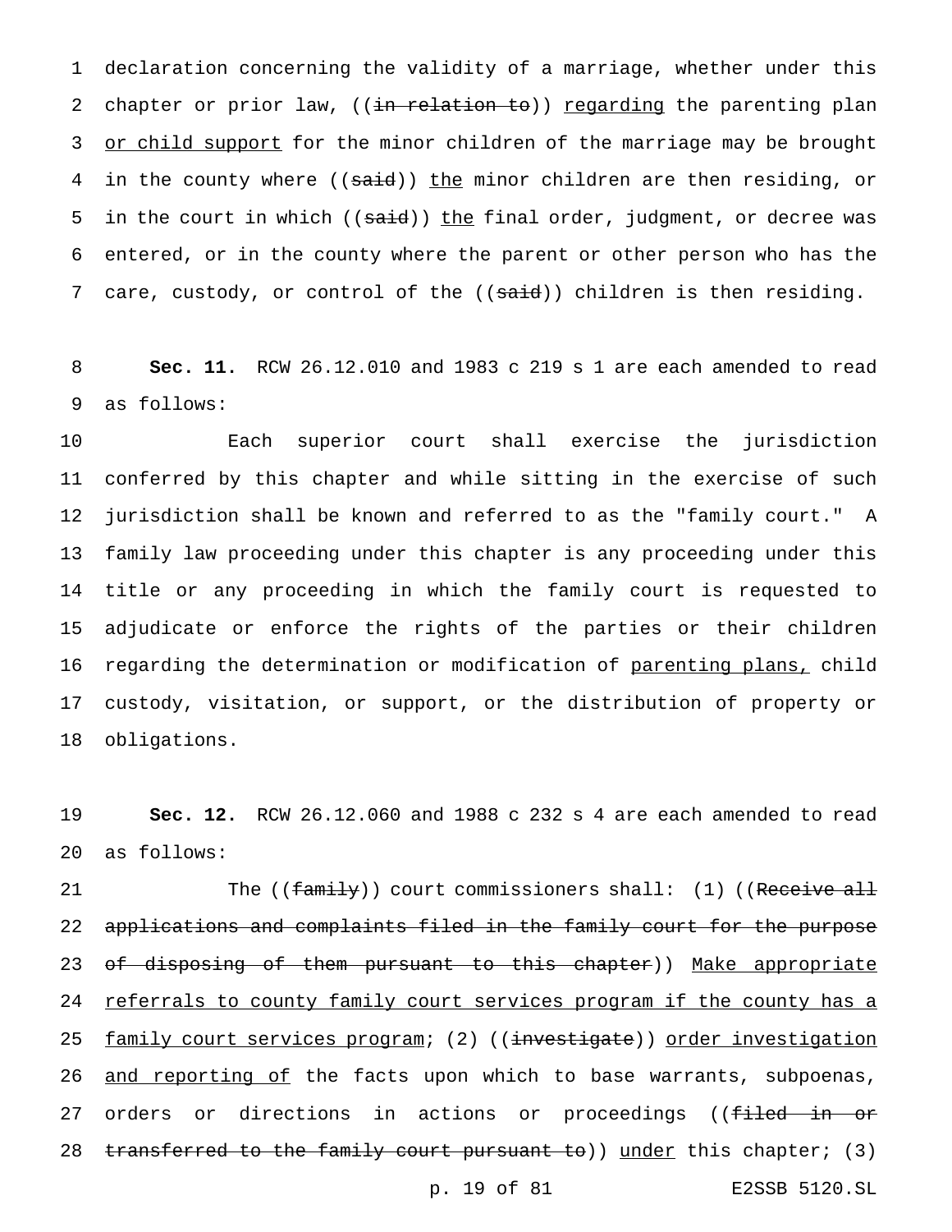declaration concerning the validity of a marriage, whether under this chapter or prior law, ((~~in relation to~~)) <u>regarding</u> the parenting plan <u>or child support</u> for the minor children of the marriage may be brought in the county where ((~~said~~)) <u>the</u> minor children are then residing, or in the court in which ((~~said~~)) <u>the</u> final order, judgment, or decree was entered, or in the county where the parent or other person who has the care, custody, or control of the ((~~said~~)) children is then residing.

**Sec. 11.** RCW 26.12.010 and 1983 c 219 s 1 are each amended to read as follows:

Each superior court shall exercise the jurisdiction conferred by this chapter and while sitting in the exercise of such jurisdiction shall be known and referred to as the "family court." A family law proceeding under this chapter is any proceeding under this title or any proceeding in which the family court is requested to adjudicate or enforce the rights of the parties or their children regarding the determination or modification of <u>parenting plans,</u> child custody, visitation, or support, or the distribution of property or obligations.

**Sec. 12.** RCW 26.12.060 and 1988 c 232 s 4 are each amended to read as follows:

The ((~~family~~)) court commissioners shall: (1) ((~~Receive all applications and complaints filed in the family court for the purpose of disposing of them pursuant to this chapter~~)) <u>Make appropriate referrals to county family court services program if the county has a family court services program</u>; (2) ((~~investigate~~)) <u>order investigation and reporting of</u> the facts upon which to base warrants, subpoenas, orders or directions in actions or proceedings ((~~filed in or transferred to the family court pursuant to~~)) <u>under</u> this chapter; (3)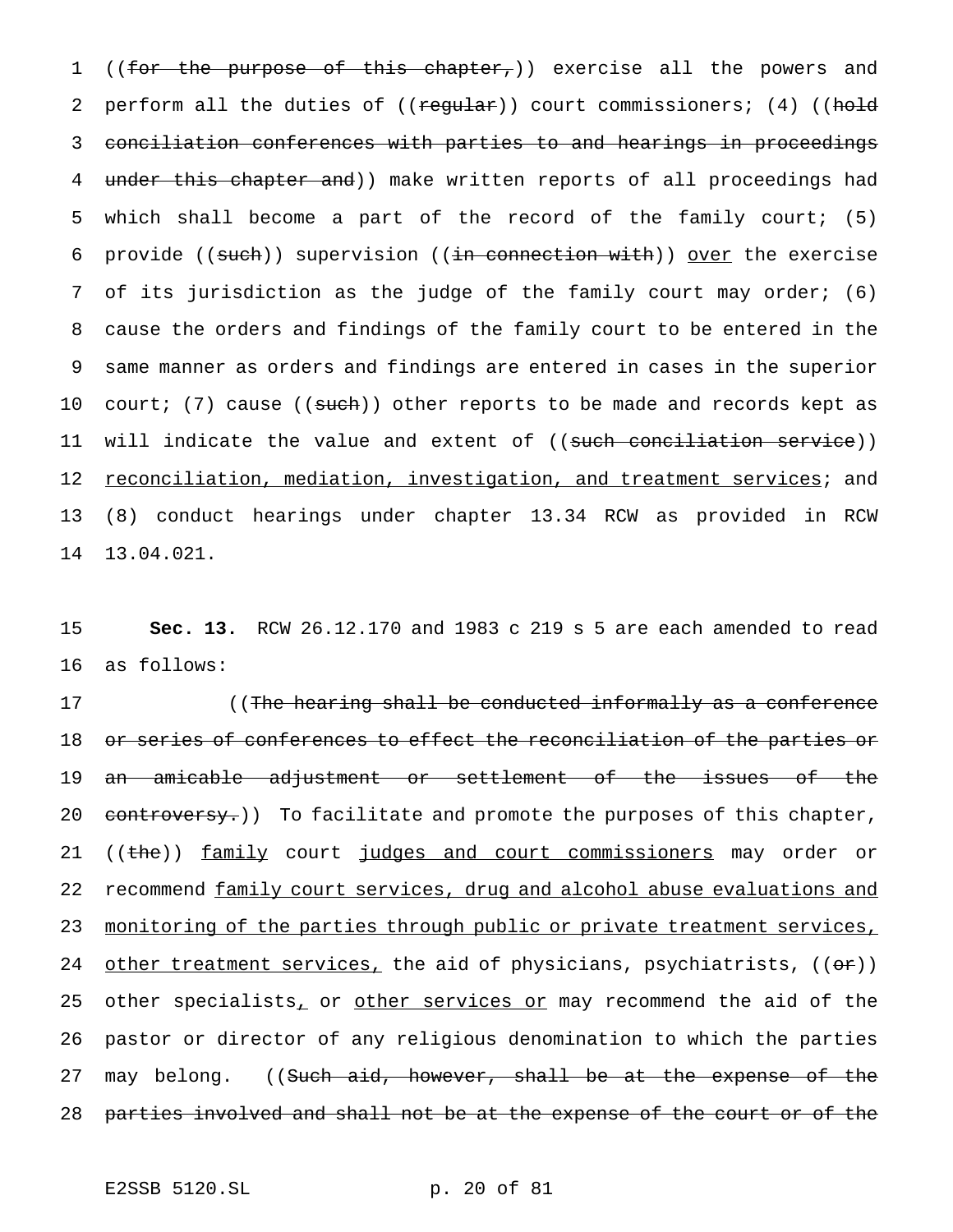((~~for the purpose of this chapter,~~)) exercise all the powers and perform all the duties of ((~~regular~~)) court commissioners; (4) ((~~hold conciliation conferences with parties to and hearings in proceedings under this chapter and~~)) make written reports of all proceedings had which shall become a part of the record of the family court; (5) provide ((~~such~~)) supervision ((~~in connection with~~)) <u>over</u> the exercise of its jurisdiction as the judge of the family court may order; (6) cause the orders and findings of the family court to be entered in the same manner as orders and findings are entered in cases in the superior court; (7) cause ((~~such~~)) other reports to be made and records kept as will indicate the value and extent of ((~~such conciliation service~~)) <u>reconciliation, mediation, investigation, and treatment services</u>; and (8) conduct hearings under chapter 13.34 RCW as provided in RCW 13.04.021.

**Sec. 13.** RCW 26.12.170 and 1983 c 219 s 5 are each amended to read as follows:

((~~The hearing shall be conducted informally as a conference or series of conferences to effect the reconciliation of the parties or an amicable adjustment or settlement of the issues of the controversy.~~)) To facilitate and promote the purposes of this chapter, ((~~the~~)) <u>family</u> court <u>judges and court commissioners</u> may order or recommend <u>family court services, drug and alcohol abuse evaluations and monitoring of the parties through public or private treatment services, other treatment services,</u> the aid of physicians, psychiatrists, ((~~or~~)) other specialists<u>,</u> or <u>other services or</u> may recommend the aid of the pastor or director of any religious denomination to which the parties may belong. ((~~Such aid, however, shall be at the expense of the parties involved and shall not be at the expense of the court or of the~~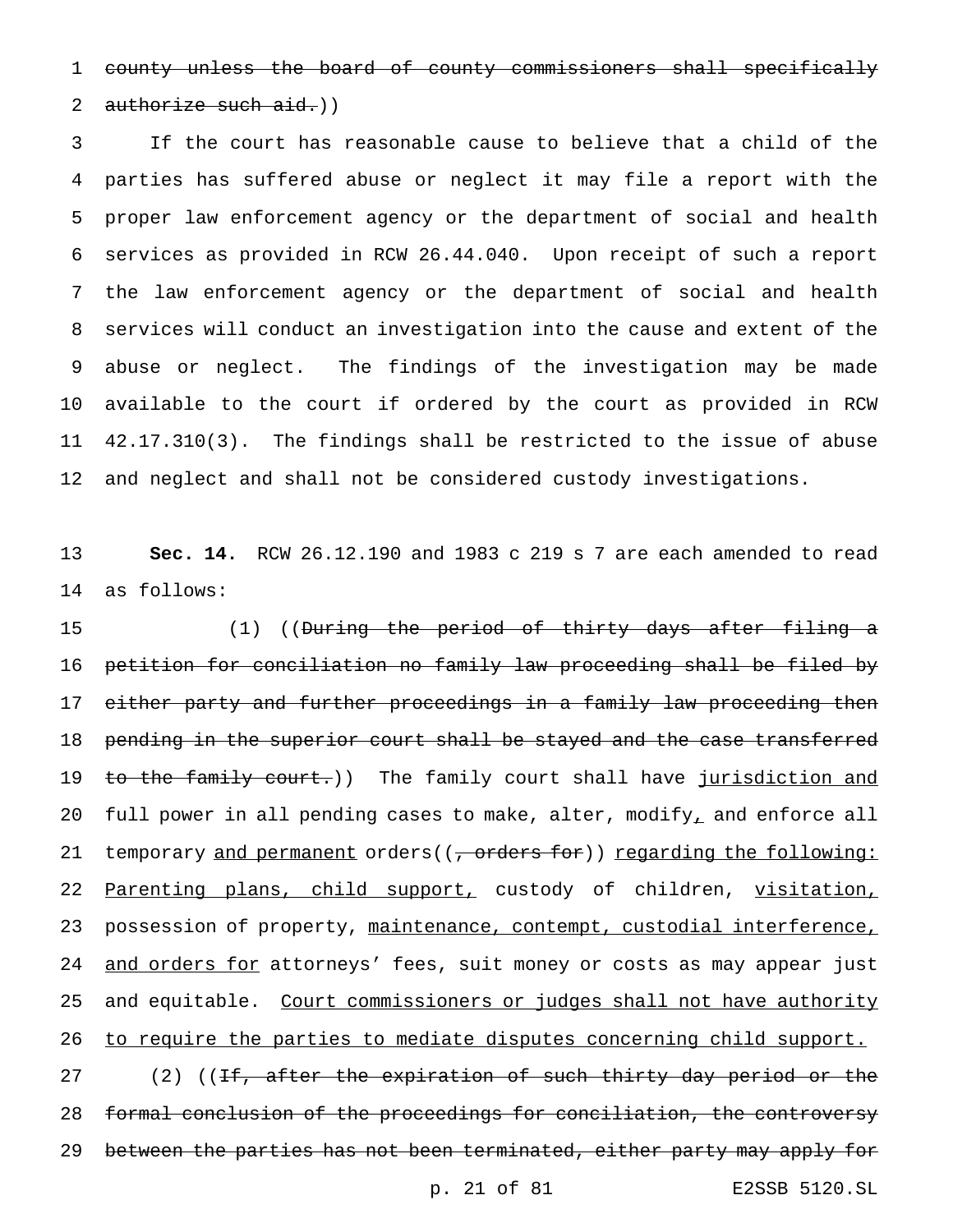~~county unless the board of county commissioners shall specifically authorize such aid.~~))

If the court has reasonable cause to believe that a child of the parties has suffered abuse or neglect it may file a report with the proper law enforcement agency or the department of social and health services as provided in RCW 26.44.040. Upon receipt of such a report the law enforcement agency or the department of social and health services will conduct an investigation into the cause and extent of the abuse or neglect. The findings of the investigation may be made available to the court if ordered by the court as provided in RCW 42.17.310(3). The findings shall be restricted to the issue of abuse and neglect and shall not be considered custody investigations.

**Sec. 14.** RCW 26.12.190 and 1983 c 219 s 7 are each amended to read as follows:

(1) ((~~During the period of thirty days after filing a petition for conciliation no family law proceeding shall be filed by either party and further proceedings in a family law proceeding then pending in the superior court shall be stayed and the case transferred to the family court.~~)) The family court shall have <u>jurisdiction and</u> full power in all pending cases to make, alter, modify<u>,</u> and enforce all temporary <u>and permanent</u> orders((~~, orders for~~)) <u>regarding the following: Parenting plans, child support,</u> custody of children, <u>visitation,</u> possession of property, <u>maintenance, contempt, custodial interference, and orders for</u> attorneys' fees, suit money or costs as may appear just and equitable. <u>Court commissioners or judges shall not have authority to require the parties to mediate disputes concerning child support.</u>

(2) ((~~If, after the expiration of such thirty day period or the formal conclusion of the proceedings for conciliation, the controversy between the parties has not been terminated, either party may apply for~~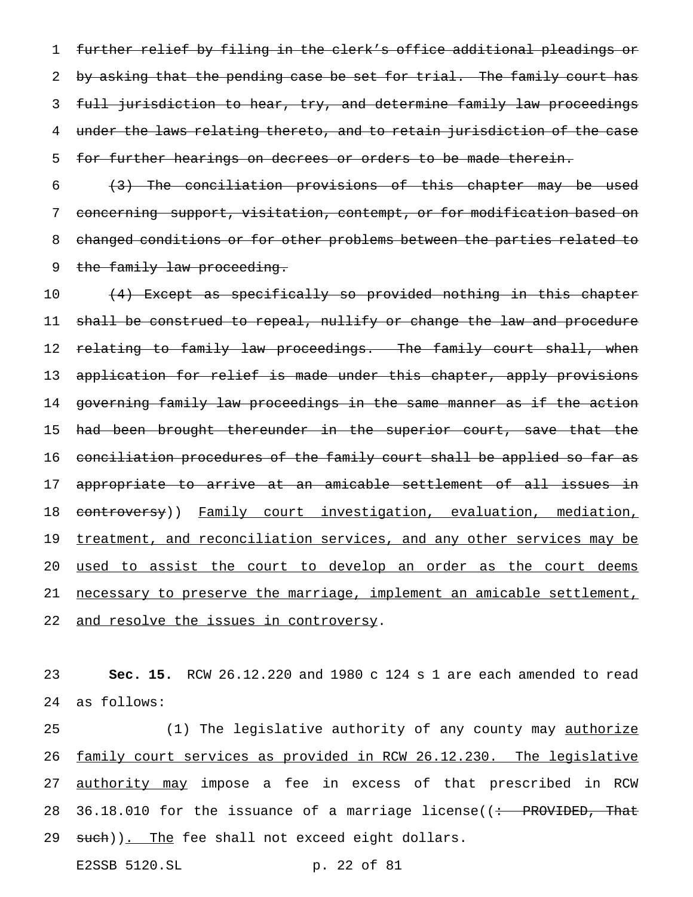~~further relief by filing in the clerk's office additional pleadings or by asking that the pending case be set for trial. The family court has full jurisdiction to hear, try, and determine family law proceedings under the laws relating thereto, and to retain jurisdiction of the case for further hearings on decrees or orders to be made therein.~~

~~(3) The conciliation provisions of this chapter may be used concerning support, visitation, contempt, or for modification based on changed conditions or for other problems between the parties related to the family law proceeding.~~

~~(4) Except as specifically so provided nothing in this chapter shall be construed to repeal, nullify or change the law and procedure relating to family law proceedings. The family court shall, when application for relief is made under this chapter, apply provisions governing family law proceedings in the same manner as if the action had been brought thereunder in the superior court, save that the conciliation procedures of the family court shall be applied so far as appropriate to arrive at an amicable settlement of all issues in controversy~~)) <u>Family court investigation, evaluation, mediation, treatment, and reconciliation services, and any other services may be used to assist the court to develop an order as the court deems necessary to preserve the marriage, implement an amicable settlement, and resolve the issues in controversy</u>.

**Sec. 15.** RCW 26.12.220 and 1980 c 124 s 1 are each amended to read as follows:

(1) The legislative authority of any county may <u>authorize family court services as provided in RCW 26.12.230. The legislative authority may</u> impose a fee in excess of that prescribed in RCW 36.18.010 for the issuance of a marriage license((~~: PROVIDED, That such~~))<u>. The</u> fee shall not exceed eight dollars.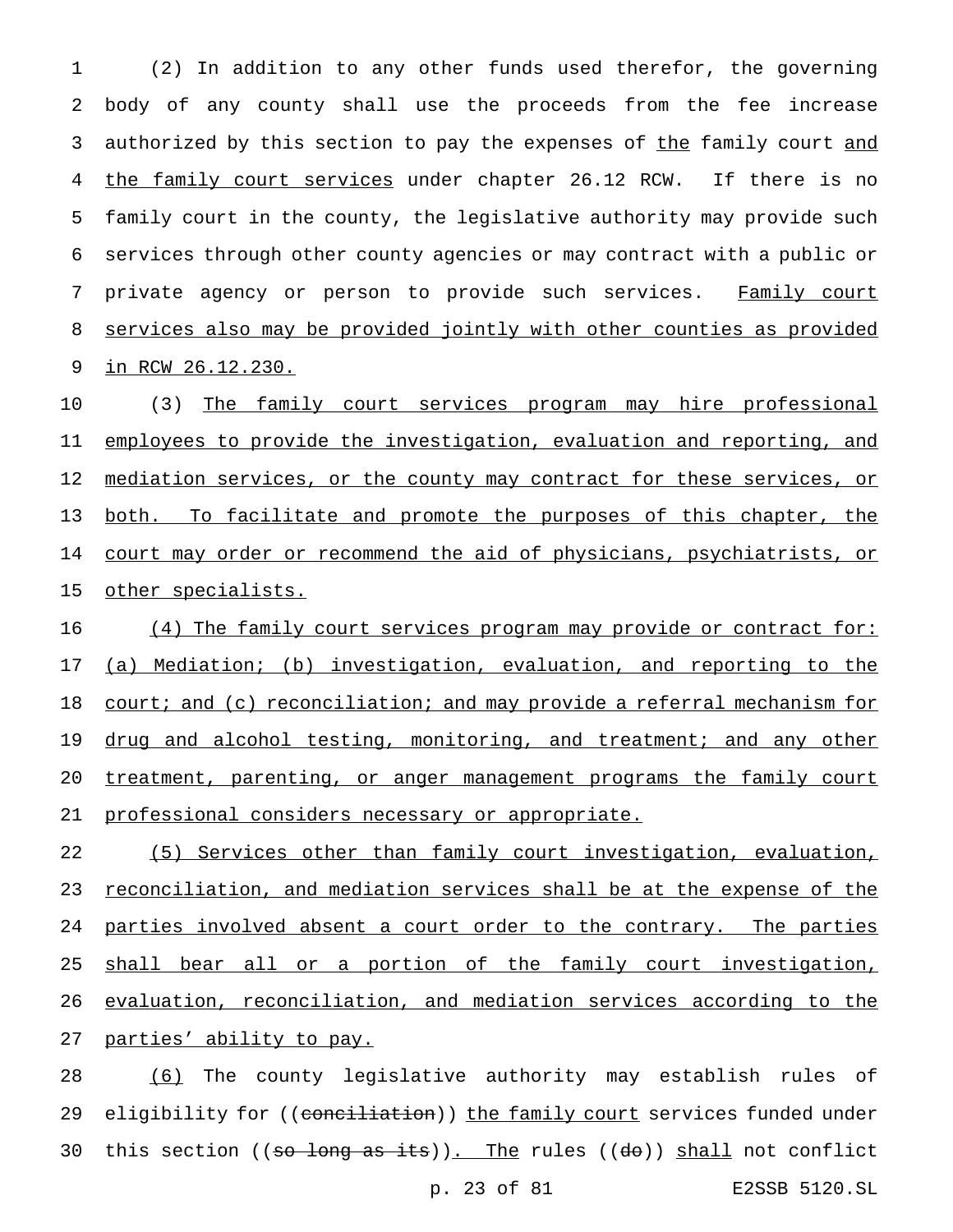(2) In addition to any other funds used therefor, the governing body of any county shall use the proceeds from the fee increase authorized by this section to pay the expenses of the family court and the family court services under chapter 26.12 RCW. If there is no family court in the county, the legislative authority may provide such services through other county agencies or may contract with a public or private agency or person to provide such services. Family court services also may be provided jointly with other counties as provided in RCW 26.12.230.

(3) The family court services program may hire professional employees to provide the investigation, evaluation and reporting, and mediation services, or the county may contract for these services, or both. To facilitate and promote the purposes of this chapter, the court may order or recommend the aid of physicians, psychiatrists, or other specialists.

(4) The family court services program may provide or contract for: (a) Mediation; (b) investigation, evaluation, and reporting to the court; and (c) reconciliation; and may provide a referral mechanism for drug and alcohol testing, monitoring, and treatment; and any other treatment, parenting, or anger management programs the family court professional considers necessary or appropriate.

(5) Services other than family court investigation, evaluation, reconciliation, and mediation services shall be at the expense of the parties involved absent a court order to the contrary. The parties shall bear all or a portion of the family court investigation, evaluation, reconciliation, and mediation services according to the parties' ability to pay.

(6) The county legislative authority may establish rules of eligibility for ((conciliation)) the family court services funded under this section ((so long as its)). The rules ((do)) shall not conflict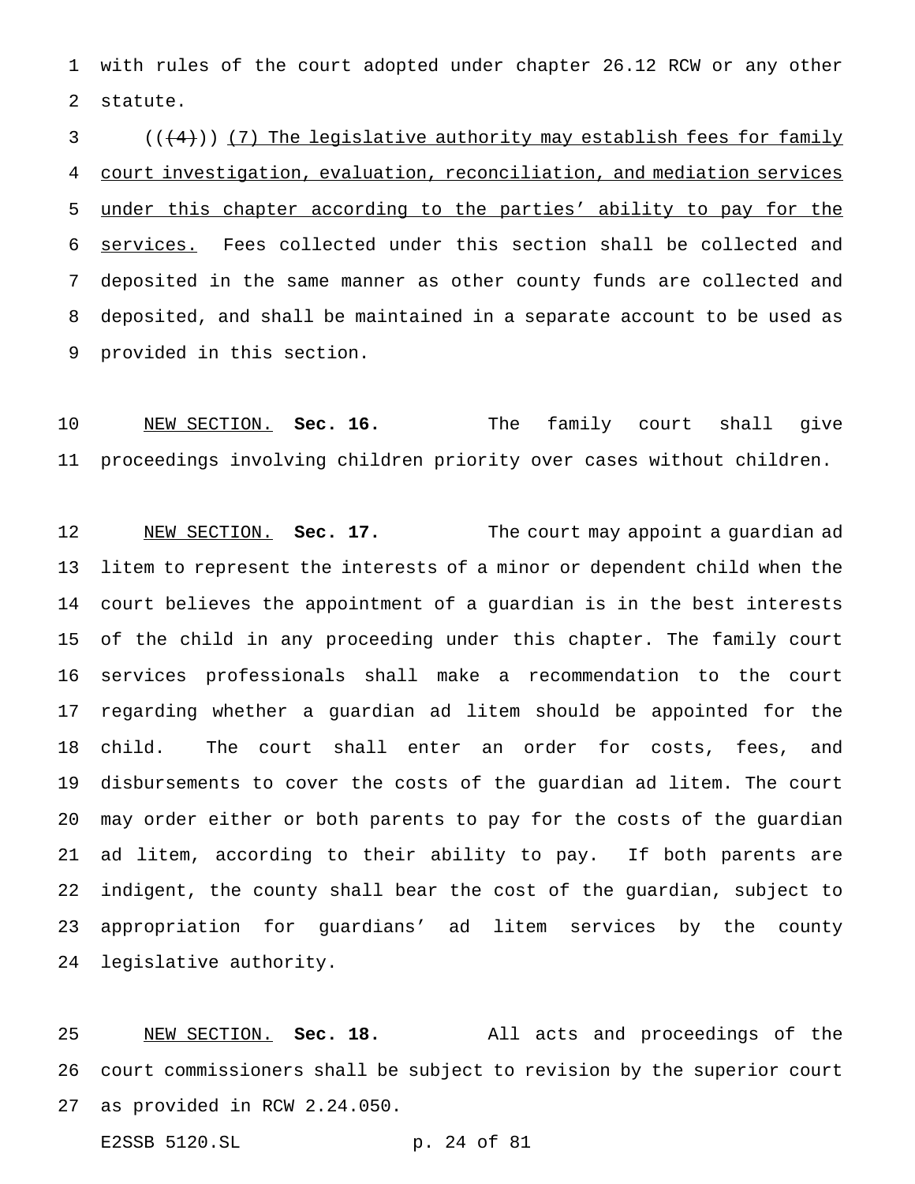with rules of the court adopted under chapter 26.12 RCW or any other statute.

((~~(4)~~)) <u>(7) The legislative authority may establish fees for family court investigation, evaluation, reconciliation, and mediation services under this chapter according to the parties' ability to pay for the services.</u> Fees collected under this section shall be collected and deposited in the same manner as other county funds are collected and deposited, and shall be maintained in a separate account to be used as provided in this section.

<u>NEW SECTION.</u> **Sec. 16.** The family court shall give proceedings involving children priority over cases without children.

<u>NEW SECTION.</u> **Sec. 17.** The court may appoint a guardian ad litem to represent the interests of a minor or dependent child when the court believes the appointment of a guardian is in the best interests of the child in any proceeding under this chapter. The family court services professionals shall make a recommendation to the court regarding whether a guardian ad litem should be appointed for the child. The court shall enter an order for costs, fees, and disbursements to cover the costs of the guardian ad litem. The court may order either or both parents to pay for the costs of the guardian ad litem, according to their ability to pay. If both parents are indigent, the county shall bear the cost of the guardian, subject to appropriation for guardians' ad litem services by the county legislative authority.

<u>NEW SECTION.</u> **Sec. 18.** All acts and proceedings of the court commissioners shall be subject to revision by the superior court as provided in RCW 2.24.050.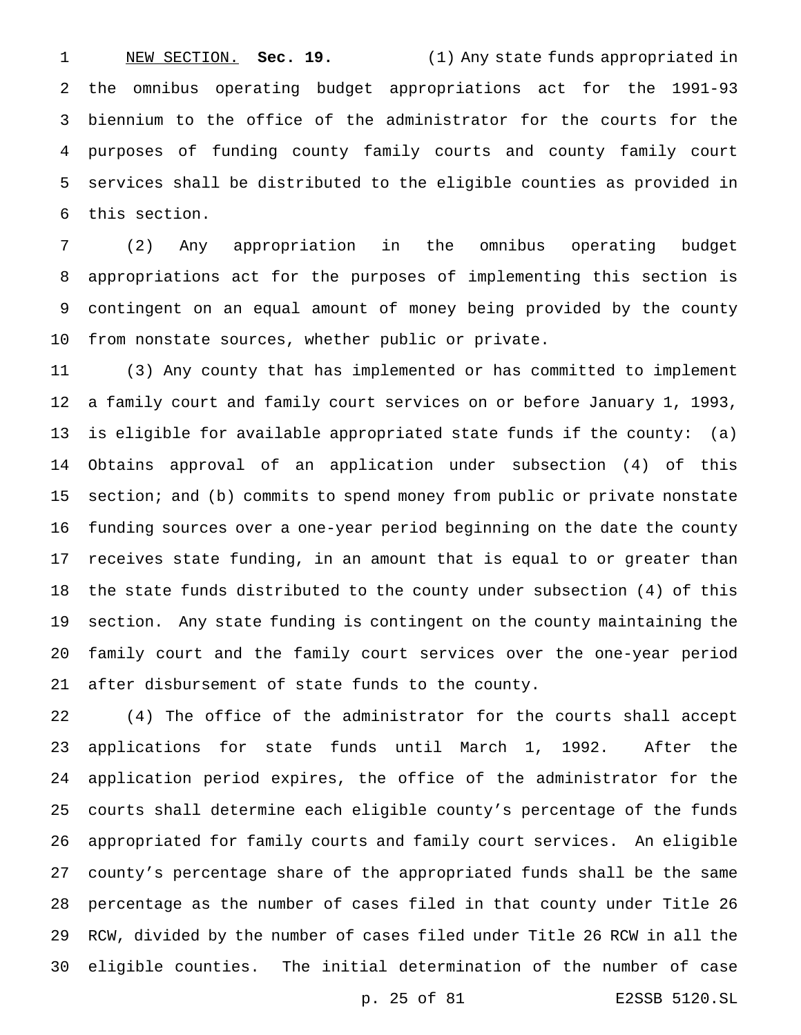NEW SECTION. **Sec. 19.** (1) Any state funds appropriated in the omnibus operating budget appropriations act for the 1991-93 biennium to the office of the administrator for the courts for the purposes of funding county family courts and county family court services shall be distributed to the eligible counties as provided in this section.

(2) Any appropriation in the omnibus operating budget appropriations act for the purposes of implementing this section is contingent on an equal amount of money being provided by the county from nonstate sources, whether public or private.

(3) Any county that has implemented or has committed to implement a family court and family court services on or before January 1, 1993, is eligible for available appropriated state funds if the county: (a) Obtains approval of an application under subsection (4) of this section; and (b) commits to spend money from public or private nonstate funding sources over a one-year period beginning on the date the county receives state funding, in an amount that is equal to or greater than the state funds distributed to the county under subsection (4) of this section. Any state funding is contingent on the county maintaining the family court and the family court services over the one-year period after disbursement of state funds to the county.

(4) The office of the administrator for the courts shall accept applications for state funds until March 1, 1992. After the application period expires, the office of the administrator for the courts shall determine each eligible county's percentage of the funds appropriated for family courts and family court services. An eligible county's percentage share of the appropriated funds shall be the same percentage as the number of cases filed in that county under Title 26 RCW, divided by the number of cases filed under Title 26 RCW in all the eligible counties. The initial determination of the number of case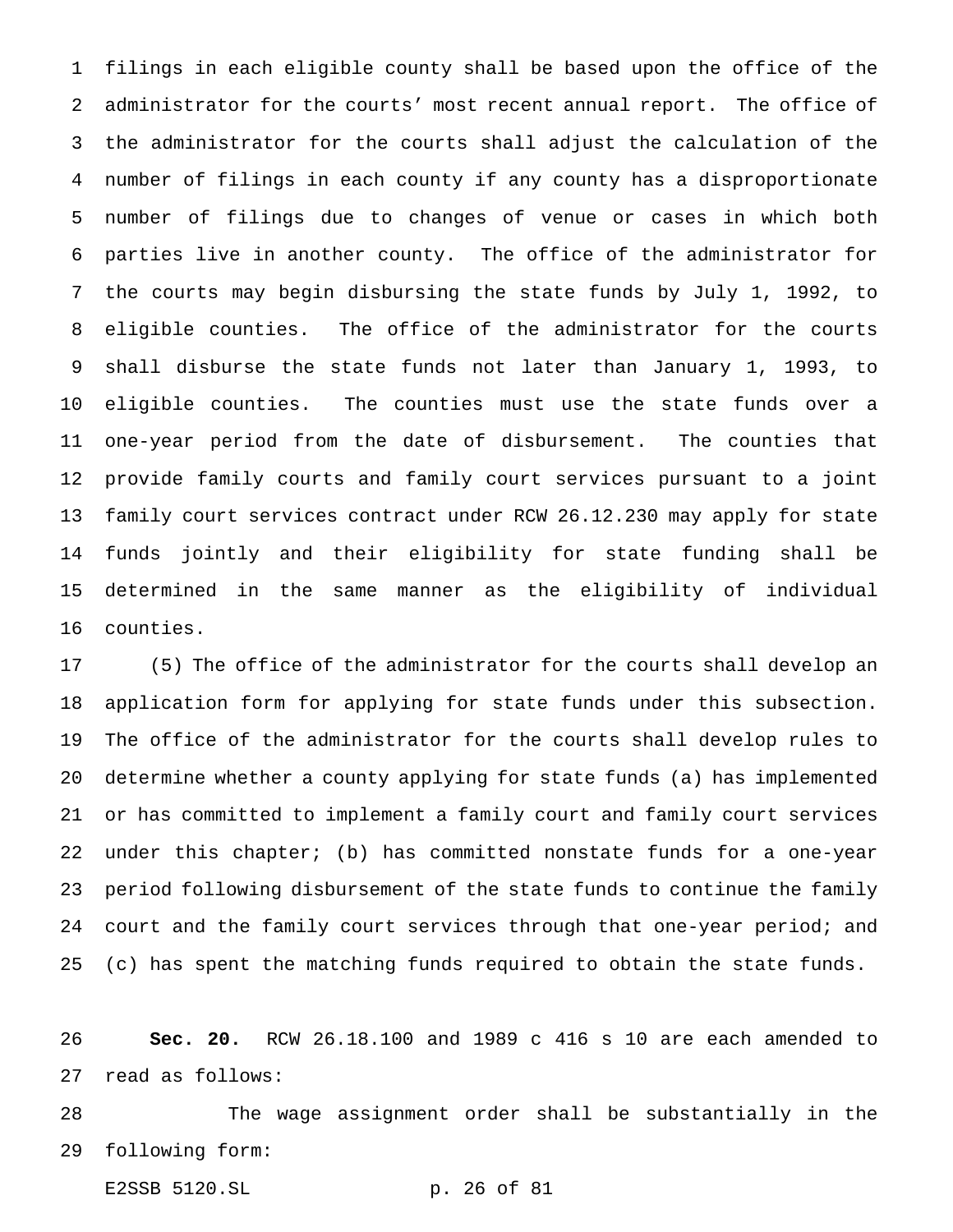filings in each eligible county shall be based upon the office of the administrator for the courts' most recent annual report. The office of the administrator for the courts shall adjust the calculation of the number of filings in each county if any county has a disproportionate number of filings due to changes of venue or cases in which both parties live in another county. The office of the administrator for the courts may begin disbursing the state funds by July 1, 1992, to eligible counties. The office of the administrator for the courts shall disburse the state funds not later than January 1, 1993, to eligible counties. The counties must use the state funds over a one-year period from the date of disbursement. The counties that provide family courts and family court services pursuant to a joint family court services contract under RCW 26.12.230 may apply for state funds jointly and their eligibility for state funding shall be determined in the same manner as the eligibility of individual counties.

(5) The office of the administrator for the courts shall develop an application form for applying for state funds under this subsection. The office of the administrator for the courts shall develop rules to determine whether a county applying for state funds (a) has implemented or has committed to implement a family court and family court services under this chapter; (b) has committed nonstate funds for a one-year period following disbursement of the state funds to continue the family court and the family court services through that one-year period; and (c) has spent the matching funds required to obtain the state funds.

**Sec. 20.** RCW 26.18.100 and 1989 c 416 s 10 are each amended to read as follows:

The wage assignment order shall be substantially in the following form: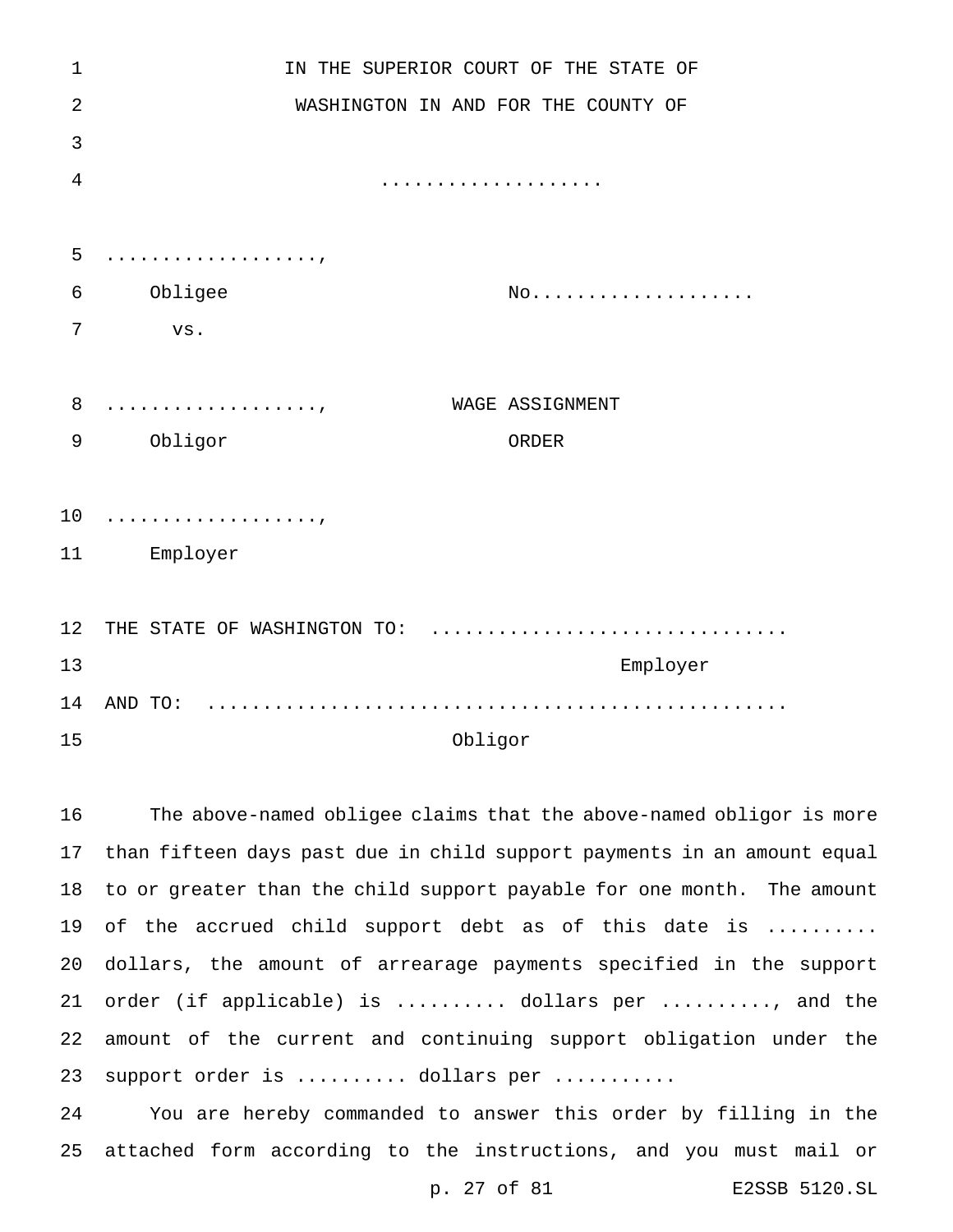IN THE SUPERIOR COURT OF THE STATE OF
WASHINGTON IN AND FOR THE COUNTY OF

...................

...................,
Obligee                                  No...................
vs.

...................,                     WAGE ASSIGNMENT
Obligor                                  ORDER

...................,
Employer

THE STATE OF WASHINGTON TO: ................................
Employer

AND TO: ....................................................
Obligor

The above-named obligee claims that the above-named obligor is more than fifteen days past due in child support payments in an amount equal to or greater than the child support payable for one month. The amount of the accrued child support debt as of this date is .......... dollars, the amount of arrearage payments specified in the support order (if applicable) is .......... dollars per .........., and the amount of the current and continuing support obligation under the support order is .......... dollars per ...........

You are hereby commanded to answer this order by filling in the attached form according to the instructions, and you must mail or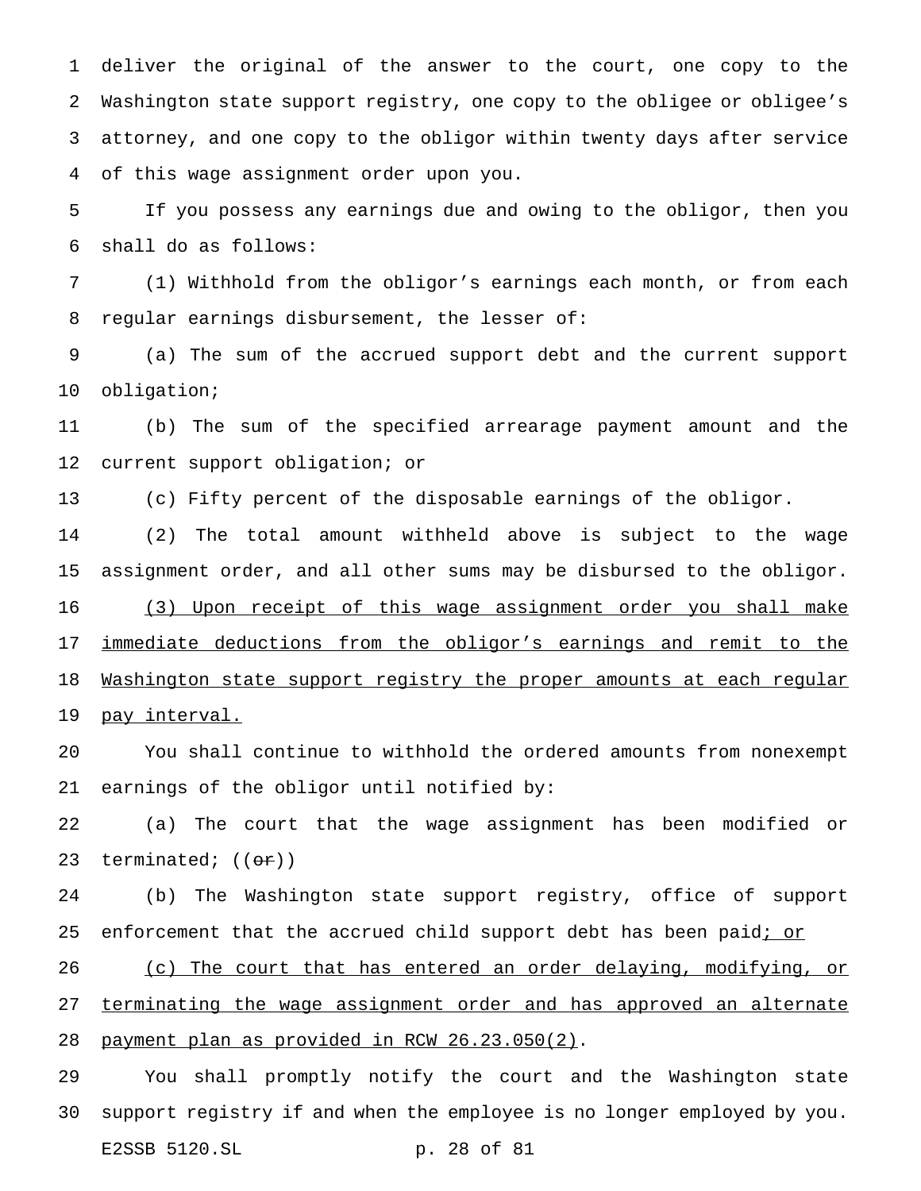deliver the original of the answer to the court, one copy to the Washington state support registry, one copy to the obligee or obligee's attorney, and one copy to the obligor within twenty days after service of this wage assignment order upon you.

If you possess any earnings due and owing to the obligor, then you shall do as follows:

(1) Withhold from the obligor's earnings each month, or from each regular earnings disbursement, the lesser of:

(a) The sum of the accrued support debt and the current support obligation;

(b) The sum of the specified arrearage payment amount and the current support obligation; or

(c) Fifty percent of the disposable earnings of the obligor.

(2) The total amount withheld above is subject to the wage assignment order, and all other sums may be disbursed to the obligor.

<u>(3) Upon receipt of this wage assignment order you shall make immediate deductions from the obligor's earnings and remit to the Washington state support registry the proper amounts at each regular pay interval.</u>

You shall continue to withhold the ordered amounts from nonexempt earnings of the obligor until notified by:

(a) The court that the wage assignment has been modified or terminated; ((~~or~~))

(b) The Washington state support registry, office of support enforcement that the accrued child support debt has been paid<u>; or</u>

<u>(c) The court that has entered an order delaying, modifying, or terminating the wage assignment order and has approved an alternate payment plan as provided in RCW 26.23.050(2)</u>.

You shall promptly notify the court and the Washington state support registry if and when the employee is no longer employed by you.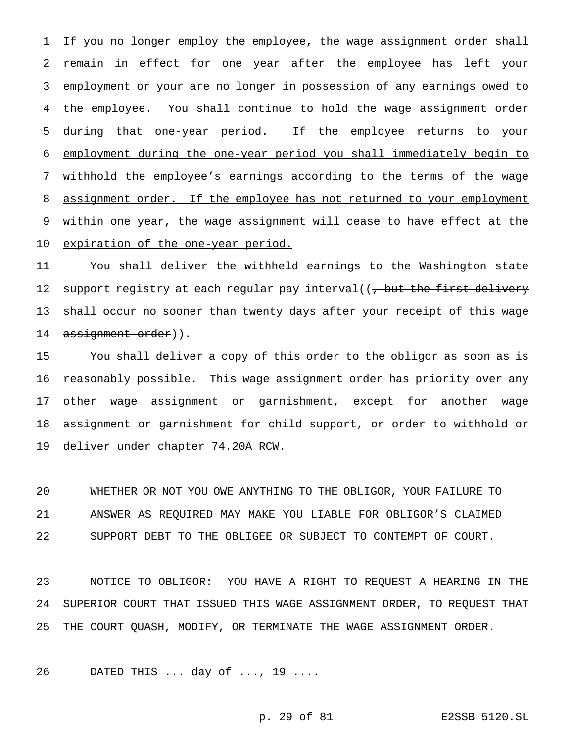If you no longer employ the employee, the wage assignment order shall remain in effect for one year after the employee has left your employment or your are no longer in possession of any earnings owed to the employee. You shall continue to hold the wage assignment order during that one-year period. If the employee returns to your employment during the one-year period you shall immediately begin to withhold the employee's earnings according to the terms of the wage assignment order. If the employee has not returned to your employment within one year, the wage assignment will cease to have effect at the expiration of the one-year period.

You shall deliver the withheld earnings to the Washington state support registry at each regular pay interval((~~, but the first delivery shall occur no sooner than twenty days after your receipt of this wage assignment order~~)).

You shall deliver a copy of this order to the obligor as soon as is reasonably possible. This wage assignment order has priority over any other wage assignment or garnishment, except for another wage assignment or garnishment for child support, or order to withhold or deliver under chapter 74.20A RCW.

WHETHER OR NOT YOU OWE ANYTHING TO THE OBLIGOR, YOUR FAILURE TO ANSWER AS REQUIRED MAY MAKE YOU LIABLE FOR OBLIGOR'S CLAIMED SUPPORT DEBT TO THE OBLIGEE OR SUBJECT TO CONTEMPT OF COURT.

NOTICE TO OBLIGOR: YOU HAVE A RIGHT TO REQUEST A HEARING IN THE SUPERIOR COURT THAT ISSUED THIS WAGE ASSIGNMENT ORDER, TO REQUEST THAT THE COURT QUASH, MODIFY, OR TERMINATE THE WAGE ASSIGNMENT ORDER.

DATED THIS ... day of ..., 19 ....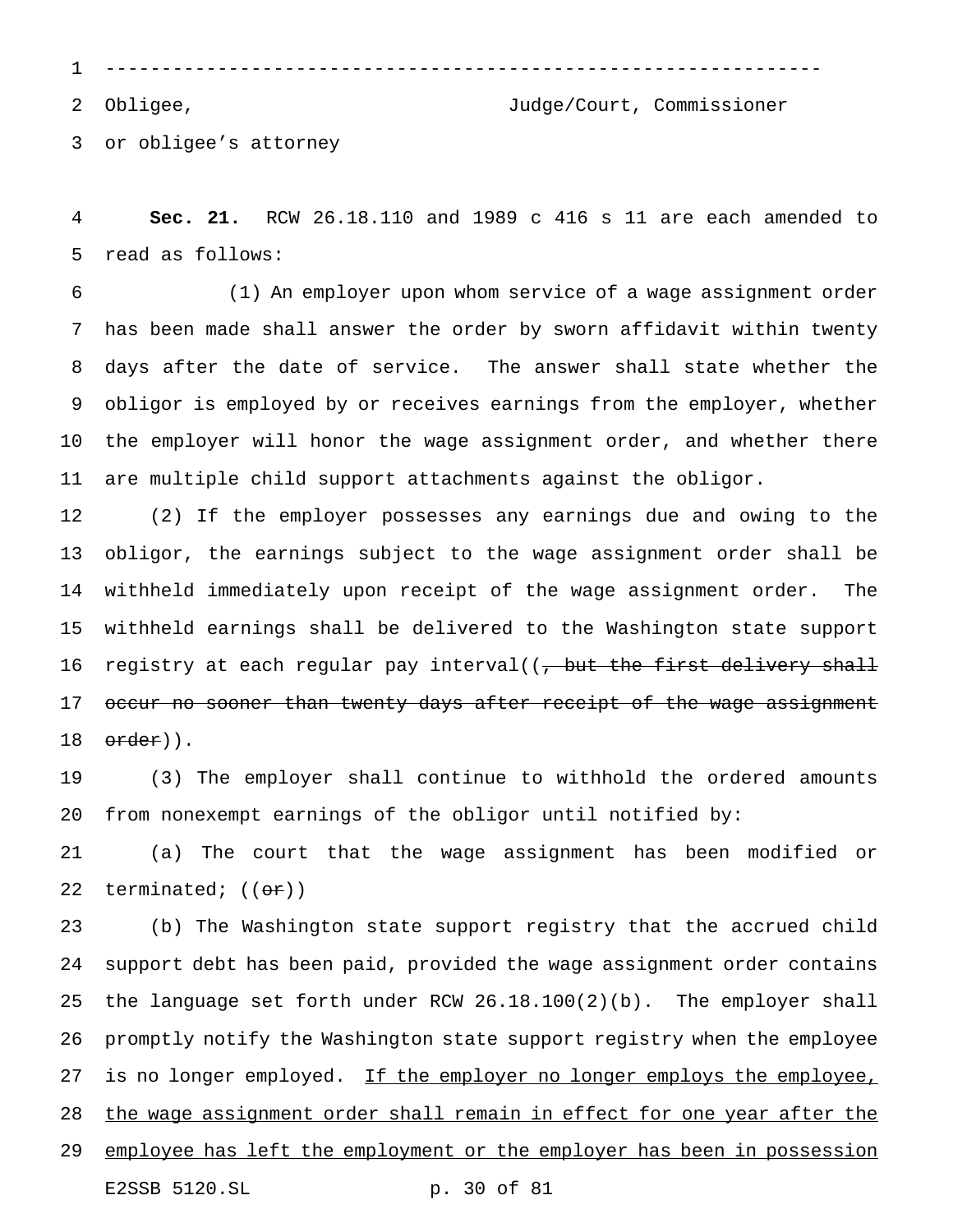---------------------------------------------------------------

Obligee, Judge/Court, Commissioner
or obligee's attorney

**Sec. 21.** RCW 26.18.110 and 1989 c 416 s 11 are each amended to read as follows:

(1) An employer upon whom service of a wage assignment order has been made shall answer the order by sworn affidavit within twenty days after the date of service. The answer shall state whether the obligor is employed by or receives earnings from the employer, whether the employer will honor the wage assignment order, and whether there are multiple child support attachments against the obligor.

(2) If the employer possesses any earnings due and owing to the obligor, the earnings subject to the wage assignment order shall be withheld immediately upon receipt of the wage assignment order. The withheld earnings shall be delivered to the Washington state support registry at each regular pay interval((~~, but the first delivery shall occur no sooner than twenty days after receipt of the wage assignment order~~)).

(3) The employer shall continue to withhold the ordered amounts from nonexempt earnings of the obligor until notified by:

(a) The court that the wage assignment has been modified or terminated; ((~~or~~))

(b) The Washington state support registry that the accrued child support debt has been paid, provided the wage assignment order contains the language set forth under RCW 26.18.100(2)(b). The employer shall promptly notify the Washington state support registry when the employee is no longer employed. <u>If the employer no longer employs the employee, the wage assignment order shall remain in effect for one year after the employee has left the employment or the employer has been in possession</u>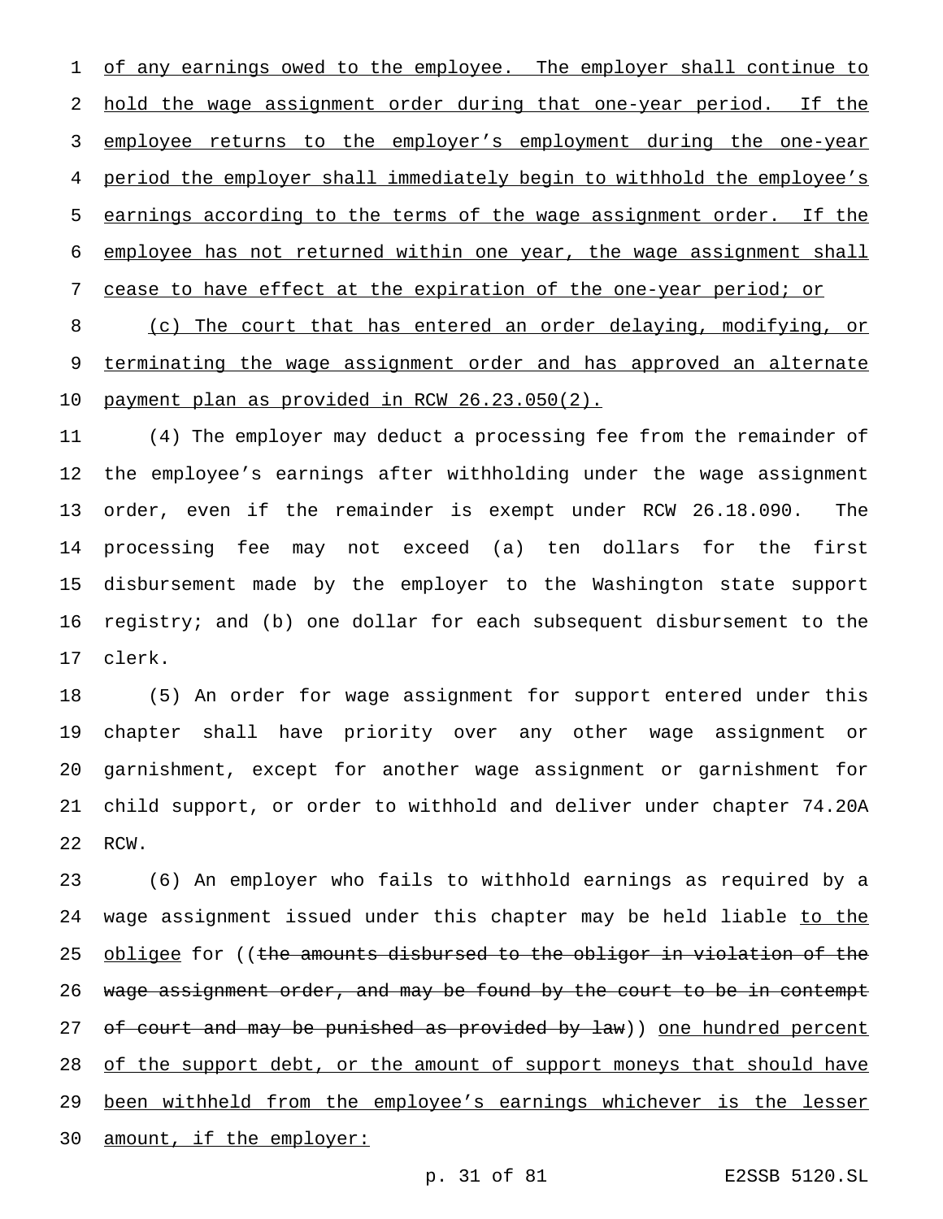of any earnings owed to the employee. The employer shall continue to hold the wage assignment order during that one-year period. If the employee returns to the employer's employment during the one-year period the employer shall immediately begin to withhold the employee's earnings according to the terms of the wage assignment order. If the employee has not returned within one year, the wage assignment shall cease to have effect at the expiration of the one-year period; or

(c) The court that has entered an order delaying, modifying, or terminating the wage assignment order and has approved an alternate payment plan as provided in RCW 26.23.050(2).

(4) The employer may deduct a processing fee from the remainder of the employee's earnings after withholding under the wage assignment order, even if the remainder is exempt under RCW 26.18.090. The processing fee may not exceed (a) ten dollars for the first disbursement made by the employer to the Washington state support registry; and (b) one dollar for each subsequent disbursement to the clerk.

(5) An order for wage assignment for support entered under this chapter shall have priority over any other wage assignment or garnishment, except for another wage assignment or garnishment for child support, or order to withhold and deliver under chapter 74.20A RCW.

(6) An employer who fails to withhold earnings as required by a wage assignment issued under this chapter may be held liable to the obligee for ((~~the amounts disbursed to the obligor in violation of the wage assignment order, and may be found by the court to be in contempt of court and may be punished as provided by law~~)) one hundred percent of the support debt, or the amount of support moneys that should have been withheld from the employee's earnings whichever is the lesser amount, if the employer: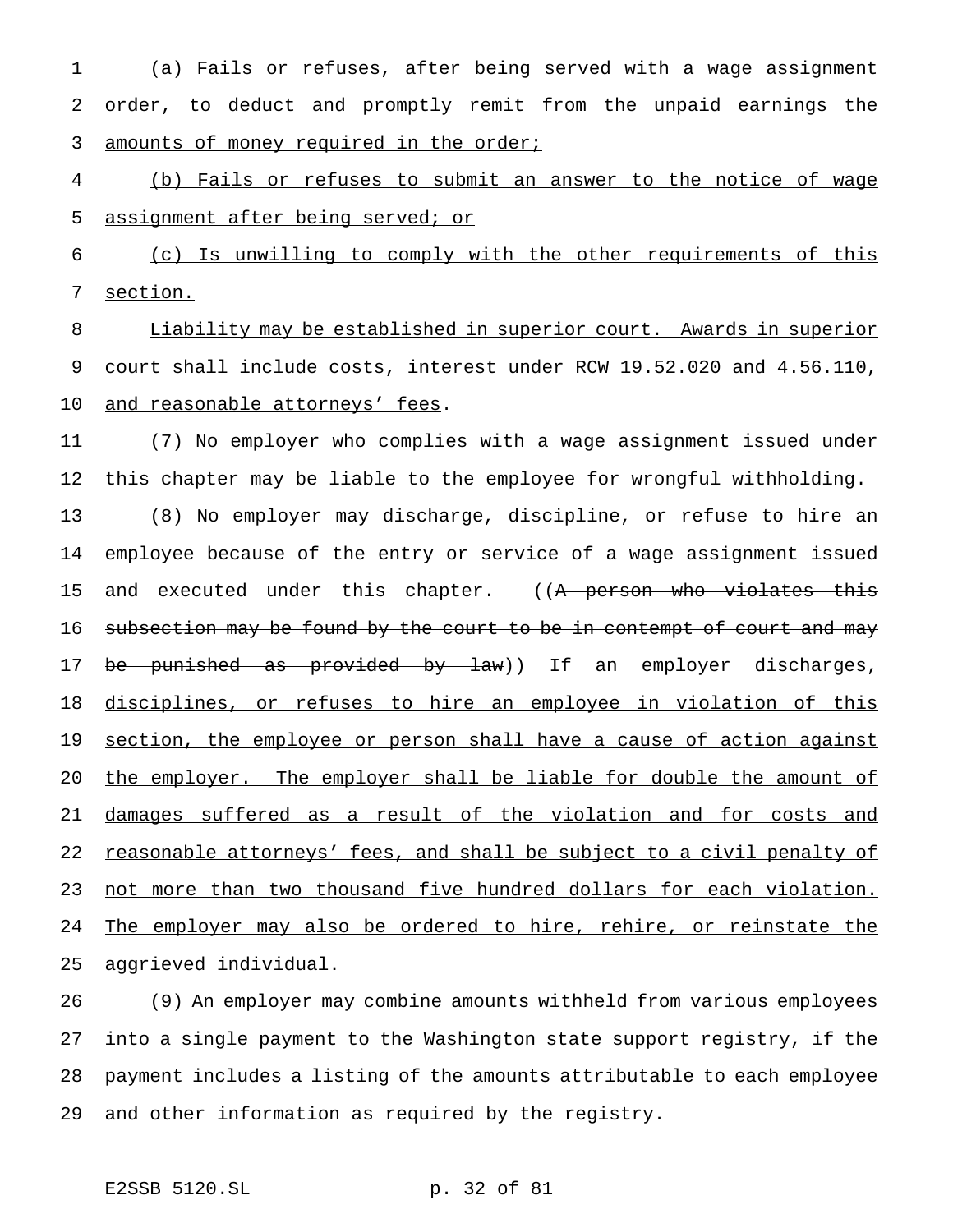(a) Fails or refuses, after being served with a wage assignment order, to deduct and promptly remit from the unpaid earnings the amounts of money required in the order;

(b) Fails or refuses to submit an answer to the notice of wage assignment after being served; or

(c) Is unwilling to comply with the other requirements of this section.

Liability may be established in superior court. Awards in superior court shall include costs, interest under RCW 19.52.020 and 4.56.110, and reasonable attorneys' fees.

(7) No employer who complies with a wage assignment issued under this chapter may be liable to the employee for wrongful withholding.

(8) No employer may discharge, discipline, or refuse to hire an employee because of the entry or service of a wage assignment issued and executed under this chapter. ((~~A person who violates this subsection may be found by the court to be in contempt of court and may be punished as provided by law~~)) If an employer discharges, disciplines, or refuses to hire an employee in violation of this section, the employee or person shall have a cause of action against the employer. The employer shall be liable for double the amount of damages suffered as a result of the violation and for costs and reasonable attorneys' fees, and shall be subject to a civil penalty of not more than two thousand five hundred dollars for each violation. The employer may also be ordered to hire, rehire, or reinstate the aggrieved individual.

(9) An employer may combine amounts withheld from various employees into a single payment to the Washington state support registry, if the payment includes a listing of the amounts attributable to each employee and other information as required by the registry.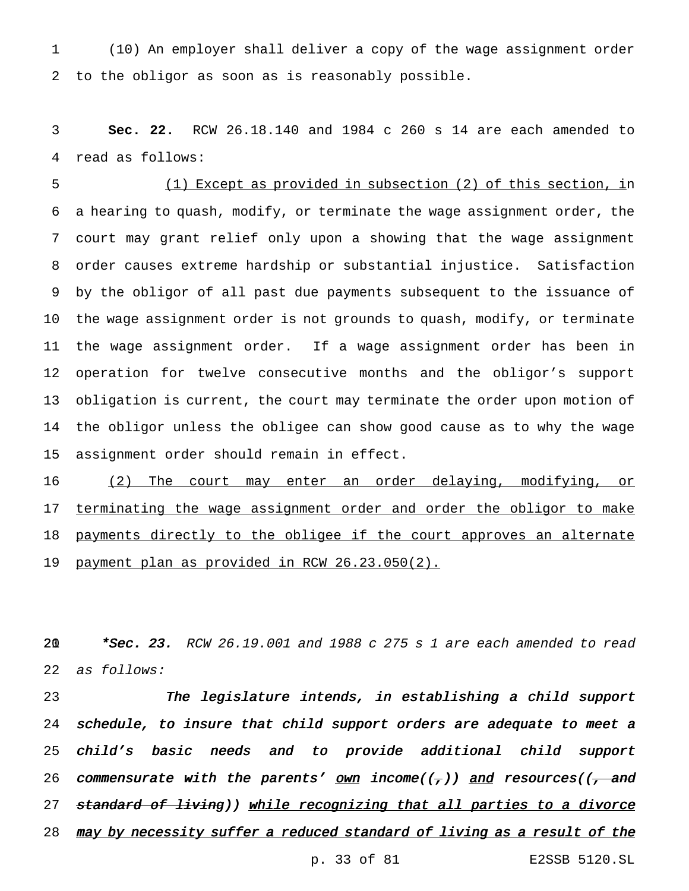(10) An employer shall deliver a copy of the wage assignment order to the obligor as soon as is reasonably possible.

**Sec. 22.** RCW 26.18.140 and 1984 c 260 s 14 are each amended to read as follows:

<u>(1) Except as provided in subsection (2) of this section, i</u>n a hearing to quash, modify, or terminate the wage assignment order, the court may grant relief only upon a showing that the wage assignment order causes extreme hardship or substantial injustice. Satisfaction by the obligor of all past due payments subsequent to the issuance of the wage assignment order is not grounds to quash, modify, or terminate the wage assignment order. If a wage assignment order has been in operation for twelve consecutive months and the obligor's support obligation is current, the court may terminate the order upon motion of the obligor unless the obligee can show good cause as to why the wage assignment order should remain in effect.

<u>(2) The court may enter an order delaying, modifying, or terminating the wage assignment order and order the obligor to make payments directly to the obligee if the court approves an alternate payment plan as provided in RCW 26.23.050(2).</u>

***Sec. 23.** *RCW 26.19.001 and 1988 c 275 s 1 are each amended to read as follows:*

***The legislature intends, in establishing a child support schedule, to insure that child support orders are adequate to meet a child's basic needs and to provide additional child support commensurate with the parents' <u>own</u> income((~~,~~)) <u>and</u> resources((~~, and standard of living~~)) <u>while recognizing that all parties to a divorce may by necessity suffer a reduced standard of living as a result of the</u>***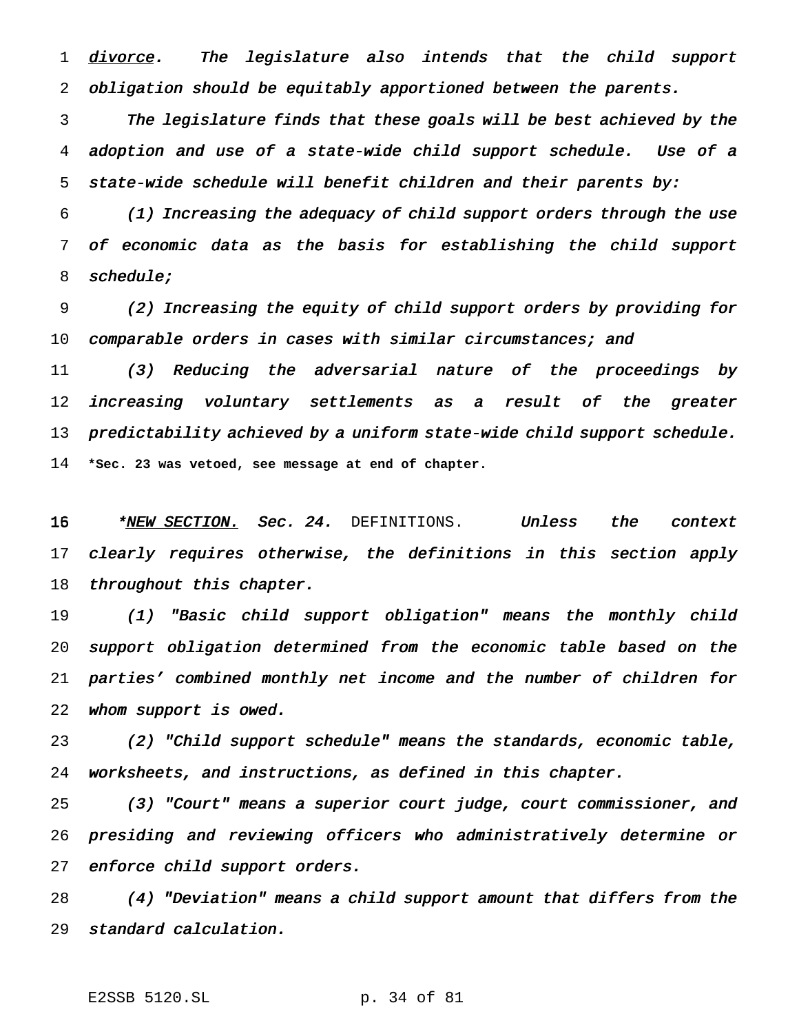*divorce. The legislature also intends that the child support obligation should be equitably apportioned between the parents.*

*The legislature finds that these goals will be best achieved by the adoption and use of a state-wide child support schedule. Use of a state-wide schedule will benefit children and their parents by:*

*(1) Increasing the adequacy of child support orders through the use of economic data as the basis for establishing the child support schedule;*

*(2) Increasing the equity of child support orders by providing for comparable orders in cases with similar circumstances; and*

*(3) Reducing the adversarial nature of the proceedings by increasing voluntary settlements as a result of the greater predictability achieved by a uniform state-wide child support schedule.*

**\*Sec. 23 was vetoed, see message at end of chapter.**

*\*NEW SECTION. Sec. 24.* DEFINITIONS. *Unless the context clearly requires otherwise, the definitions in this section apply throughout this chapter.*

*(1) "Basic child support obligation" means the monthly child support obligation determined from the economic table based on the parties' combined monthly net income and the number of children for whom support is owed.*

*(2) "Child support schedule" means the standards, economic table, worksheets, and instructions, as defined in this chapter.*

*(3) "Court" means a superior court judge, court commissioner, and presiding and reviewing officers who administratively determine or enforce child support orders.*

*(4) "Deviation" means a child support amount that differs from the standard calculation.*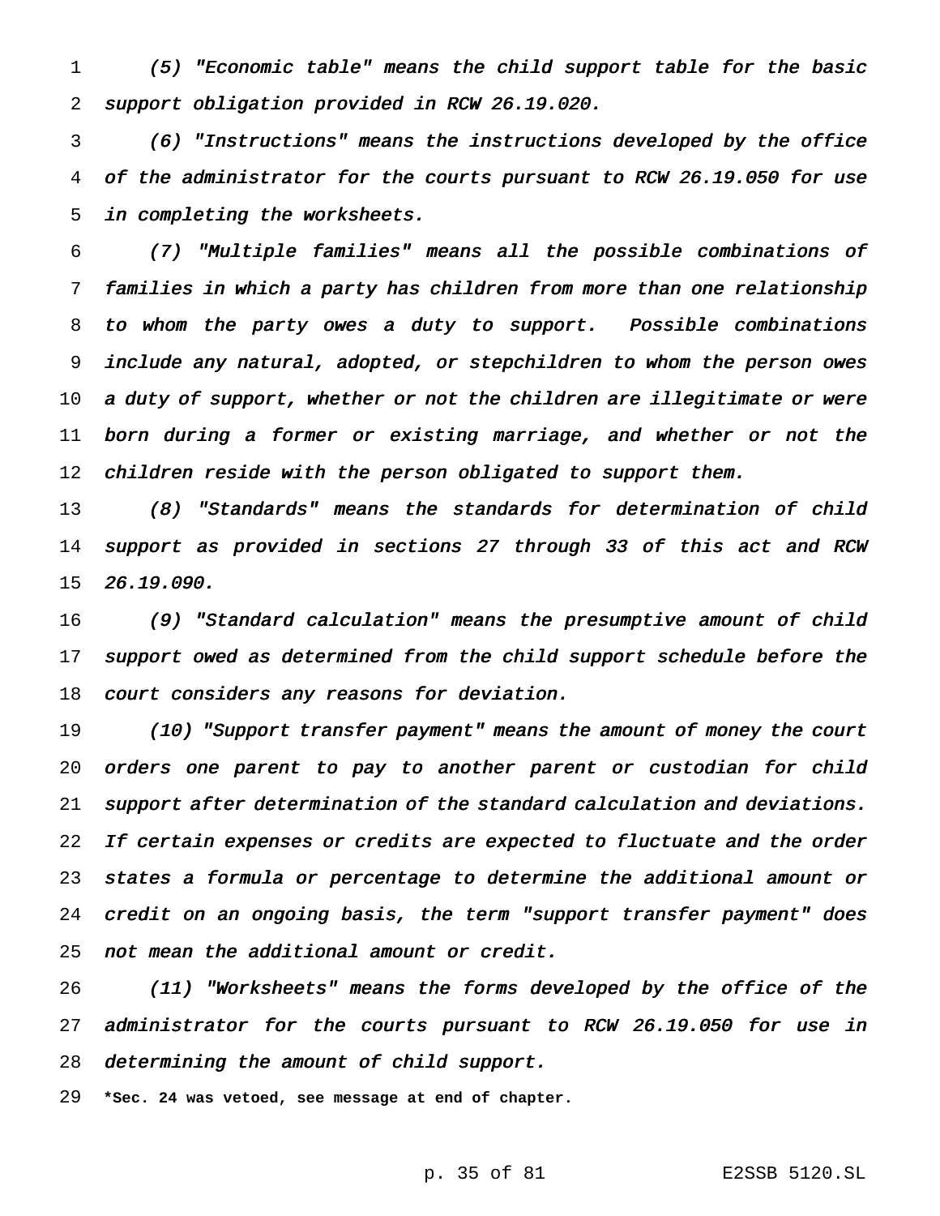*(5) "Economic table" means the child support table for the basic support obligation provided in RCW 26.19.020.*

*(6) "Instructions" means the instructions developed by the office of the administrator for the courts pursuant to RCW 26.19.050 for use in completing the worksheets.*

*(7) "Multiple families" means all the possible combinations of families in which a party has children from more than one relationship to whom the party owes a duty to support. Possible combinations include any natural, adopted, or stepchildren to whom the person owes a duty of support, whether or not the children are illegitimate or were born during a former or existing marriage, and whether or not the children reside with the person obligated to support them.*

*(8) "Standards" means the standards for determination of child support as provided in sections 27 through 33 of this act and RCW 26.19.090.*

*(9) "Standard calculation" means the presumptive amount of child support owed as determined from the child support schedule before the court considers any reasons for deviation.*

*(10) "Support transfer payment" means the amount of money the court orders one parent to pay to another parent or custodian for child support after determination of the standard calculation and deviations. If certain expenses or credits are expected to fluctuate and the order states a formula or percentage to determine the additional amount or credit on an ongoing basis, the term "support transfer payment" does not mean the additional amount or credit.*

*(11) "Worksheets" means the forms developed by the office of the administrator for the courts pursuant to RCW 26.19.050 for use in determining the amount of child support.*

**\*Sec. 24 was vetoed, see message at end of chapter.**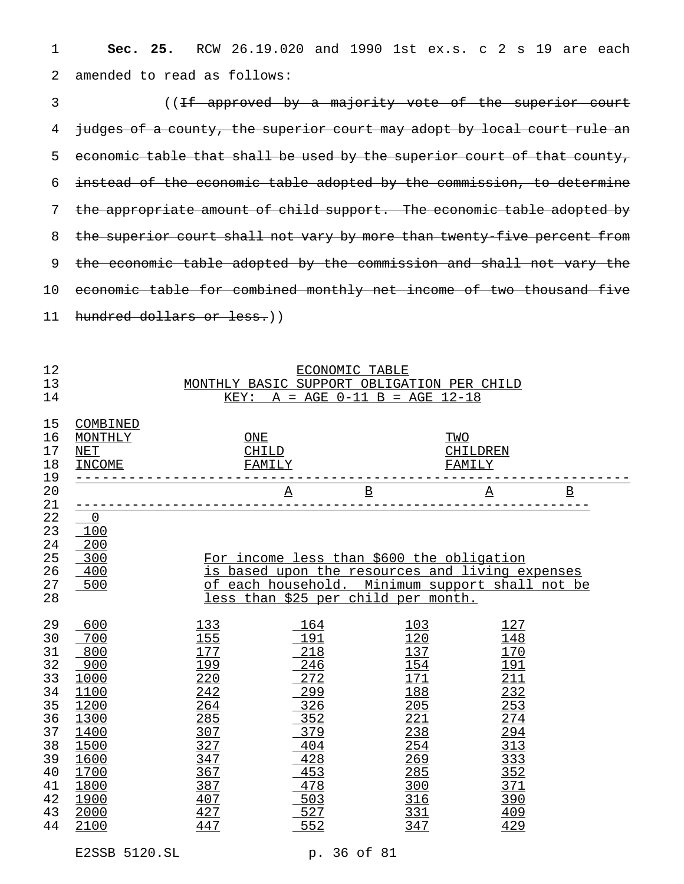**Sec. 25.** RCW 26.19.020 and 1990 1st ex.s. c 2 s 19 are each amended to read as follows:

((~~If approved by a majority vote of the superior court judges of a county, the superior court may adopt by local court rule an economic table that shall be used by the superior court of that county, instead of the economic table adopted by the commission, to determine the appropriate amount of child support. The economic table adopted by the superior court shall not vary by more than twenty-five percent from the economic table adopted by the commission and shall not vary the economic table for combined monthly net income of two thousand five hundred dollars or less.~~))

ECONOMIC TABLE
MONTHLY BASIC SUPPORT OBLIGATION PER CHILD
KEY: A = AGE 0-11 B = AGE 12-18

| COMBINED MONTHLY NET INCOME | ONE CHILD FAMILY | | TWO CHILDREN FAMILY | |
|---|---|---|---|---|
| | A | B | A | B |
| 0 | | | | |
| 100 | | | | |
| 200 | | | | |
| 300 | For income less than $600 the obligation is based upon the resources and living expenses of each household. Minimum support shall not be less than $25 per child per month. | | | |
| 400 | | | | |
| 500 | | | | |
| 600 | 133 | 164 | 103 | 127 |
| 700 | 155 | 191 | 120 | 148 |
| 800 | 177 | 218 | 137 | 170 |
| 900 | 199 | 246 | 154 | 191 |
| 1000 | 220 | 272 | 171 | 211 |
| 1100 | 242 | 299 | 188 | 232 |
| 1200 | 264 | 326 | 205 | 253 |
| 1300 | 285 | 352 | 221 | 274 |
| 1400 | 307 | 379 | 238 | 294 |
| 1500 | 327 | 404 | 254 | 313 |
| 1600 | 347 | 428 | 269 | 333 |
| 1700 | 367 | 453 | 285 | 352 |
| 1800 | 387 | 478 | 300 | 371 |
| 1900 | 407 | 503 | 316 | 390 |
| 2000 | 427 | 527 | 331 | 409 |
| 2100 | 447 | 552 | 347 | 429 |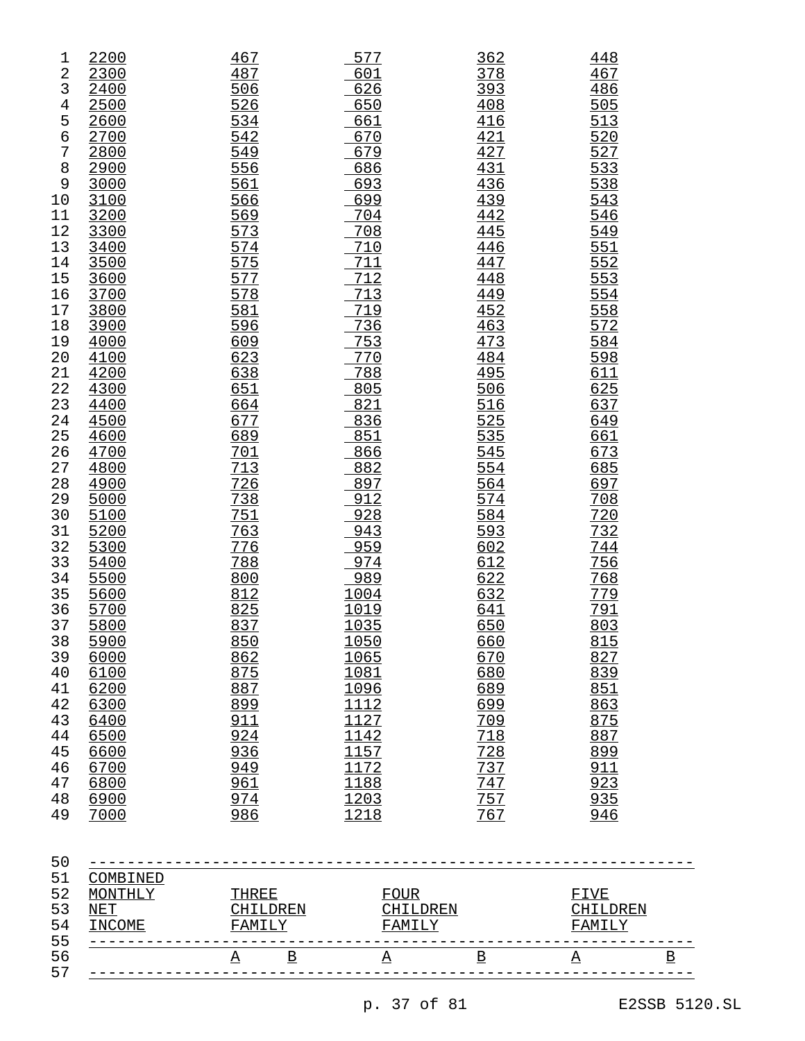| | | | | |
|---|---|---|---|---|
| 2200 | 467 | 577 | 362 | 448 |
| 2300 | 487 | 601 | 378 | 467 |
| 2400 | 506 | 626 | 393 | 486 |
| 2500 | 526 | 650 | 408 | 505 |
| 2600 | 534 | 661 | 416 | 513 |
| 2700 | 542 | 670 | 421 | 520 |
| 2800 | 549 | 679 | 427 | 527 |
| 2900 | 556 | 686 | 431 | 533 |
| 3000 | 561 | 693 | 436 | 538 |
| 3100 | 566 | 699 | 439 | 543 |
| 3200 | 569 | 704 | 442 | 546 |
| 3300 | 573 | 708 | 445 | 549 |
| 3400 | 574 | 710 | 446 | 551 |
| 3500 | 575 | 711 | 447 | 552 |
| 3600 | 577 | 712 | 448 | 553 |
| 3700 | 578 | 713 | 449 | 554 |
| 3800 | 581 | 719 | 452 | 558 |
| 3900 | 596 | 736 | 463 | 572 |
| 4000 | 609 | 753 | 473 | 584 |
| 4100 | 623 | 770 | 484 | 598 |
| 4200 | 638 | 788 | 495 | 611 |
| 4300 | 651 | 805 | 506 | 625 |
| 4400 | 664 | 821 | 516 | 637 |
| 4500 | 677 | 836 | 525 | 649 |
| 4600 | 689 | 851 | 535 | 661 |
| 4700 | 701 | 866 | 545 | 673 |
| 4800 | 713 | 882 | 554 | 685 |
| 4900 | 726 | 897 | 564 | 697 |
| 5000 | 738 | 912 | 574 | 708 |
| 5100 | 751 | 928 | 584 | 720 |
| 5200 | 763 | 943 | 593 | 732 |
| 5300 | 776 | 959 | 602 | 744 |
| 5400 | 788 | 974 | 612 | 756 |
| 5500 | 800 | 989 | 622 | 768 |
| 5600 | 812 | 1004 | 632 | 779 |
| 5700 | 825 | 1019 | 641 | 791 |
| 5800 | 837 | 1035 | 650 | 803 |
| 5900 | 850 | 1050 | 660 | 815 |
| 6000 | 862 | 1065 | 670 | 827 |
| 6100 | 875 | 1081 | 680 | 839 |
| 6200 | 887 | 1096 | 689 | 851 |
| 6300 | 899 | 1112 | 699 | 863 |
| 6400 | 911 | 1127 | 709 | 875 |
| 6500 | 924 | 1142 | 718 | 887 |
| 6600 | 936 | 1157 | 728 | 899 |
| 6700 | 949 | 1172 | 737 | 911 |
| 6800 | 961 | 1188 | 747 | 923 |
| 6900 | 974 | 1203 | 757 | 935 |
| 7000 | 986 | 1218 | 767 | 946 |

| COMBINED MONTHLY NET INCOME | THREE CHILDREN FAMILY | | FOUR CHILDREN FAMILY | | FIVE CHILDREN FAMILY | |
|---|---|---|---|---|---|---|
| | A | B | A | B | A | B |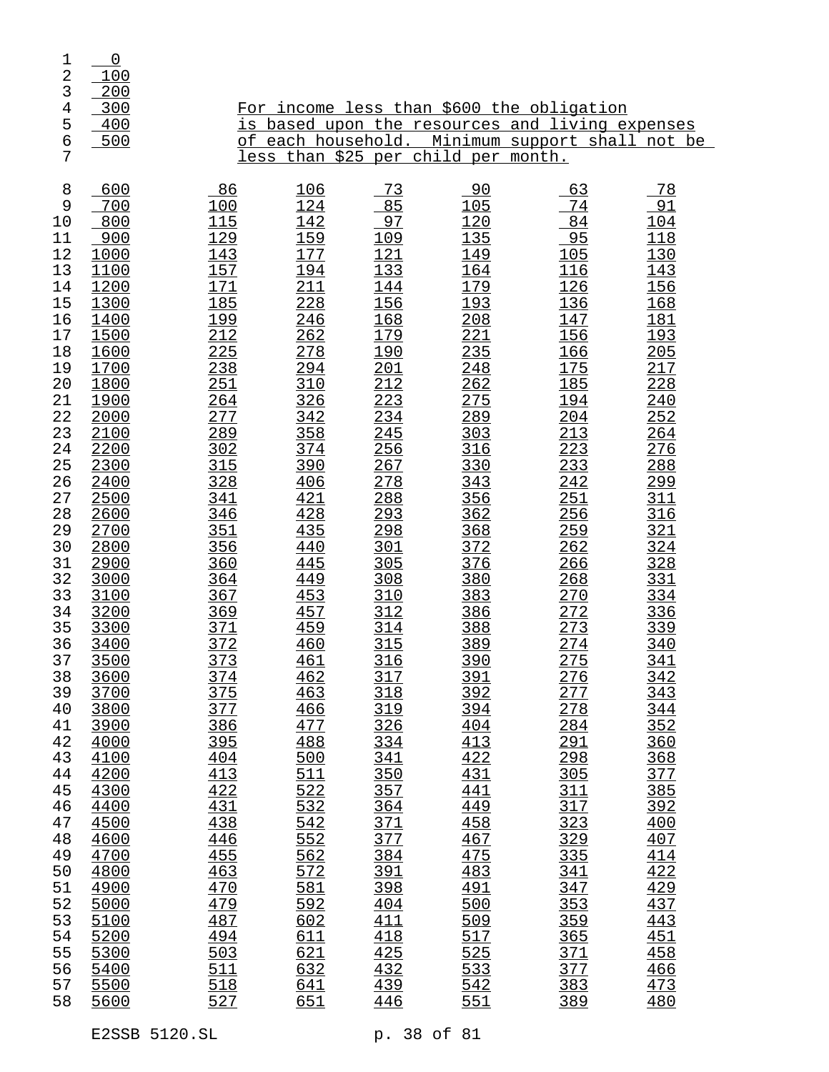| | | | | | | |
|---|---|---|---|---|---|---|
| 0 | | | | | | |
| 100 | | | | | | |
| 200 | | | | | | |
| 300 | For income less than $600 the obligation is based upon the resources and living expenses of each household. Minimum support shall not be less than $25 per child per month. | | | | | |
| 400 | | | | | | |
| 500 | | | | | | |
| 600 | 86 | 106 | 73 | 90 | 63 | 78 |
| 700 | 100 | 124 | 85 | 105 | 74 | 91 |
| 800 | 115 | 142 | 97 | 120 | 84 | 104 |
| 900 | 129 | 159 | 109 | 135 | 95 | 118 |
| 1000 | 143 | 177 | 121 | 149 | 105 | 130 |
| 1100 | 157 | 194 | 133 | 164 | 116 | 143 |
| 1200 | 171 | 211 | 144 | 179 | 126 | 156 |
| 1300 | 185 | 228 | 156 | 193 | 136 | 168 |
| 1400 | 199 | 246 | 168 | 208 | 147 | 181 |
| 1500 | 212 | 262 | 179 | 221 | 156 | 193 |
| 1600 | 225 | 278 | 190 | 235 | 166 | 205 |
| 1700 | 238 | 294 | 201 | 248 | 175 | 217 |
| 1800 | 251 | 310 | 212 | 262 | 185 | 228 |
| 1900 | 264 | 326 | 223 | 275 | 194 | 240 |
| 2000 | 277 | 342 | 234 | 289 | 204 | 252 |
| 2100 | 289 | 358 | 245 | 303 | 213 | 264 |
| 2200 | 302 | 374 | 256 | 316 | 223 | 276 |
| 2300 | 315 | 390 | 267 | 330 | 233 | 288 |
| 2400 | 328 | 406 | 278 | 343 | 242 | 299 |
| 2500 | 341 | 421 | 288 | 356 | 251 | 311 |
| 2600 | 346 | 428 | 293 | 362 | 256 | 316 |
| 2700 | 351 | 435 | 298 | 368 | 259 | 321 |
| 2800 | 356 | 440 | 301 | 372 | 262 | 324 |
| 2900 | 360 | 445 | 305 | 376 | 266 | 328 |
| 3000 | 364 | 449 | 308 | 380 | 268 | 331 |
| 3100 | 367 | 453 | 310 | 383 | 270 | 334 |
| 3200 | 369 | 457 | 312 | 386 | 272 | 336 |
| 3300 | 371 | 459 | 314 | 388 | 273 | 339 |
| 3400 | 372 | 460 | 315 | 389 | 274 | 340 |
| 3500 | 373 | 461 | 316 | 390 | 275 | 341 |
| 3600 | 374 | 462 | 317 | 391 | 276 | 342 |
| 3700 | 375 | 463 | 318 | 392 | 277 | 343 |
| 3800 | 377 | 466 | 319 | 394 | 278 | 344 |
| 3900 | 386 | 477 | 326 | 404 | 284 | 352 |
| 4000 | 395 | 488 | 334 | 413 | 291 | 360 |
| 4100 | 404 | 500 | 341 | 422 | 298 | 368 |
| 4200 | 413 | 511 | 350 | 431 | 305 | 377 |
| 4300 | 422 | 522 | 357 | 441 | 311 | 385 |
| 4400 | 431 | 532 | 364 | 449 | 317 | 392 |
| 4500 | 438 | 542 | 371 | 458 | 323 | 400 |
| 4600 | 446 | 552 | 377 | 467 | 329 | 407 |
| 4700 | 455 | 562 | 384 | 475 | 335 | 414 |
| 4800 | 463 | 572 | 391 | 483 | 341 | 422 |
| 4900 | 470 | 581 | 398 | 491 | 347 | 429 |
| 5000 | 479 | 592 | 404 | 500 | 353 | 437 |
| 5100 | 487 | 602 | 411 | 509 | 359 | 443 |
| 5200 | 494 | 611 | 418 | 517 | 365 | 451 |
| 5300 | 503 | 621 | 425 | 525 | 371 | 458 |
| 5400 | 511 | 632 | 432 | 533 | 377 | 466 |
| 5500 | 518 | 641 | 439 | 542 | 383 | 473 |
| 5600 | 527 | 651 | 446 | 551 | 389 | 480 |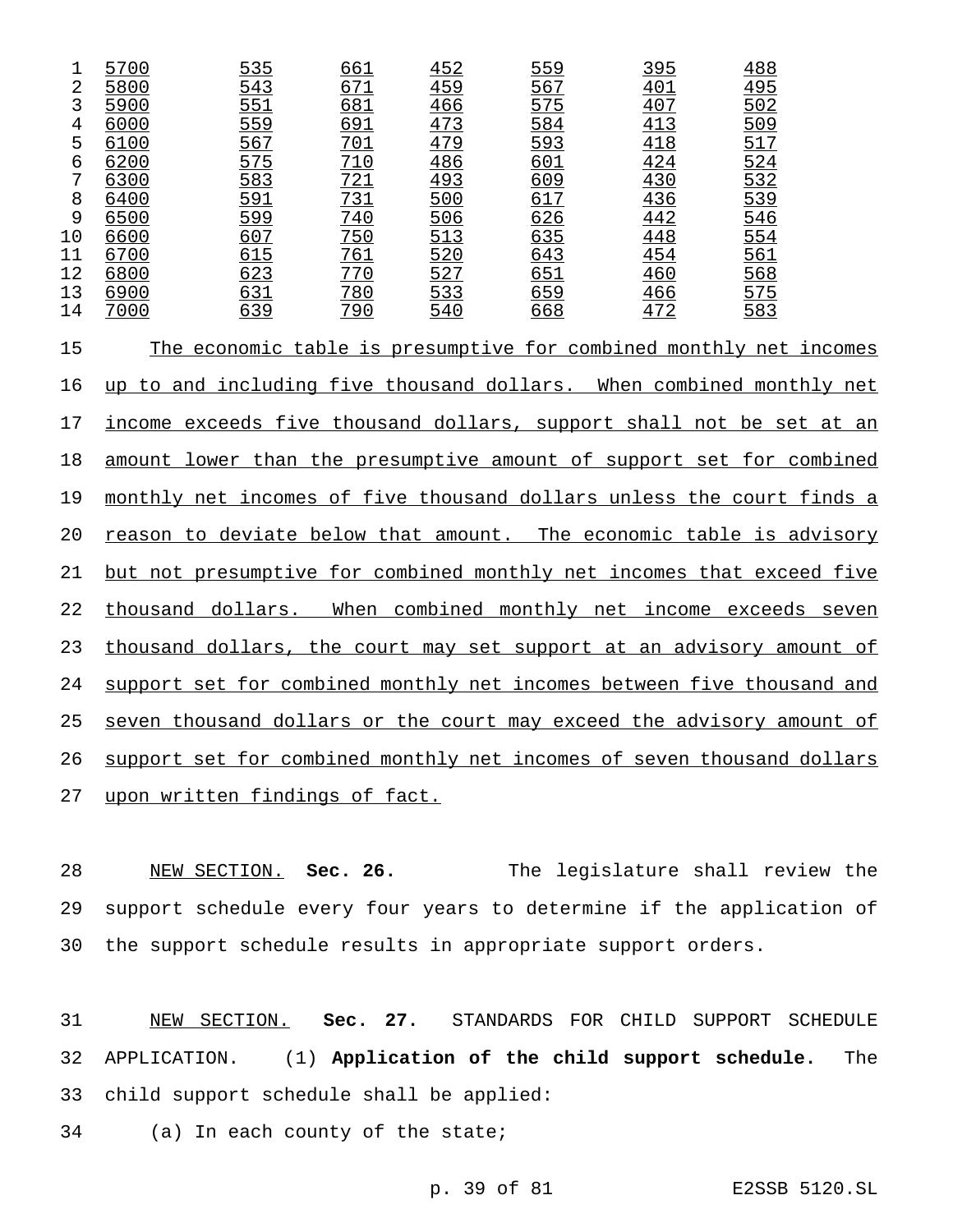| | | | | | | |
|---|---|---|---|---|---|---|
| 5700 | 535 | 661 | 452 | 559 | 395 | 488 |
| 5800 | 543 | 671 | 459 | 567 | 401 | 495 |
| 5900 | 551 | 681 | 466 | 575 | 407 | 502 |
| 6000 | 559 | 691 | 473 | 584 | 413 | 509 |
| 6100 | 567 | 701 | 479 | 593 | 418 | 517 |
| 6200 | 575 | 710 | 486 | 601 | 424 | 524 |
| 6300 | 583 | 721 | 493 | 609 | 430 | 532 |
| 6400 | 591 | 731 | 500 | 617 | 436 | 539 |
| 6500 | 599 | 740 | 506 | 626 | 442 | 546 |
| 6600 | 607 | 750 | 513 | 635 | 448 | 554 |
| 6700 | 615 | 761 | 520 | 643 | 454 | 561 |
| 6800 | 623 | 770 | 527 | 651 | 460 | 568 |
| 6900 | 631 | 780 | 533 | 659 | 466 | 575 |
| 7000 | 639 | 790 | 540 | 668 | 472 | 583 |

The economic table is presumptive for combined monthly net incomes up to and including five thousand dollars. When combined monthly net income exceeds five thousand dollars, support shall not be set at an amount lower than the presumptive amount of support set for combined monthly net incomes of five thousand dollars unless the court finds a reason to deviate below that amount. The economic table is advisory but not presumptive for combined monthly net incomes that exceed five thousand dollars. When combined monthly net income exceeds seven thousand dollars, the court may set support at an advisory amount of support set for combined monthly net incomes between five thousand and seven thousand dollars or the court may exceed the advisory amount of support set for combined monthly net incomes of seven thousand dollars upon written findings of fact.

NEW SECTION. **Sec. 26.** The legislature shall review the support schedule every four years to determine if the application of the support schedule results in appropriate support orders.

NEW SECTION. **Sec. 27.** STANDARDS FOR CHILD SUPPORT SCHEDULE APPLICATION. (1) **Application of the child support schedule.** The child support schedule shall be applied:

(a) In each county of the state;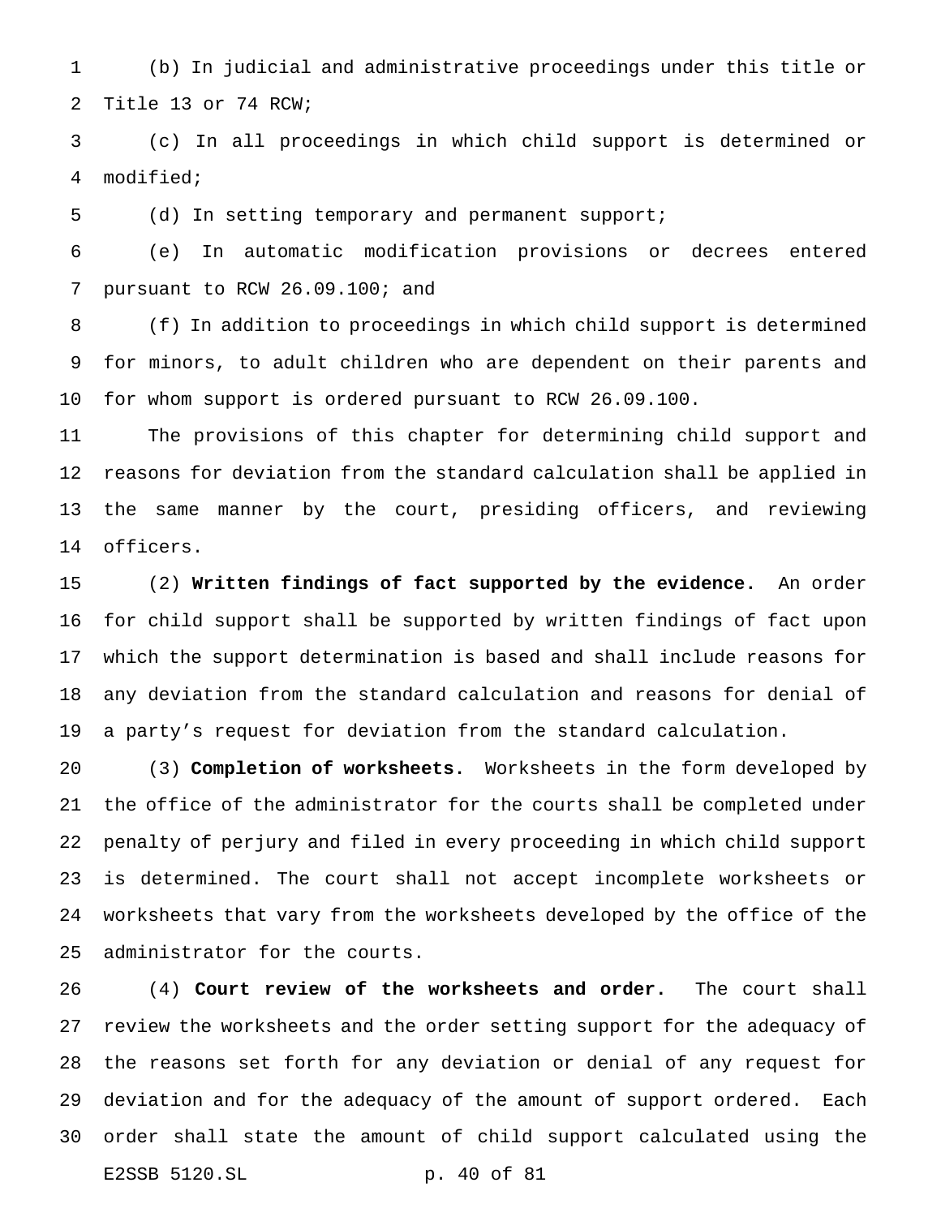(b) In judicial and administrative proceedings under this title or Title 13 or 74 RCW;

(c) In all proceedings in which child support is determined or modified;

(d) In setting temporary and permanent support;

(e) In automatic modification provisions or decrees entered pursuant to RCW 26.09.100; and

(f) In addition to proceedings in which child support is determined for minors, to adult children who are dependent on their parents and for whom support is ordered pursuant to RCW 26.09.100.

The provisions of this chapter for determining child support and reasons for deviation from the standard calculation shall be applied in the same manner by the court, presiding officers, and reviewing officers.

(2) **Written findings of fact supported by the evidence.** An order for child support shall be supported by written findings of fact upon which the support determination is based and shall include reasons for any deviation from the standard calculation and reasons for denial of a party's request for deviation from the standard calculation.

(3) **Completion of worksheets.** Worksheets in the form developed by the office of the administrator for the courts shall be completed under penalty of perjury and filed in every proceeding in which child support is determined. The court shall not accept incomplete worksheets or worksheets that vary from the worksheets developed by the office of the administrator for the courts.

(4) **Court review of the worksheets and order.** The court shall review the worksheets and the order setting support for the adequacy of the reasons set forth for any deviation or denial of any request for deviation and for the adequacy of the amount of support ordered. Each order shall state the amount of child support calculated using the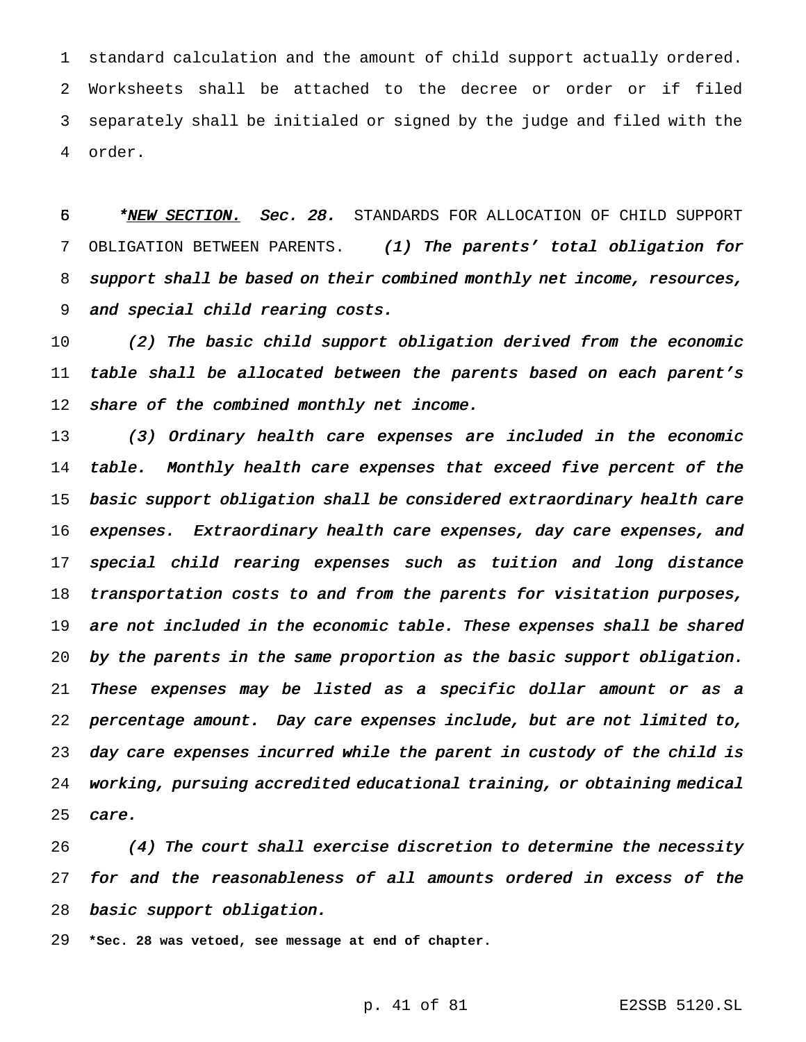standard calculation and the amount of child support actually ordered. Worksheets shall be attached to the decree or order or if filed separately shall be initialed or signed by the judge and filed with the order.

*<u>NEW SECTION.</u> *Sec. 28.* STANDARDS FOR ALLOCATION OF CHILD SUPPORT OBLIGATION BETWEEN PARENTS. *(1) The parents' total obligation for support shall be based on their combined monthly net income, resources, and special child rearing costs.*

*(2) The basic child support obligation derived from the economic table shall be allocated between the parents based on each parent's share of the combined monthly net income.*

*(3) Ordinary health care expenses are included in the economic table. Monthly health care expenses that exceed five percent of the basic support obligation shall be considered extraordinary health care expenses. Extraordinary health care expenses, day care expenses, and special child rearing expenses such as tuition and long distance transportation costs to and from the parents for visitation purposes, are not included in the economic table. These expenses shall be shared by the parents in the same proportion as the basic support obligation. These expenses may be listed as a specific dollar amount or as a percentage amount. Day care expenses include, but are not limited to, day care expenses incurred while the parent in custody of the child is working, pursuing accredited educational training, or obtaining medical care.*

*(4) The court shall exercise discretion to determine the necessity for and the reasonableness of all amounts ordered in excess of the basic support obligation.*

**\*Sec. 28 was vetoed, see message at end of chapter.**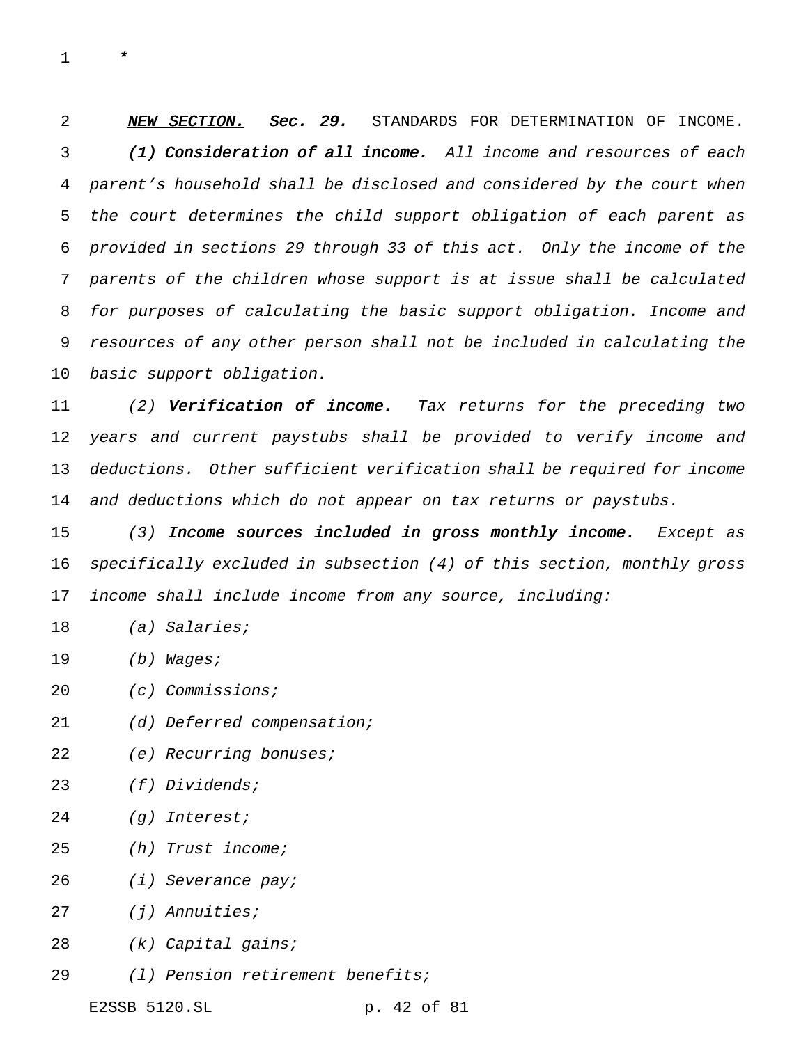*

***NEW SECTION.*** ***Sec. 29.*** STANDARDS FOR DETERMINATION OF INCOME.

***(1) Consideration of all income.*** *All income and resources of each parent's household shall be disclosed and considered by the court when the court determines the child support obligation of each parent as provided in sections 29 through 33 of this act. Only the income of the parents of the children whose support is at issue shall be calculated for purposes of calculating the basic support obligation. Income and resources of any other person shall not be included in calculating the basic support obligation.*

*(2)* ***Verification of income.*** *Tax returns for the preceding two years and current paystubs shall be provided to verify income and deductions. Other sufficient verification shall be required for income and deductions which do not appear on tax returns or paystubs.*

*(3)* ***Income sources included in gross monthly income.*** *Except as specifically excluded in subsection (4) of this section, monthly gross income shall include income from any source, including:*

*(a) Salaries;*

*(b) Wages;*

*(c) Commissions;*

*(d) Deferred compensation;*

*(e) Recurring bonuses;*

*(f) Dividends;*

*(g) Interest;*

*(h) Trust income;*

*(i) Severance pay;*

*(j) Annuities;*

*(k) Capital gains;*

*(l) Pension retirement benefits;*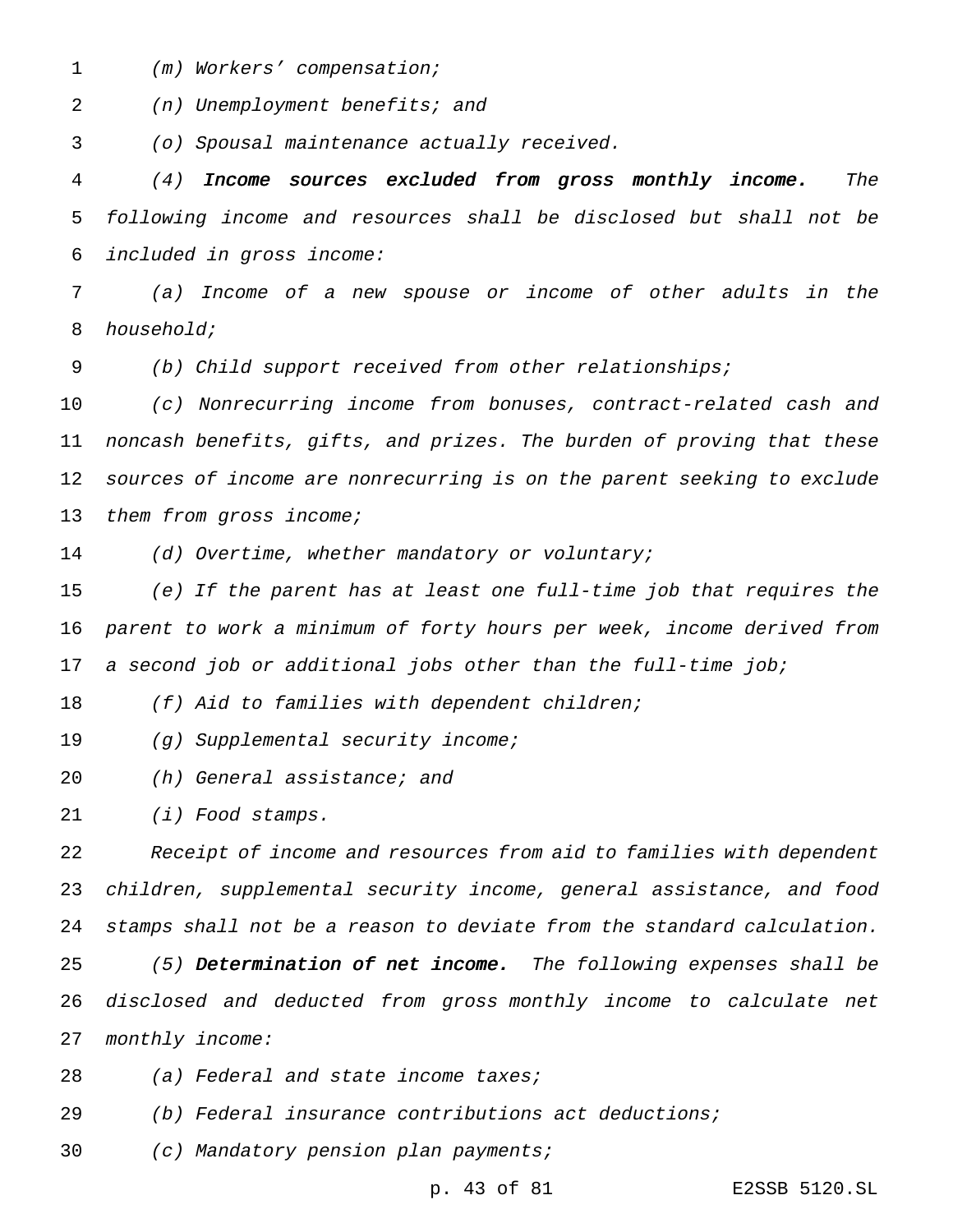*(m) Workers' compensation;*

*(n) Unemployment benefits; and*

*(o) Spousal maintenance actually received.*

*(4)* ***Income sources excluded from gross monthly income.*** *The following income and resources shall be disclosed but shall not be included in gross income:*

*(a) Income of a new spouse or income of other adults in the household;*

*(b) Child support received from other relationships;*

*(c) Nonrecurring income from bonuses, contract-related cash and noncash benefits, gifts, and prizes. The burden of proving that these sources of income are nonrecurring is on the parent seeking to exclude them from gross income;*

*(d) Overtime, whether mandatory or voluntary;*

*(e) If the parent has at least one full-time job that requires the parent to work a minimum of forty hours per week, income derived from a second job or additional jobs other than the full-time job;*

*(f) Aid to families with dependent children;*

*(g) Supplemental security income;*

*(h) General assistance; and*

*(i) Food stamps.*

*Receipt of income and resources from aid to families with dependent children, supplemental security income, general assistance, and food stamps shall not be a reason to deviate from the standard calculation.*

*(5)* ***Determination of net income.*** *The following expenses shall be disclosed and deducted from gross monthly income to calculate net monthly income:*

*(a) Federal and state income taxes;*

*(b) Federal insurance contributions act deductions;*

*(c) Mandatory pension plan payments;*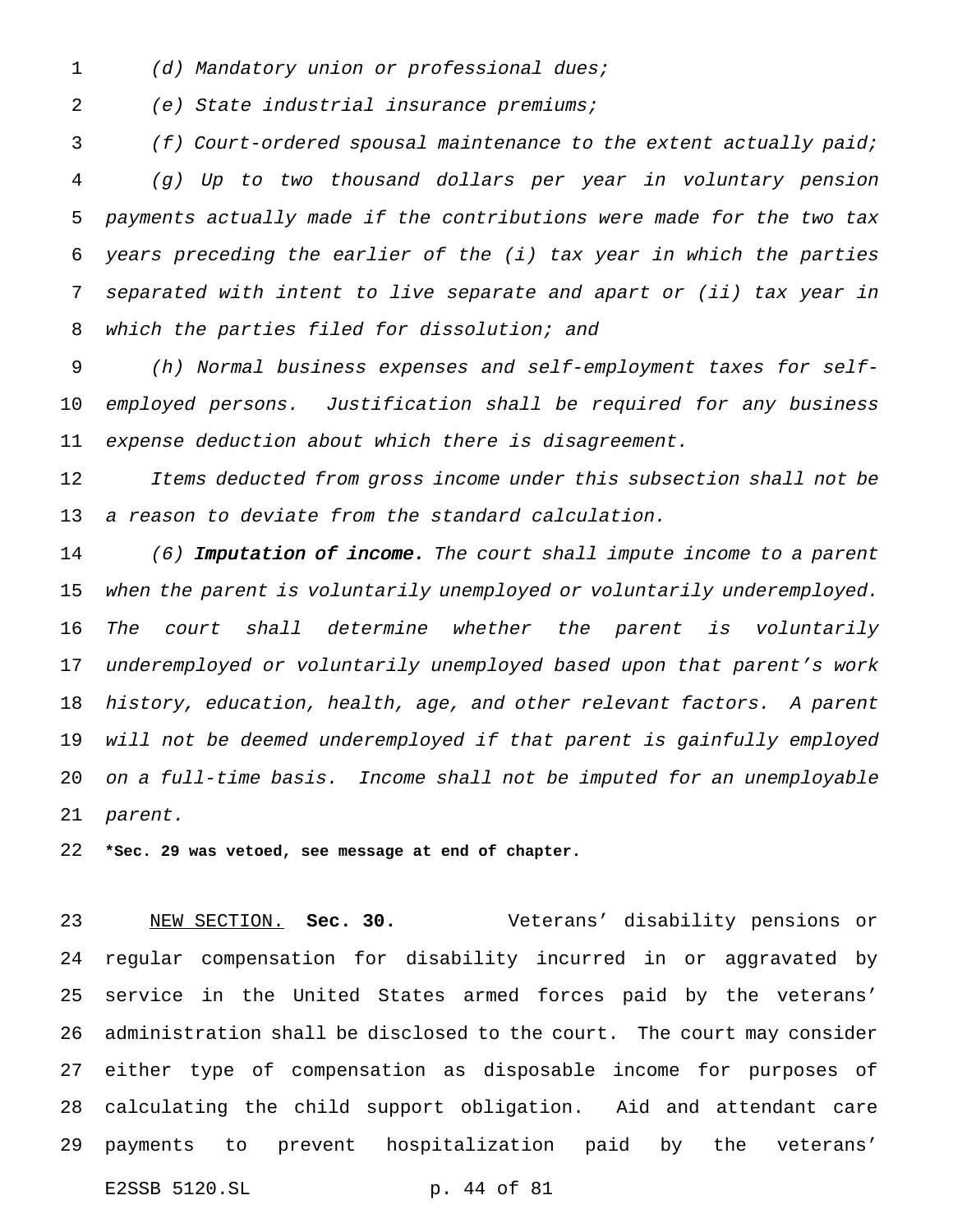*(d) Mandatory union or professional dues;*

*(e) State industrial insurance premiums;*

*(f) Court-ordered spousal maintenance to the extent actually paid;*

*(g) Up to two thousand dollars per year in voluntary pension payments actually made if the contributions were made for the two tax years preceding the earlier of the (i) tax year in which the parties separated with intent to live separate and apart or (ii) tax year in which the parties filed for dissolution; and*

*(h) Normal business expenses and self-employment taxes for self-employed persons. Justification shall be required for any business expense deduction about which there is disagreement.*

*Items deducted from gross income under this subsection shall not be a reason to deviate from the standard calculation.*

*(6)* ***Imputation of income.*** *The court shall impute income to a parent when the parent is voluntarily unemployed or voluntarily underemployed. The court shall determine whether the parent is voluntarily underemployed or voluntarily unemployed based upon that parent's work history, education, health, age, and other relevant factors. A parent will not be deemed underemployed if that parent is gainfully employed on a full-time basis. Income shall not be imputed for an unemployable parent.*

**\*Sec. 29 was vetoed, see message at end of chapter.**

NEW SECTION. **Sec. 30.** Veterans' disability pensions or regular compensation for disability incurred in or aggravated by service in the United States armed forces paid by the veterans' administration shall be disclosed to the court. The court may consider either type of compensation as disposable income for purposes of calculating the child support obligation. Aid and attendant care payments to prevent hospitalization paid by the veterans'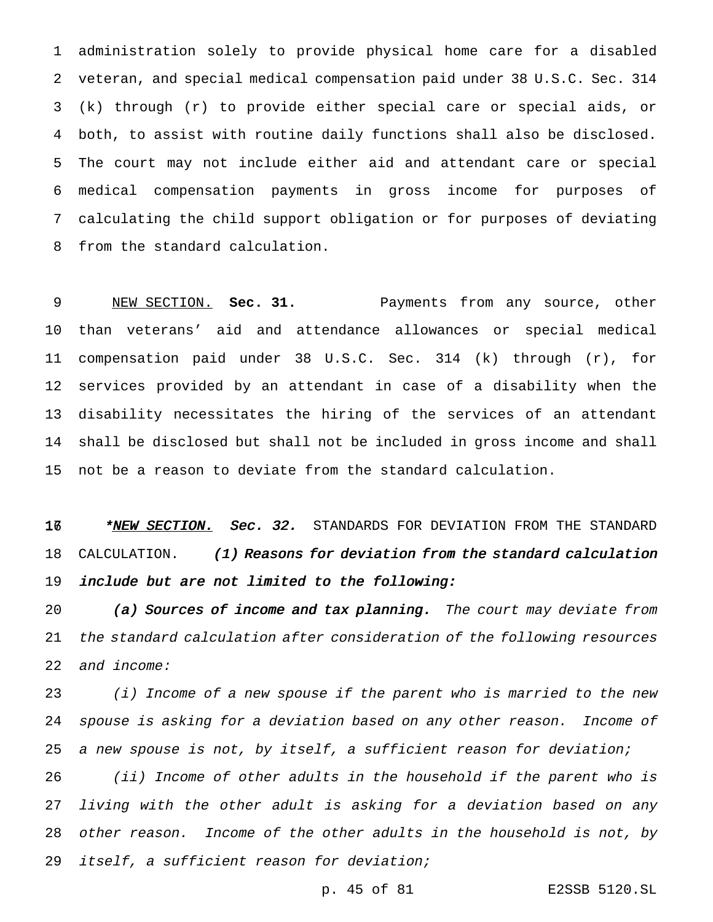administration solely to provide physical home care for a disabled veteran, and special medical compensation paid under 38 U.S.C. Sec. 314 (k) through (r) to provide either special care or special aids, or both, to assist with routine daily functions shall also be disclosed. The court may not include either aid and attendant care or special medical compensation payments in gross income for purposes of calculating the child support obligation or for purposes of deviating from the standard calculation.

NEW SECTION. **Sec. 31.** Payments from any source, other than veterans' aid and attendance allowances or special medical compensation paid under 38 U.S.C. Sec. 314 (k) through (r), for services provided by an attendant in case of a disability when the disability necessitates the hiring of the services of an attendant shall be disclosed but shall not be included in gross income and shall not be a reason to deviate from the standard calculation.

*\*NEW SECTION. Sec. 32.* STANDARDS FOR DEVIATION FROM THE STANDARD CALCULATION. ***(1) Reasons for deviation from the standard calculation include but are not limited to the following:***

***(a) Sources of income and tax planning.*** *The court may deviate from the standard calculation after consideration of the following resources and income:*

*(i) Income of a new spouse if the parent who is married to the new spouse is asking for a deviation based on any other reason. Income of a new spouse is not, by itself, a sufficient reason for deviation;*

*(ii) Income of other adults in the household if the parent who is living with the other adult is asking for a deviation based on any other reason. Income of the other adults in the household is not, by itself, a sufficient reason for deviation;*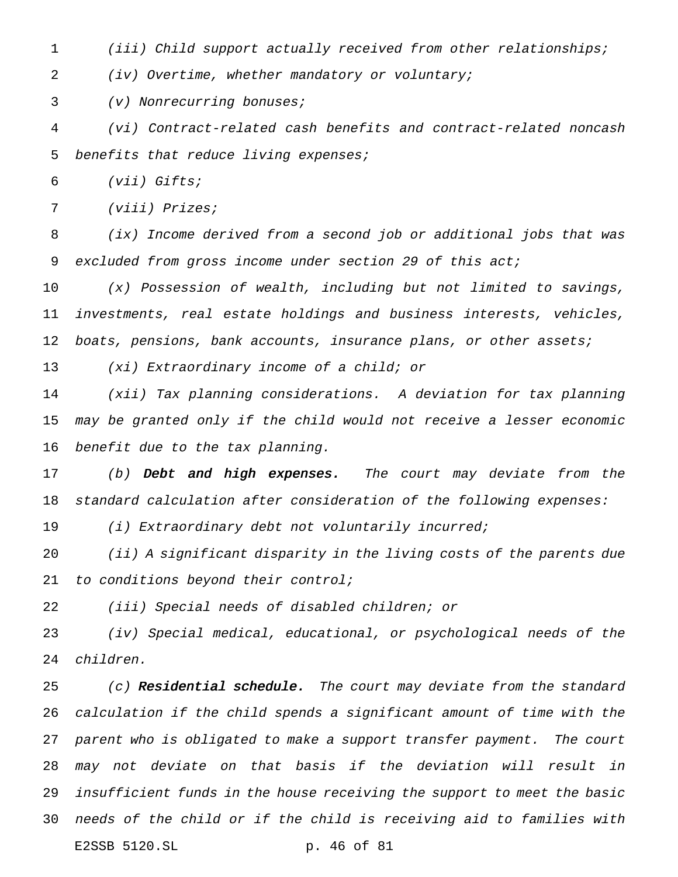*(iii) Child support actually received from other relationships;*

*(iv) Overtime, whether mandatory or voluntary;*

*(v) Nonrecurring bonuses;*

*(vi) Contract-related cash benefits and contract-related noncash benefits that reduce living expenses;*

*(vii) Gifts;*

*(viii) Prizes;*

*(ix) Income derived from a second job or additional jobs that was excluded from gross income under section 29 of this act;*

*(x) Possession of wealth, including but not limited to savings, investments, real estate holdings and business interests, vehicles, boats, pensions, bank accounts, insurance plans, or other assets;*

*(xi) Extraordinary income of a child; or*

*(xii) Tax planning considerations. A deviation for tax planning may be granted only if the child would not receive a lesser economic benefit due to the tax planning.*

*(b)* ***Debt and high expenses.*** *The court may deviate from the standard calculation after consideration of the following expenses:*

*(i) Extraordinary debt not voluntarily incurred;*

*(ii) A significant disparity in the living costs of the parents due to conditions beyond their control;*

*(iii) Special needs of disabled children; or*

*(iv) Special medical, educational, or psychological needs of the children.*

*(c)* ***Residential schedule.*** *The court may deviate from the standard calculation if the child spends a significant amount of time with the parent who is obligated to make a support transfer payment. The court may not deviate on that basis if the deviation will result in insufficient funds in the house receiving the support to meet the basic needs of the child or if the child is receiving aid to families with*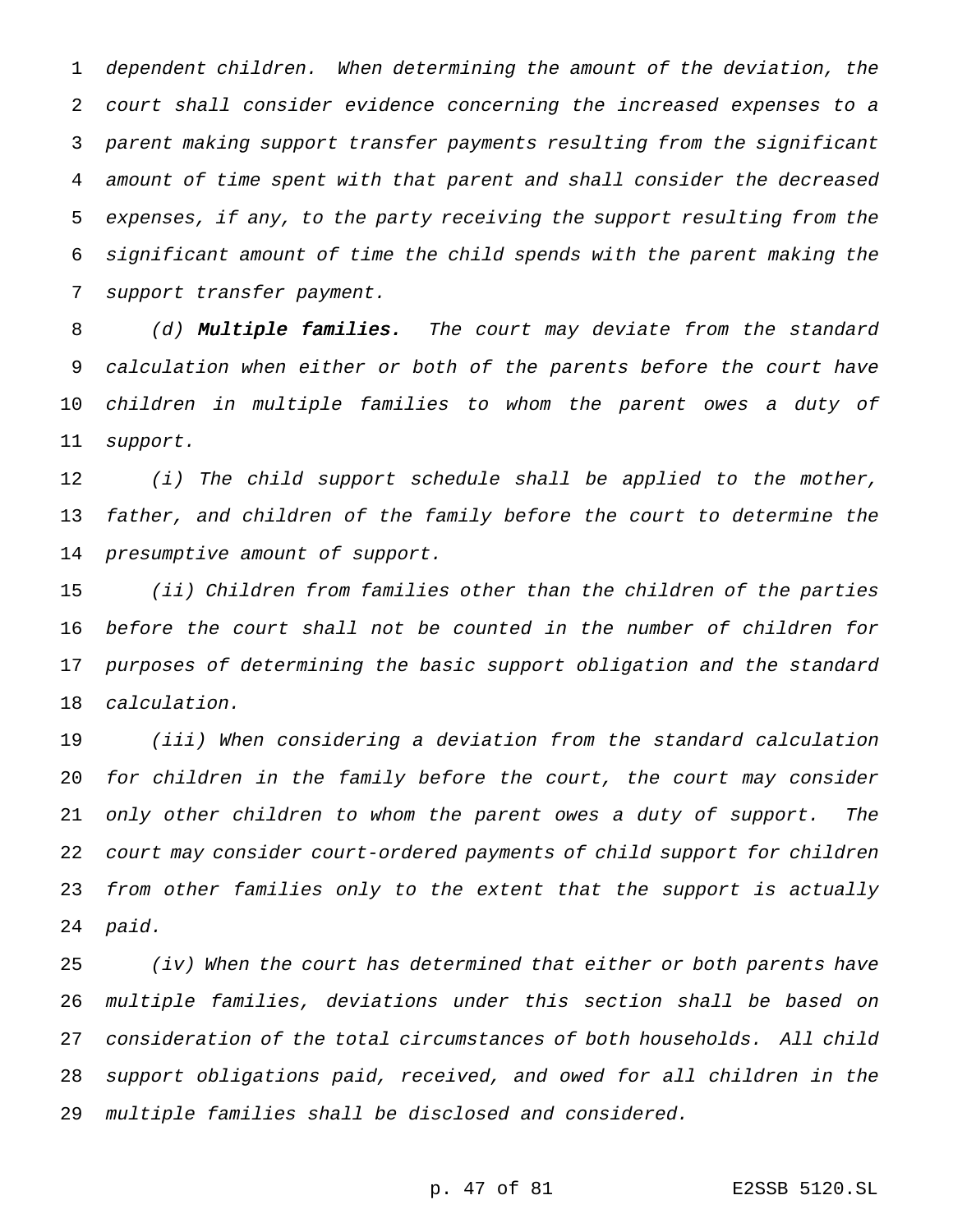*dependent children. When determining the amount of the deviation, the court shall consider evidence concerning the increased expenses to a parent making support transfer payments resulting from the significant amount of time spent with that parent and shall consider the decreased expenses, if any, to the party receiving the support resulting from the significant amount of time the child spends with the parent making the support transfer payment.*

*(d)* ***Multiple families.*** *The court may deviate from the standard calculation when either or both of the parents before the court have children in multiple families to whom the parent owes a duty of support.*

*(i) The child support schedule shall be applied to the mother, father, and children of the family before the court to determine the presumptive amount of support.*

*(ii) Children from families other than the children of the parties before the court shall not be counted in the number of children for purposes of determining the basic support obligation and the standard calculation.*

*(iii) When considering a deviation from the standard calculation for children in the family before the court, the court may consider only other children to whom the parent owes a duty of support. The court may consider court-ordered payments of child support for children from other families only to the extent that the support is actually paid.*

*(iv) When the court has determined that either or both parents have multiple families, deviations under this section shall be based on consideration of the total circumstances of both households. All child support obligations paid, received, and owed for all children in the multiple families shall be disclosed and considered.*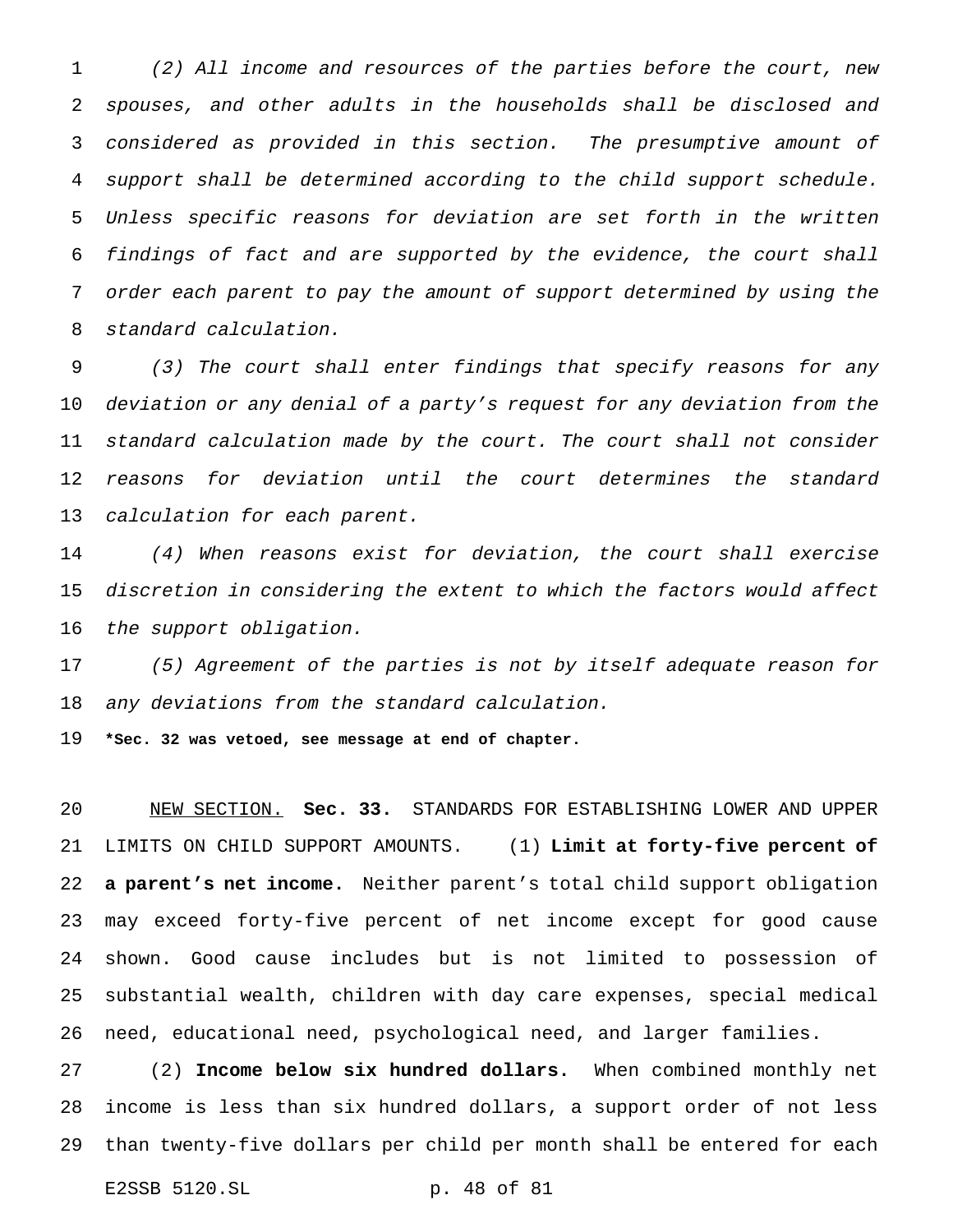*(2) All income and resources of the parties before the court, new spouses, and other adults in the households shall be disclosed and considered as provided in this section. The presumptive amount of support shall be determined according to the child support schedule. Unless specific reasons for deviation are set forth in the written findings of fact and are supported by the evidence, the court shall order each parent to pay the amount of support determined by using the standard calculation.*

*(3) The court shall enter findings that specify reasons for any deviation or any denial of a party's request for any deviation from the standard calculation made by the court. The court shall not consider reasons for deviation until the court determines the standard calculation for each parent.*

*(4) When reasons exist for deviation, the court shall exercise discretion in considering the extent to which the factors would affect the support obligation.*

*(5) Agreement of the parties is not by itself adequate reason for any deviations from the standard calculation.*

**\*Sec. 32 was vetoed, see message at end of chapter.**

NEW SECTION. **Sec. 33.** STANDARDS FOR ESTABLISHING LOWER AND UPPER LIMITS ON CHILD SUPPORT AMOUNTS. (1) **Limit at forty-five percent of a parent's net income.** Neither parent's total child support obligation may exceed forty-five percent of net income except for good cause shown. Good cause includes but is not limited to possession of substantial wealth, children with day care expenses, special medical need, educational need, psychological need, and larger families.

(2) **Income below six hundred dollars.** When combined monthly net income is less than six hundred dollars, a support order of not less than twenty-five dollars per child per month shall be entered for each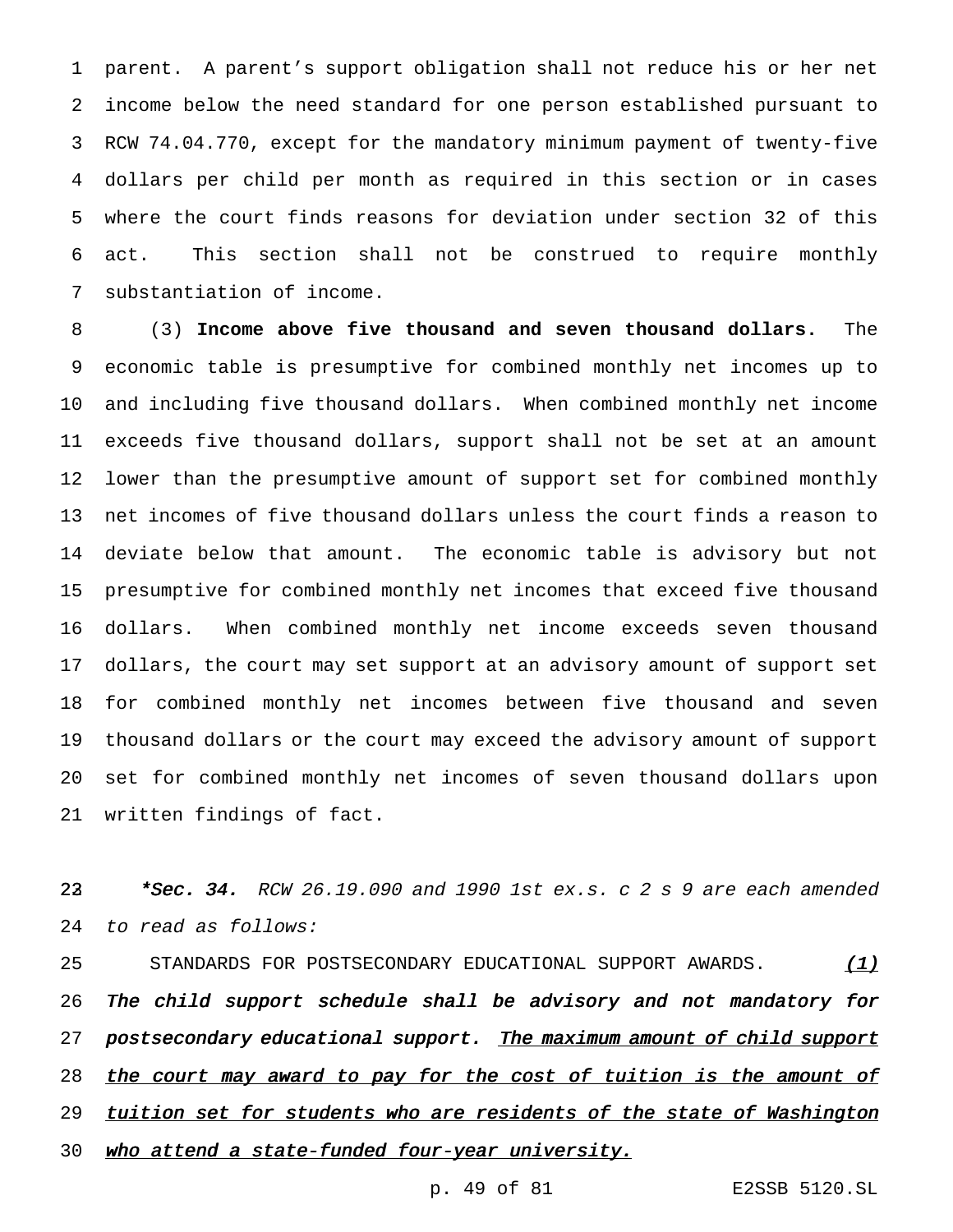parent. A parent's support obligation shall not reduce his or her net income below the need standard for one person established pursuant to RCW 74.04.770, except for the mandatory minimum payment of twenty-five dollars per child per month as required in this section or in cases where the court finds reasons for deviation under section 32 of this act. This section shall not be construed to require monthly substantiation of income.

(3) **Income above five thousand and seven thousand dollars.** The economic table is presumptive for combined monthly net incomes up to and including five thousand dollars. When combined monthly net income exceeds five thousand dollars, support shall not be set at an amount lower than the presumptive amount of support set for combined monthly net incomes of five thousand dollars unless the court finds a reason to deviate below that amount. The economic table is advisory but not presumptive for combined monthly net incomes that exceed five thousand dollars. When combined monthly net income exceeds seven thousand dollars, the court may set support at an advisory amount of support set for combined monthly net incomes between five thousand and seven thousand dollars or the court may exceed the advisory amount of support set for combined monthly net incomes of seven thousand dollars upon written findings of fact.

***Sec. 34.** *RCW 26.19.090 and 1990 1st ex.s. c 2 s 9 are each amended to read as follows:*

STANDARDS FOR POSTSECONDARY EDUCATIONAL SUPPORT AWARDS. *(1)* *The child support schedule shall be advisory and not mandatory for postsecondary educational support.* *The maximum amount of child support the court may award to pay for the cost of tuition is the amount of tuition set for students who are residents of the state of Washington who attend a state-funded four-year university.*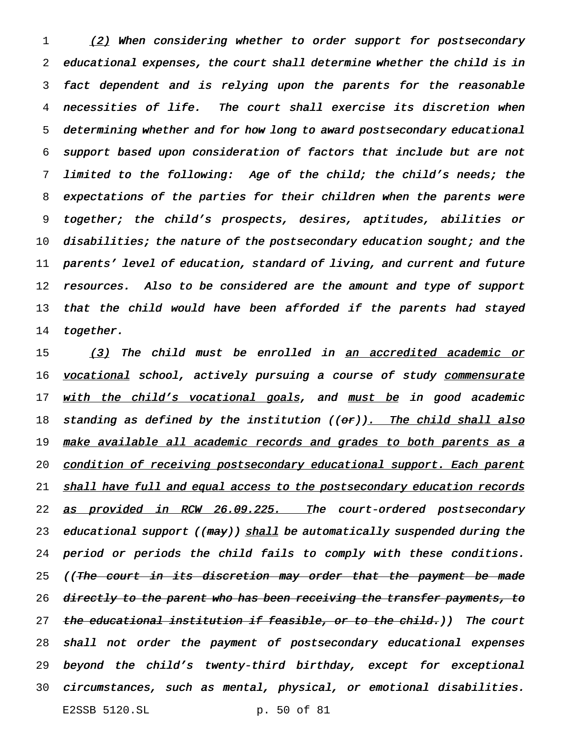*<u>(2)</u> When considering whether to order support for postsecondary educational expenses, the court shall determine whether the child is in fact dependent and is relying upon the parents for the reasonable necessities of life. The court shall exercise its discretion when determining whether and for how long to award postsecondary educational support based upon consideration of factors that include but are not limited to the following: Age of the child; the child's needs; the expectations of the parties for their children when the parents were together; the child's prospects, desires, aptitudes, abilities or disabilities; the nature of the postsecondary education sought; and the parents' level of education, standard of living, and current and future resources. Also to be considered are the amount and type of support that the child would have been afforded if the parents had stayed together.*

*<u>(3)</u> The child must be enrolled in <u>an accredited academic or vocational</u> school, actively pursuing a course of study <u>commensurate with the child's vocational goals</u>, and <u>must be</u> in good academic standing as defined by the institution ((~~or~~))<u>. The child shall also make available all academic records and grades to both parents as a condition of receiving postsecondary educational support. Each parent shall have full and equal access to the postsecondary education records as provided in RCW 26.09.225. T</u>he court-ordered postsecondary educational support ((~~may~~)) <u>shall</u> be automatically suspended during the period or periods the child fails to comply with these conditions. ((~~The court in its discretion may order that the payment be made directly to the parent who has been receiving the transfer payments, to the educational institution if feasible, or to the child.~~)) The court shall not order the payment of postsecondary educational expenses beyond the child's twenty-third birthday, except for exceptional circumstances, such as mental, physical, or emotional disabilities.*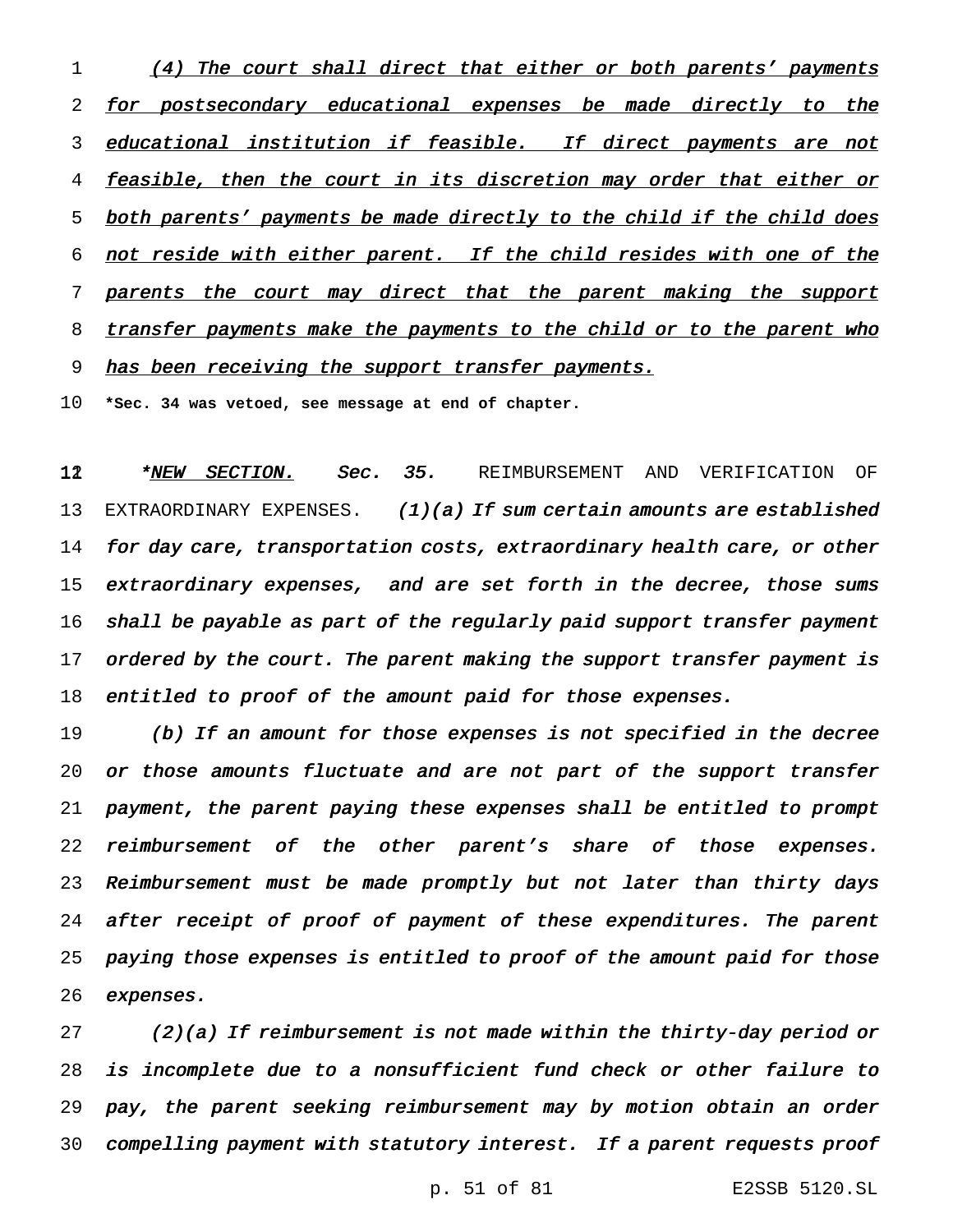_(4) The court shall direct that either or both parents' payments for postsecondary educational expenses be made directly to the educational institution if feasible. If direct payments are not feasible, then the court in its discretion may order that either or both parents' payments be made directly to the child if the child does not reside with either parent. If the child resides with one of the parents the court may direct that the parent making the support transfer payments make the payments to the child or to the parent who has been receiving the support transfer payments._

**\*Sec. 34 was vetoed, see message at end of chapter.**

\*_NEW SECTION._ _Sec. 35._ REIMBURSEMENT AND VERIFICATION OF EXTRAORDINARY EXPENSES. _(1)(a) If sum certain amounts are established for day care, transportation costs, extraordinary health care, or other extraordinary expenses, and are set forth in the decree, those sums shall be payable as part of the regularly paid support transfer payment ordered by the court. The parent making the support transfer payment is entitled to proof of the amount paid for those expenses._

_(b) If an amount for those expenses is not specified in the decree or those amounts fluctuate and are not part of the support transfer payment, the parent paying these expenses shall be entitled to prompt reimbursement of the other parent's share of those expenses. Reimbursement must be made promptly but not later than thirty days after receipt of proof of payment of these expenditures. The parent paying those expenses is entitled to proof of the amount paid for those expenses._

_(2)(a) If reimbursement is not made within the thirty-day period or is incomplete due to a nonsufficient fund check or other failure to pay, the parent seeking reimbursement may by motion obtain an order compelling payment with statutory interest. If a parent requests proof_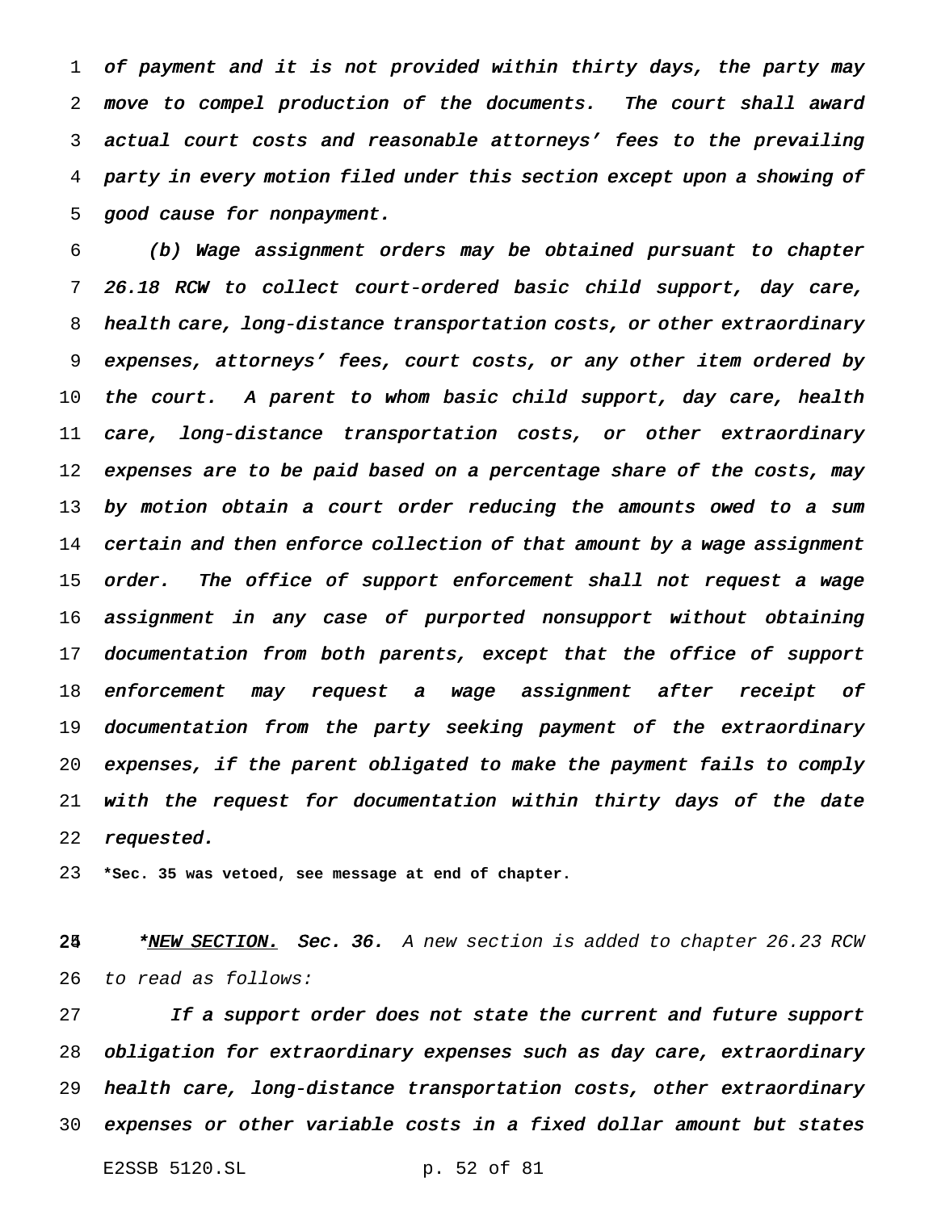*of payment and it is not provided within thirty days, the party may move to compel production of the documents. The court shall award actual court costs and reasonable attorneys' fees to the prevailing party in every motion filed under this section except upon a showing of good cause for nonpayment.*

*(b) Wage assignment orders may be obtained pursuant to chapter 26.18 RCW to collect court-ordered basic child support, day care, health care, long-distance transportation costs, or other extraordinary expenses, attorneys' fees, court costs, or any other item ordered by the court. A parent to whom basic child support, day care, health care, long-distance transportation costs, or other extraordinary expenses are to be paid based on a percentage share of the costs, may by motion obtain a court order reducing the amounts owed to a sum certain and then enforce collection of that amount by a wage assignment order. The office of support enforcement shall not request a wage assignment in any case of purported nonsupport without obtaining documentation from both parents, except that the office of support enforcement may request a wage assignment after receipt of documentation from the party seeking payment of the extraordinary expenses, if the parent obligated to make the payment fails to comply with the request for documentation within thirty days of the date requested.*

**\*Sec. 35 was vetoed, see message at end of chapter.**

*\*<u>NEW SECTION.</u> **Sec. 36.** A new section is added to chapter 26.23 RCW to read as follows:*

*If a support order does not state the current and future support obligation for extraordinary expenses such as day care, extraordinary health care, long-distance transportation costs, other extraordinary expenses or other variable costs in a fixed dollar amount but states*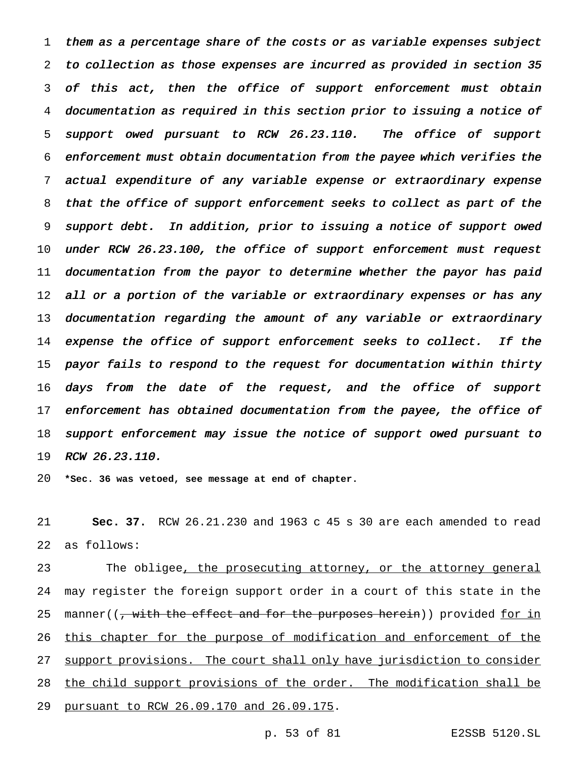*them as a percentage share of the costs or as variable expenses subject to collection as those expenses are incurred as provided in section 35 of this act, then the office of support enforcement must obtain documentation as required in this section prior to issuing a notice of support owed pursuant to RCW 26.23.110. The office of support enforcement must obtain documentation from the payee which verifies the actual expenditure of any variable expense or extraordinary expense that the office of support enforcement seeks to collect as part of the support debt. In addition, prior to issuing a notice of support owed under RCW 26.23.100, the office of support enforcement must request documentation from the payor to determine whether the payor has paid all or a portion of the variable or extraordinary expenses or has any documentation regarding the amount of any variable or extraordinary expense the office of support enforcement seeks to collect. If the payor fails to respond to the request for documentation within thirty days from the date of the request, and the office of support enforcement has obtained documentation from the payee, the office of support enforcement may issue the notice of support owed pursuant to RCW 26.23.110.*

**\*Sec. 36 was vetoed, see message at end of chapter.**

**Sec. 37.** RCW 26.21.230 and 1963 c 45 s 30 are each amended to read as follows:

The obligee<u>, the prosecuting attorney, or the attorney general</u> may register the foreign support order in a court of this state in the manner((~~, with the effect and for the purposes herein~~)) provided <u>for in this chapter for the purpose of modification and enforcement of the support provisions. The court shall only have jurisdiction to consider the child support provisions of the order. The modification shall be pursuant to RCW 26.09.170 and 26.09.175</u>.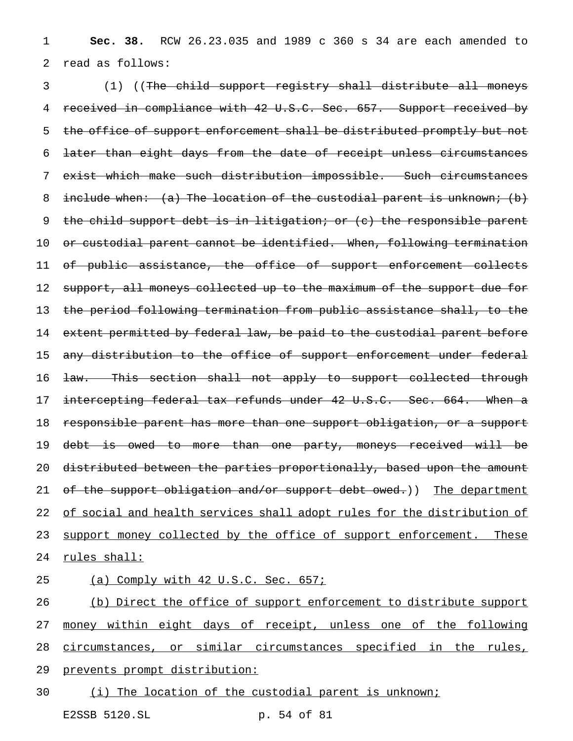**Sec. 38.** RCW 26.23.035 and 1989 c 360 s 34 are each amended to read as follows:

(1) ((~~The child support registry shall distribute all moneys received in compliance with 42 U.S.C. Sec. 657. Support received by the office of support enforcement shall be distributed promptly but not later than eight days from the date of receipt unless circumstances exist which make such distribution impossible. Such circumstances include when: (a) The location of the custodial parent is unknown; (b) the child support debt is in litigation; or (c) the responsible parent or custodial parent cannot be identified. When, following termination of public assistance, the office of support enforcement collects support, all moneys collected up to the maximum of the support due for the period following termination from public assistance shall, to the extent permitted by federal law, be paid to the custodial parent before any distribution to the office of support enforcement under federal law. This section shall not apply to support collected through intercepting federal tax refunds under 42 U.S.C. Sec. 664. When a responsible parent has more than one support obligation, or a support debt is owed to more than one party, moneys received will be distributed between the parties proportionally, based upon the amount of the support obligation and/or support debt owed.~~)) <u>The department of social and health services shall adopt rules for the distribution of support money collected by the office of support enforcement. These rules shall:</u>

<u>(a) Comply with 42 U.S.C. Sec. 657;</u>

<u>(b) Direct the office of support enforcement to distribute support money within eight days of receipt, unless one of the following circumstances, or similar circumstances specified in the rules, prevents prompt distribution:</u>

<u>(i) The location of the custodial parent is unknown;</u>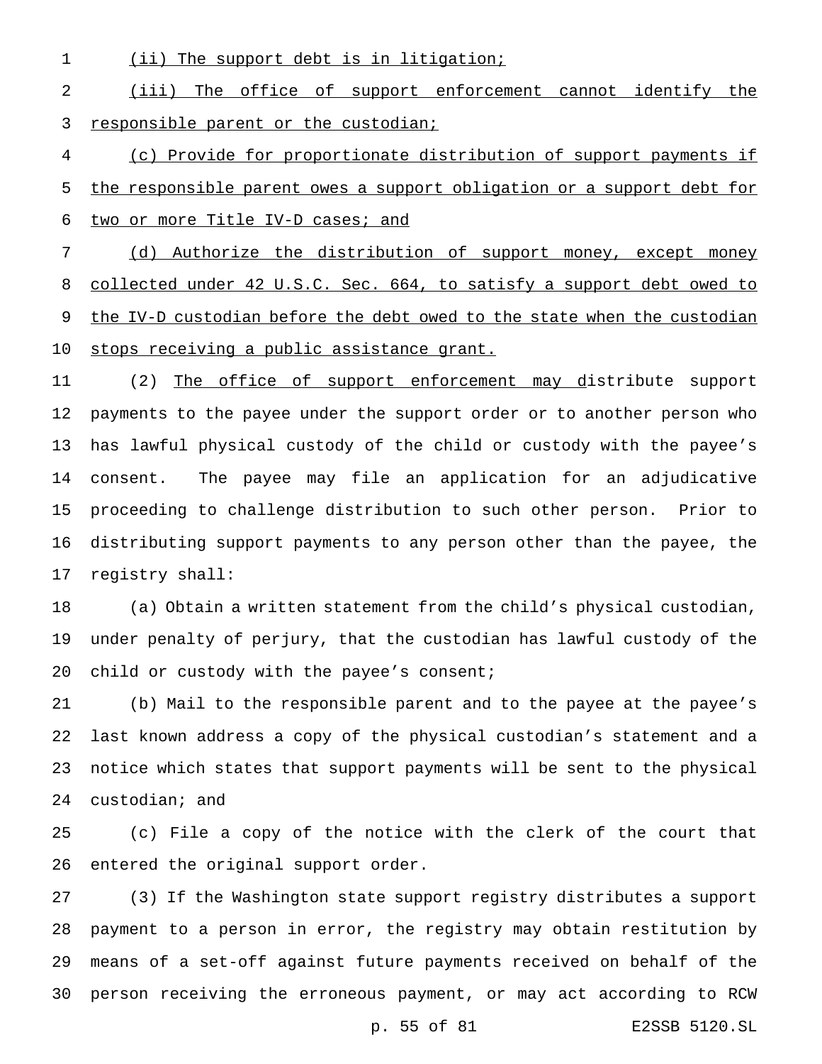(ii) The support debt is in litigation;

(iii) The office of support enforcement cannot identify the responsible parent or the custodian;

(c) Provide for proportionate distribution of support payments if the responsible parent owes a support obligation or a support debt for two or more Title IV-D cases; and

(d) Authorize the distribution of support money, except money collected under 42 U.S.C. Sec. 664, to satisfy a support debt owed to the IV-D custodian before the debt owed to the state when the custodian stops receiving a public assistance grant.

(2) The office of support enforcement may distribute support payments to the payee under the support order or to another person who has lawful physical custody of the child or custody with the payee's consent. The payee may file an application for an adjudicative proceeding to challenge distribution to such other person. Prior to distributing support payments to any person other than the payee, the registry shall:

(a) Obtain a written statement from the child's physical custodian, under penalty of perjury, that the custodian has lawful custody of the child or custody with the payee's consent;

(b) Mail to the responsible parent and to the payee at the payee's last known address a copy of the physical custodian's statement and a notice which states that support payments will be sent to the physical custodian; and

(c) File a copy of the notice with the clerk of the court that entered the original support order.

(3) If the Washington state support registry distributes a support payment to a person in error, the registry may obtain restitution by means of a set-off against future payments received on behalf of the person receiving the erroneous payment, or may act according to RCW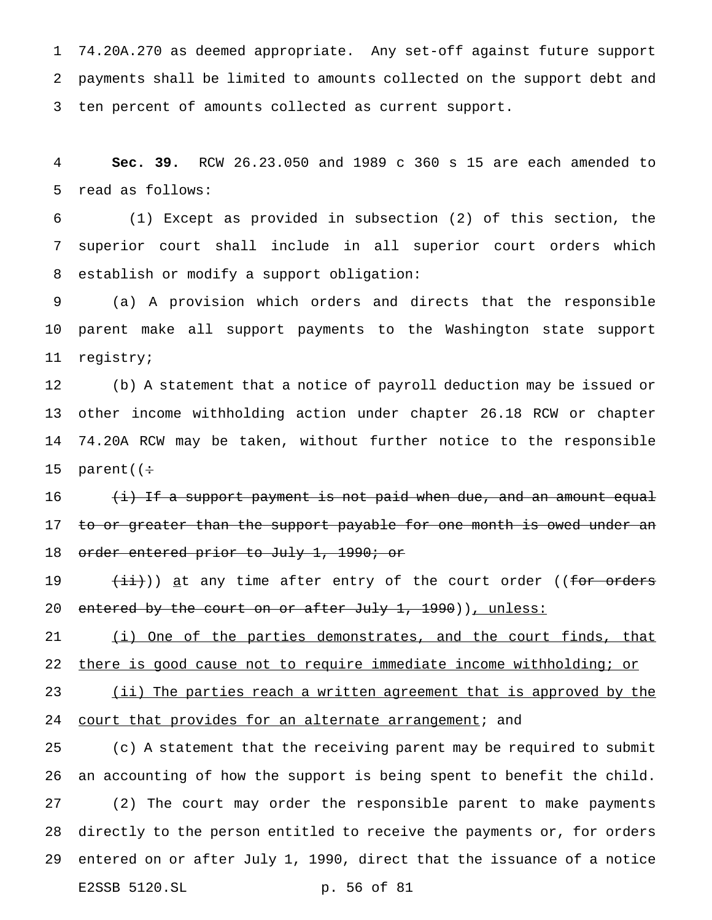74.20A.270 as deemed appropriate. Any set-off against future support payments shall be limited to amounts collected on the support debt and ten percent of amounts collected as current support.

**Sec. 39.** RCW 26.23.050 and 1989 c 360 s 15 are each amended to read as follows:

(1) Except as provided in subsection (2) of this section, the superior court shall include in all superior court orders which establish or modify a support obligation:

(a) A provision which orders and directs that the responsible parent make all support payments to the Washington state support registry;

(b) A statement that a notice of payroll deduction may be issued or other income withholding action under chapter 26.18 RCW or chapter 74.20A RCW may be taken, without further notice to the responsible parent((~~:~~

~~(i) If a support payment is not paid when due, and an amount equal to or greater than the support payable for one month is owed under an order entered prior to July 1, 1990; or~~

~~(ii)~~)) <u>a</u>t any time after entry of the court order ((~~for orders entered by the court on or after July 1, 1990~~))<u>, unless:</u>

<u>(i) One of the parties demonstrates, and the court finds, that there is good cause not to require immediate income withholding; or</u>

<u>(ii) The parties reach a written agreement that is approved by the court that provides for an alternate arrangement</u>; and

(c) A statement that the receiving parent may be required to submit an accounting of how the support is being spent to benefit the child.

(2) The court may order the responsible parent to make payments directly to the person entitled to receive the payments or, for orders entered on or after July 1, 1990, direct that the issuance of a notice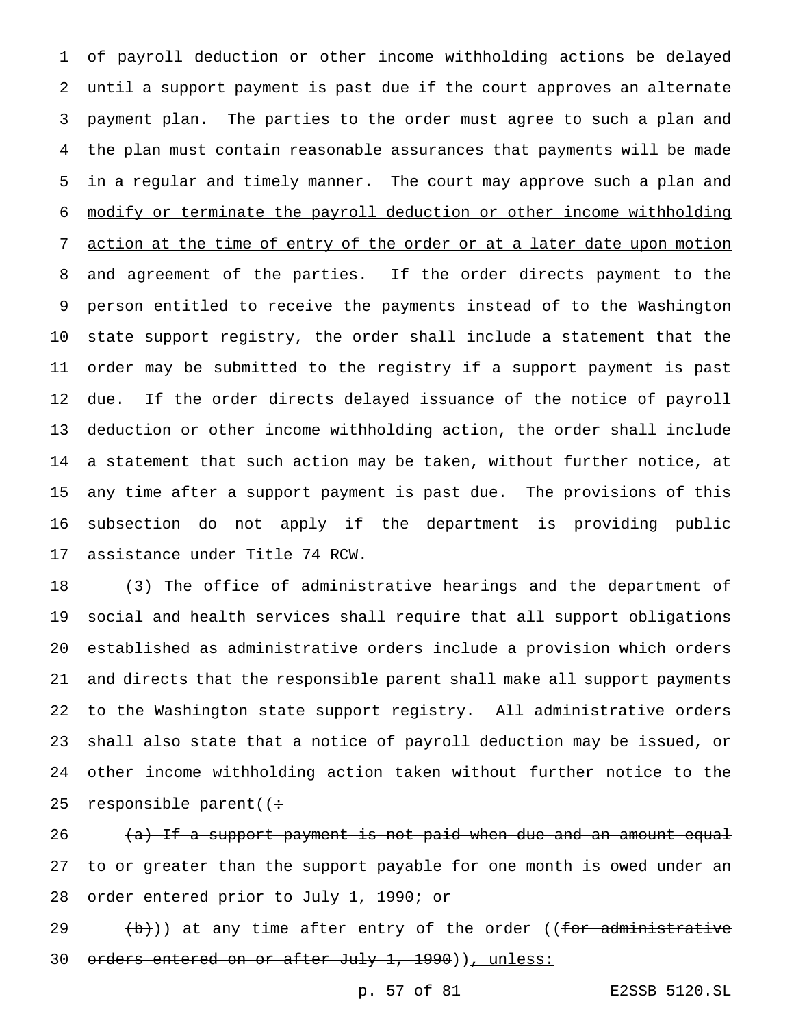of payroll deduction or other income withholding actions be delayed until a support payment is past due if the court approves an alternate payment plan. The parties to the order must agree to such a plan and the plan must contain reasonable assurances that payments will be made in a regular and timely manner. The court may approve such a plan and modify or terminate the payroll deduction or other income withholding action at the time of entry of the order or at a later date upon motion and agreement of the parties. If the order directs payment to the person entitled to receive the payments instead of to the Washington state support registry, the order shall include a statement that the order may be submitted to the registry if a support payment is past due. If the order directs delayed issuance of the notice of payroll deduction or other income withholding action, the order shall include a statement that such action may be taken, without further notice, at any time after a support payment is past due. The provisions of this subsection do not apply if the department is providing public assistance under Title 74 RCW.

(3) The office of administrative hearings and the department of social and health services shall require that all support obligations established as administrative orders include a provision which orders and directs that the responsible parent shall make all support payments to the Washington state support registry. All administrative orders shall also state that a notice of payroll deduction may be issued, or other income withholding action taken without further notice to the responsible parent((~~:~~

~~(a) If a support payment is not paid when due and an amount equal to or greater than the support payable for one month is owed under an order entered prior to July 1, 1990; or~~

~~(b)~~)) at any time after entry of the order ((~~for administrative orders entered on or after July 1, 1990~~)), unless: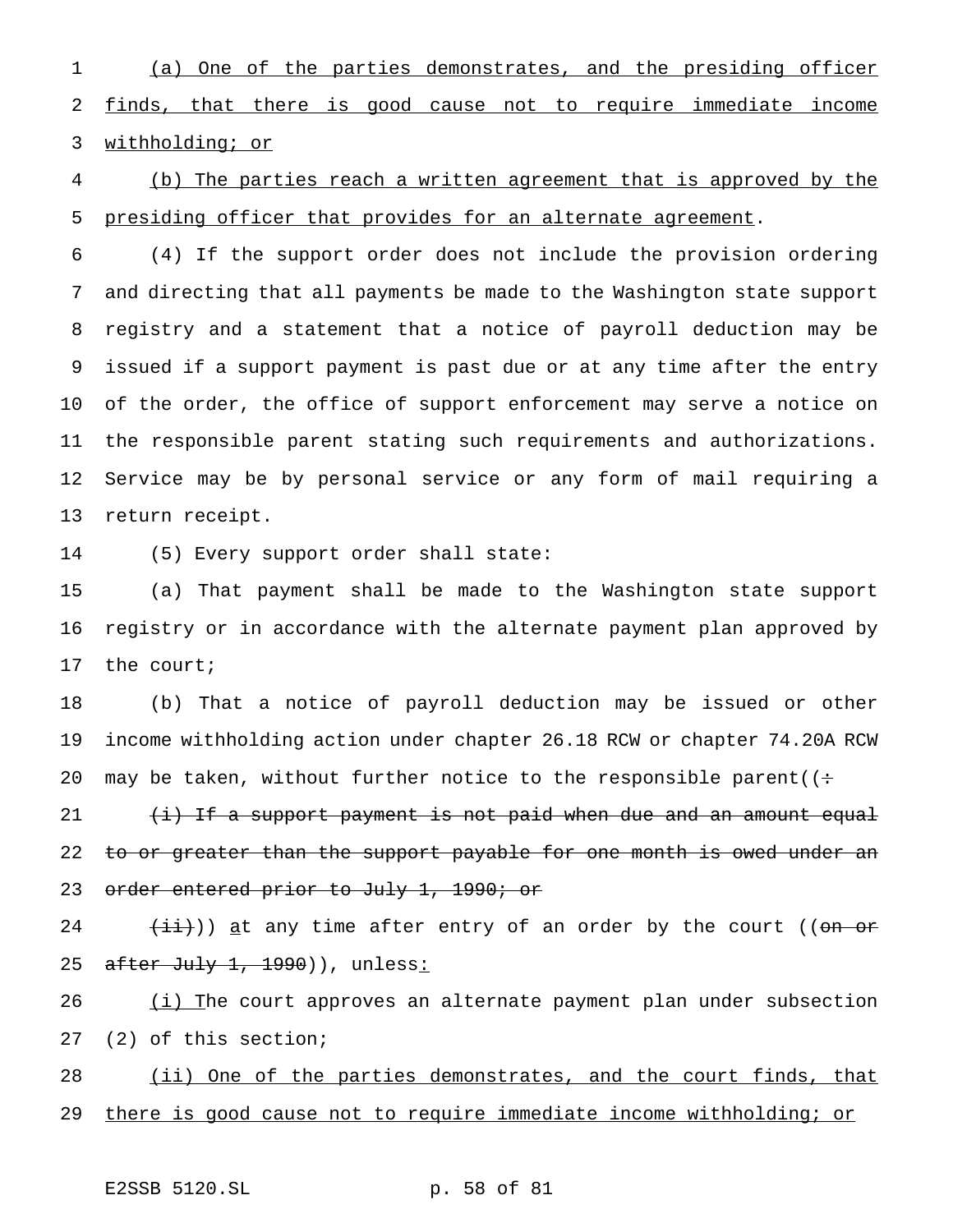(a) One of the parties demonstrates, and the presiding officer finds, that there is good cause not to require immediate income withholding; or

(b) The parties reach a written agreement that is approved by the presiding officer that provides for an alternate agreement.

(4) If the support order does not include the provision ordering and directing that all payments be made to the Washington state support registry and a statement that a notice of payroll deduction may be issued if a support payment is past due or at any time after the entry of the order, the office of support enforcement may serve a notice on the responsible parent stating such requirements and authorizations. Service may be by personal service or any form of mail requiring a return receipt.

(5) Every support order shall state:

(a) That payment shall be made to the Washington state support registry or in accordance with the alternate payment plan approved by the court;

(b) That a notice of payroll deduction may be issued or other income withholding action under chapter 26.18 RCW or chapter 74.20A RCW may be taken, without further notice to the responsible parent((~~:~~

~~(i) If a support payment is not paid when due and an amount equal to or greater than the support payable for one month is owed under an order entered prior to July 1, 1990; or~~

~~(ii)~~)) at any time after entry of an order by the court ((~~on or after July 1, 1990~~)), unless:

(i) The court approves an alternate payment plan under subsection (2) of this section;

(ii) One of the parties demonstrates, and the court finds, that there is good cause not to require immediate income withholding; or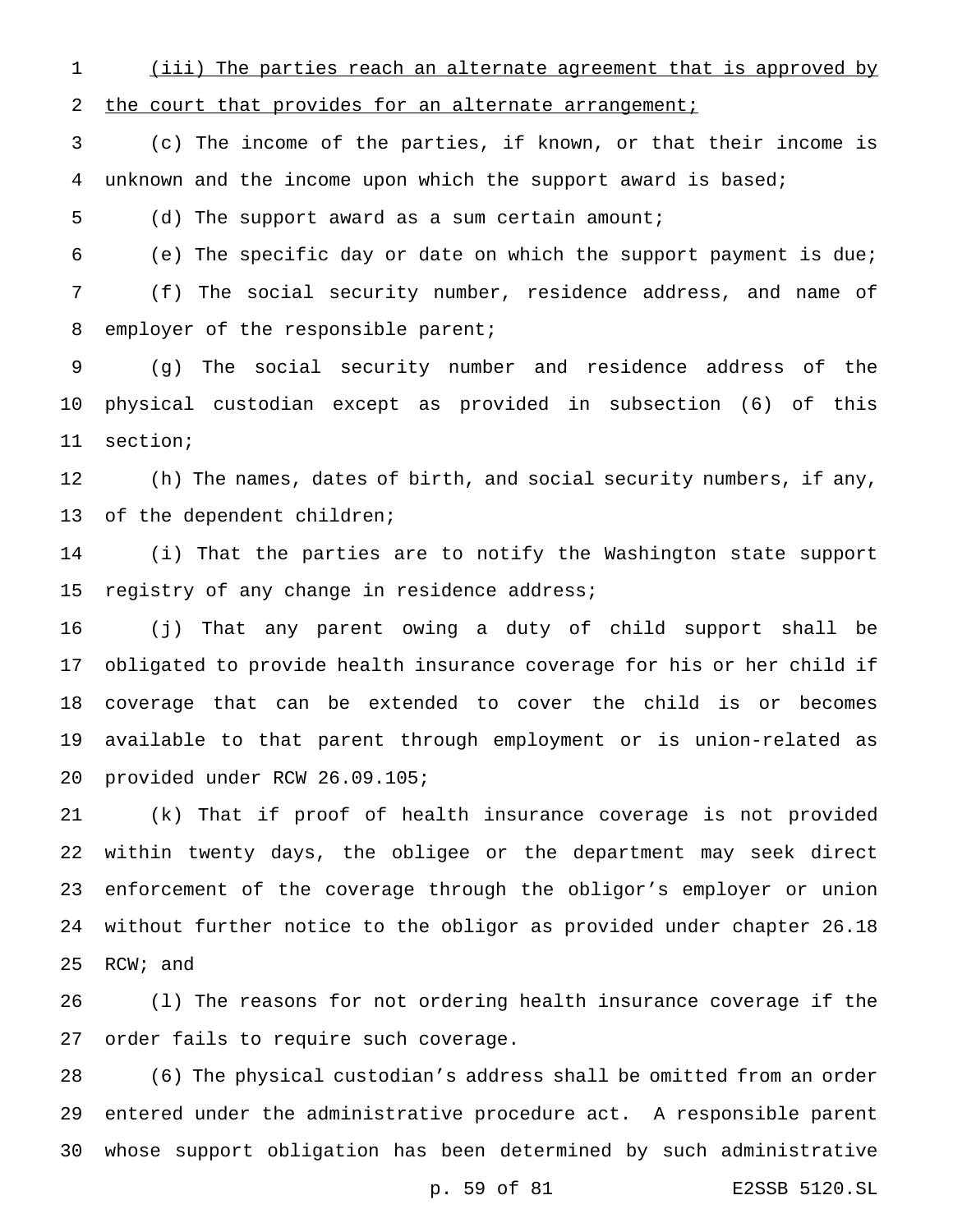<u>(iii) The parties reach an alternate agreement that is approved by the court that provides for an alternate arrangement;</u>

(c) The income of the parties, if known, or that their income is unknown and the income upon which the support award is based;

(d) The support award as a sum certain amount;

(e) The specific day or date on which the support payment is due;

(f) The social security number, residence address, and name of employer of the responsible parent;

(g) The social security number and residence address of the physical custodian except as provided in subsection (6) of this section;

(h) The names, dates of birth, and social security numbers, if any, of the dependent children;

(i) That the parties are to notify the Washington state support registry of any change in residence address;

(j) That any parent owing a duty of child support shall be obligated to provide health insurance coverage for his or her child if coverage that can be extended to cover the child is or becomes available to that parent through employment or is union-related as provided under RCW 26.09.105;

(k) That if proof of health insurance coverage is not provided within twenty days, the obligee or the department may seek direct enforcement of the coverage through the obligor's employer or union without further notice to the obligor as provided under chapter 26.18 RCW; and

(l) The reasons for not ordering health insurance coverage if the order fails to require such coverage.

(6) The physical custodian's address shall be omitted from an order entered under the administrative procedure act. A responsible parent whose support obligation has been determined by such administrative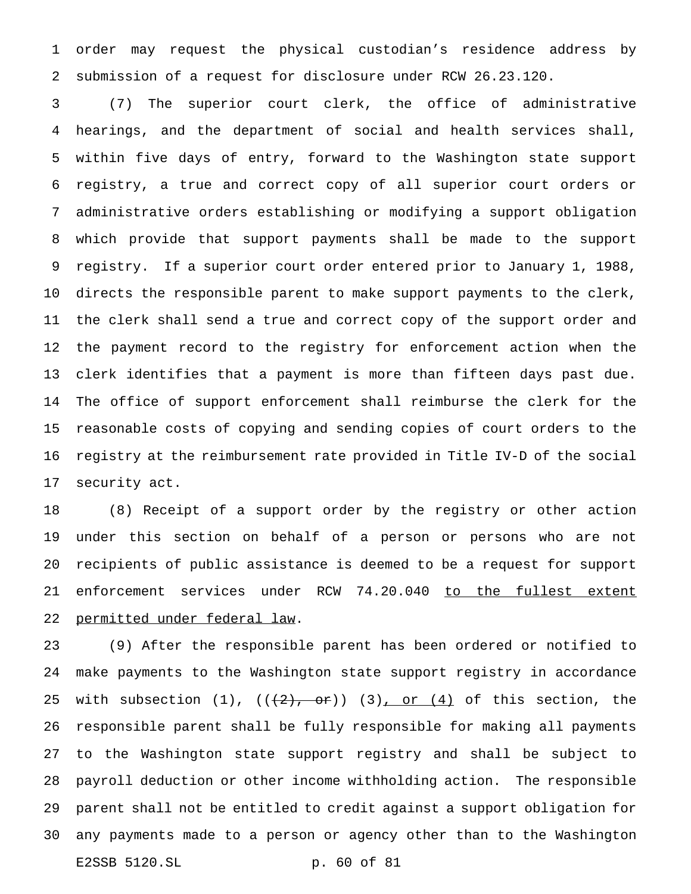order may request the physical custodian's residence address by submission of a request for disclosure under RCW 26.23.120.

(7) The superior court clerk, the office of administrative hearings, and the department of social and health services shall, within five days of entry, forward to the Washington state support registry, a true and correct copy of all superior court orders or administrative orders establishing or modifying a support obligation which provide that support payments shall be made to the support registry. If a superior court order entered prior to January 1, 1988, directs the responsible parent to make support payments to the clerk, the clerk shall send a true and correct copy of the support order and the payment record to the registry for enforcement action when the clerk identifies that a payment is more than fifteen days past due. The office of support enforcement shall reimburse the clerk for the reasonable costs of copying and sending copies of court orders to the registry at the reimbursement rate provided in Title IV-D of the social security act.

(8) Receipt of a support order by the registry or other action under this section on behalf of a person or persons who are not recipients of public assistance is deemed to be a request for support enforcement services under RCW 74.20.040 to the fullest extent permitted under federal law.

(9) After the responsible parent has been ordered or notified to make payments to the Washington state support registry in accordance with subsection (1), (((2), or)) (3), or (4) of this section, the responsible parent shall be fully responsible for making all payments to the Washington state support registry and shall be subject to payroll deduction or other income withholding action. The responsible parent shall not be entitled to credit against a support obligation for any payments made to a person or agency other than to the Washington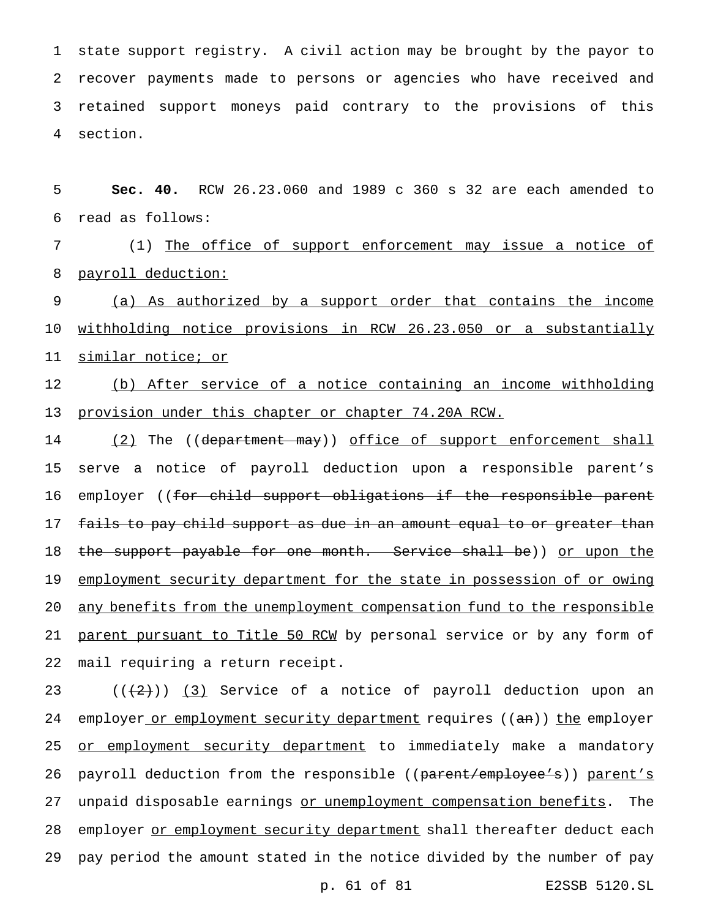state support registry. A civil action may be brought by the payor to recover payments made to persons or agencies who have received and retained support moneys paid contrary to the provisions of this section.

**Sec. 40.** RCW 26.23.060 and 1989 c 360 s 32 are each amended to read as follows:

(1) The office of support enforcement may issue a notice of payroll deduction:

(a) As authorized by a support order that contains the income withholding notice provisions in RCW 26.23.050 or a substantially similar notice; or

(b) After service of a notice containing an income withholding provision under this chapter or chapter 74.20A RCW.

(2) The ((~~department may~~)) office of support enforcement shall serve a notice of payroll deduction upon a responsible parent's employer ((~~for child support obligations if the responsible parent fails to pay child support as due in an amount equal to or greater than the support payable for one month. Service shall be~~)) or upon the employment security department for the state in possession of or owing any benefits from the unemployment compensation fund to the responsible parent pursuant to Title 50 RCW by personal service or by any form of mail requiring a return receipt.

((~~(2)~~)) (3) Service of a notice of payroll deduction upon an employer or employment security department requires ((~~an~~)) the employer or employment security department to immediately make a mandatory payroll deduction from the responsible ((~~parent/employee's~~)) parent's unpaid disposable earnings or unemployment compensation benefits. The employer or employment security department shall thereafter deduct each pay period the amount stated in the notice divided by the number of pay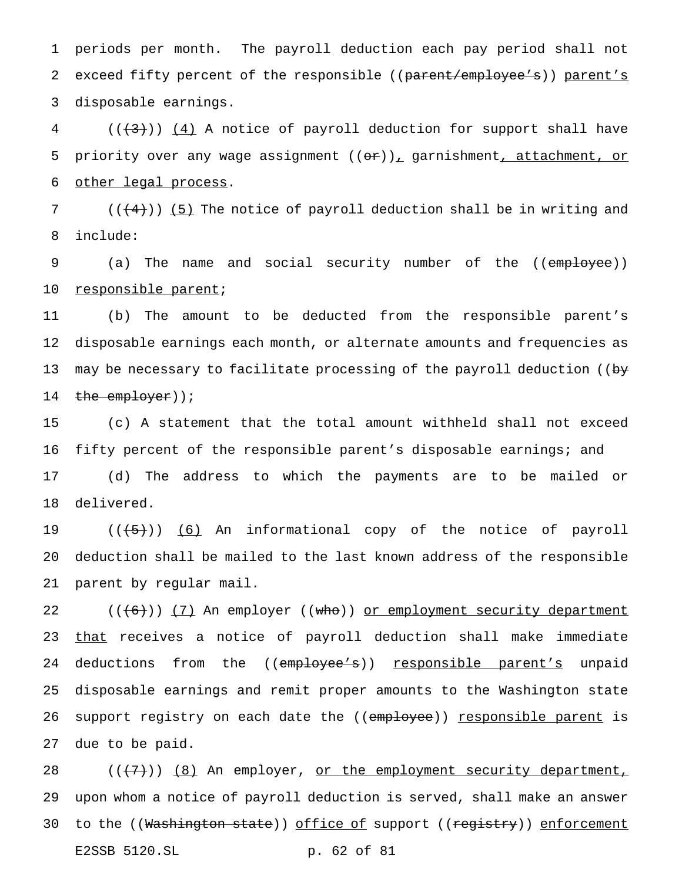periods per month. The payroll deduction each pay period shall not exceed fifty percent of the responsible ((~~parent/employee's~~)) parent's disposable earnings.

((~~(3)~~)) (4) A notice of payroll deduction for support shall have priority over any wage assignment ((~~or~~)), garnishment, attachment, or other legal process.

((~~(4)~~)) (5) The notice of payroll deduction shall be in writing and include:

(a) The name and social security number of the ((~~employee~~)) responsible parent;

(b) The amount to be deducted from the responsible parent's disposable earnings each month, or alternate amounts and frequencies as may be necessary to facilitate processing of the payroll deduction ((~~by the employer~~));

(c) A statement that the total amount withheld shall not exceed fifty percent of the responsible parent's disposable earnings; and

(d) The address to which the payments are to be mailed or delivered.

((~~(5)~~)) (6) An informational copy of the notice of payroll deduction shall be mailed to the last known address of the responsible parent by regular mail.

((~~(6)~~)) (7) An employer ((~~who~~)) or employment security department that receives a notice of payroll deduction shall make immediate deductions from the ((~~employee's~~)) responsible parent's unpaid disposable earnings and remit proper amounts to the Washington state support registry on each date the ((~~employee~~)) responsible parent is due to be paid.

((~~(7)~~)) (8) An employer, or the employment security department, upon whom a notice of payroll deduction is served, shall make an answer to the ((~~Washington state~~)) office of support ((~~registry~~)) enforcement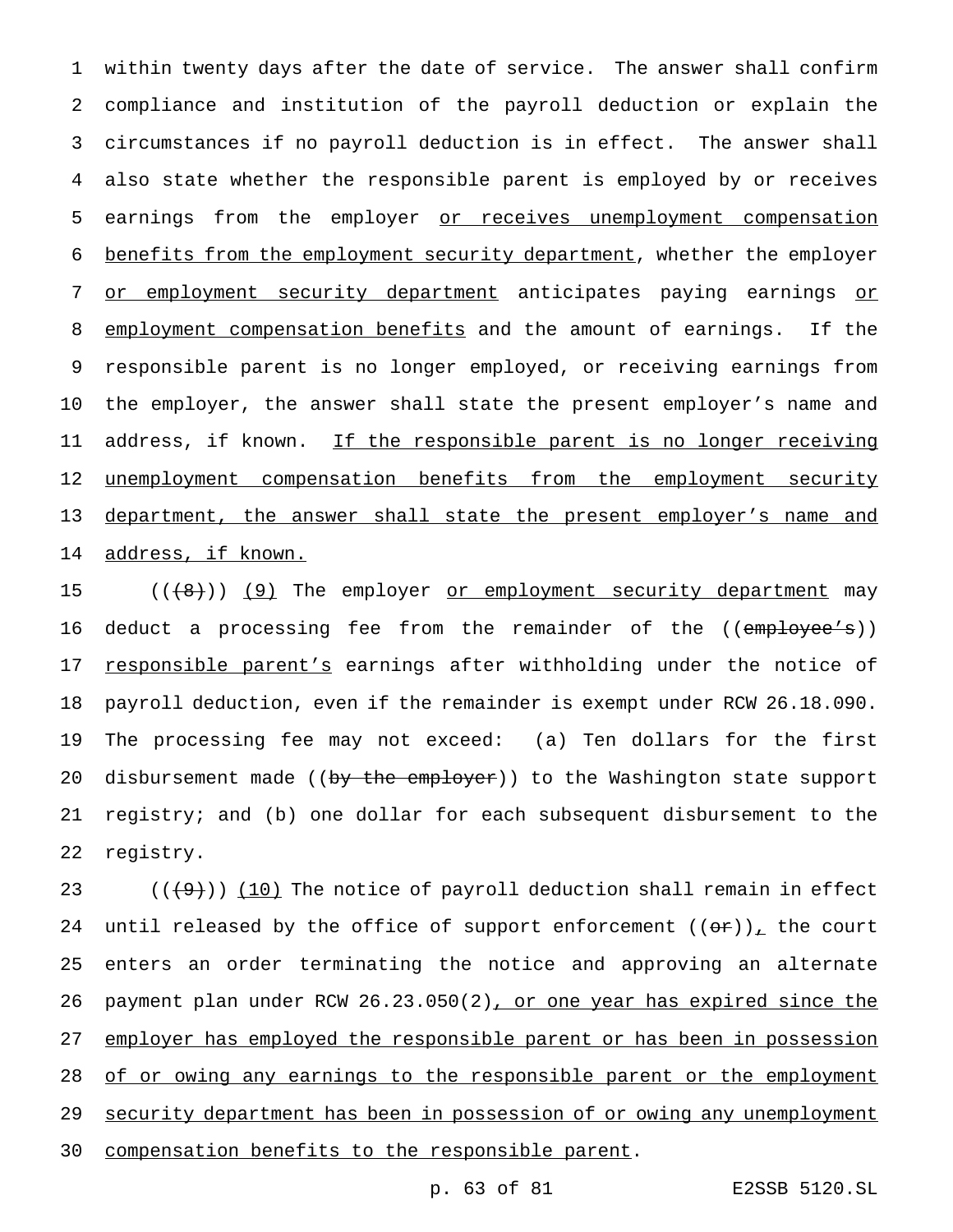within twenty days after the date of service. The answer shall confirm compliance and institution of the payroll deduction or explain the circumstances if no payroll deduction is in effect. The answer shall also state whether the responsible parent is employed by or receives earnings from the employer <u>or receives unemployment compensation benefits from the employment security department</u>, whether the employer <u>or employment security department</u> anticipates paying earnings <u>or employment compensation benefits</u> and the amount of earnings. If the responsible parent is no longer employed, or receiving earnings from the employer, the answer shall state the present employer's name and address, if known. <u>If the responsible parent is no longer receiving unemployment compensation benefits from the employment security department, the answer shall state the present employer's name and address, if known.</u>

((~~(8)~~)) <u>(9)</u> The employer <u>or employment security department</u> may deduct a processing fee from the remainder of the ((~~employee's~~)) <u>responsible parent's</u> earnings after withholding under the notice of payroll deduction, even if the remainder is exempt under RCW 26.18.090. The processing fee may not exceed: (a) Ten dollars for the first disbursement made ((~~by the employer~~)) to the Washington state support registry; and (b) one dollar for each subsequent disbursement to the registry.

((~~(9)~~)) <u>(10)</u> The notice of payroll deduction shall remain in effect until released by the office of support enforcement ((~~or~~))<u>,</u> the court enters an order terminating the notice and approving an alternate payment plan under RCW 26.23.050(2)<u>, or one year has expired since the employer has employed the responsible parent or has been in possession of or owing any earnings to the responsible parent or the employment security department has been in possession of or owing any unemployment compensation benefits to the responsible parent</u>.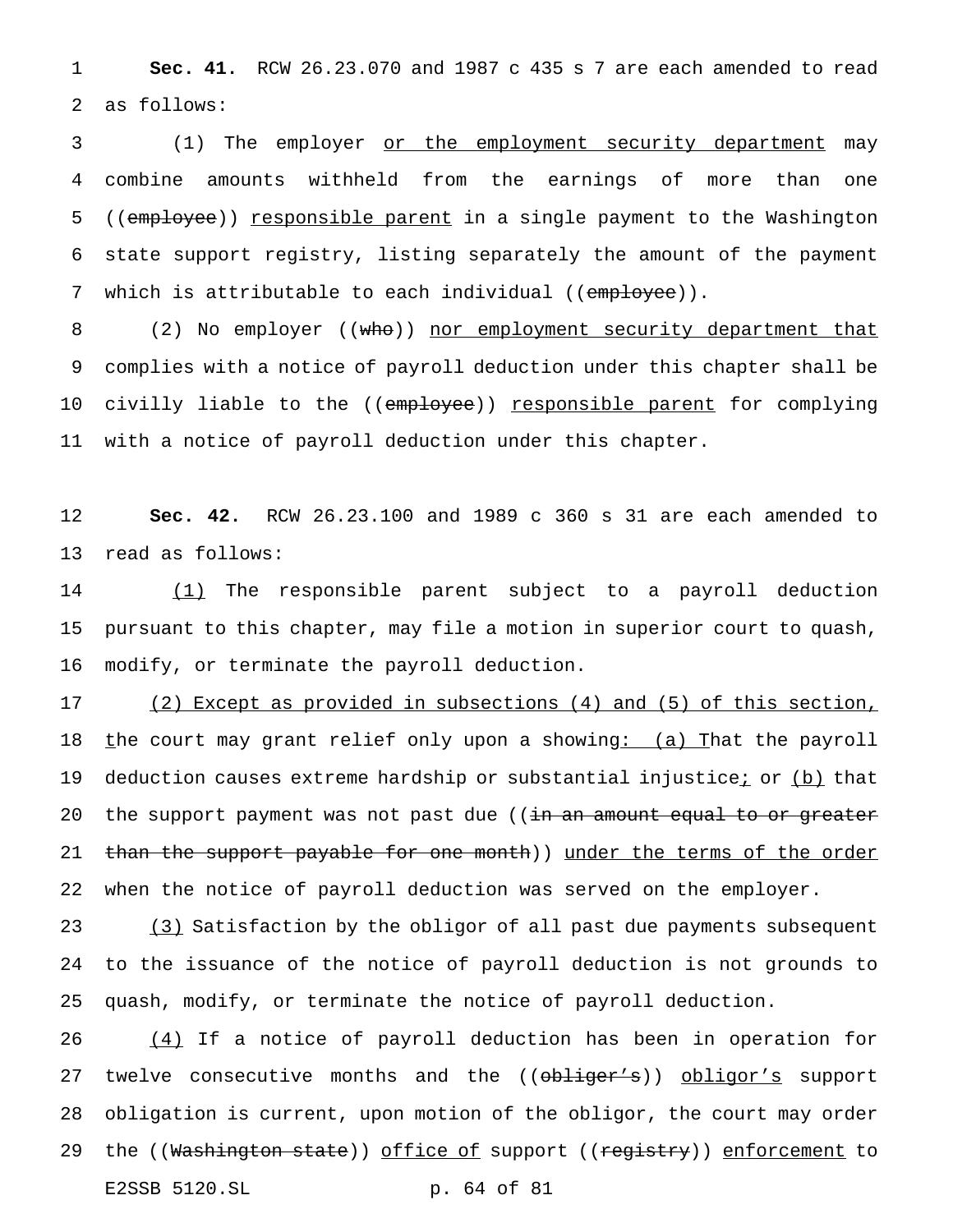**Sec. 41.** RCW 26.23.070 and 1987 c 435 s 7 are each amended to read as follows:

(1) The employer or the employment security department may combine amounts withheld from the earnings of more than one ((employee)) responsible parent in a single payment to the Washington state support registry, listing separately the amount of the payment which is attributable to each individual ((employee)).

(2) No employer ((who)) nor employment security department that complies with a notice of payroll deduction under this chapter shall be civilly liable to the ((employee)) responsible parent for complying with a notice of payroll deduction under this chapter.

**Sec. 42.** RCW 26.23.100 and 1989 c 360 s 31 are each amended to read as follows:

(1) The responsible parent subject to a payroll deduction pursuant to this chapter, may file a motion in superior court to quash, modify, or terminate the payroll deduction.

(2) Except as provided in subsections (4) and (5) of this section, the court may grant relief only upon a showing: (a) That the payroll deduction causes extreme hardship or substantial injustice; or (b) that the support payment was not past due ((in an amount equal to or greater than the support payable for one month)) under the terms of the order when the notice of payroll deduction was served on the employer.

(3) Satisfaction by the obligor of all past due payments subsequent to the issuance of the notice of payroll deduction is not grounds to quash, modify, or terminate the notice of payroll deduction.

(4) If a notice of payroll deduction has been in operation for twelve consecutive months and the ((obliger's)) obligor's support obligation is current, upon motion of the obligor, the court may order the ((Washington state)) office of support ((registry)) enforcement to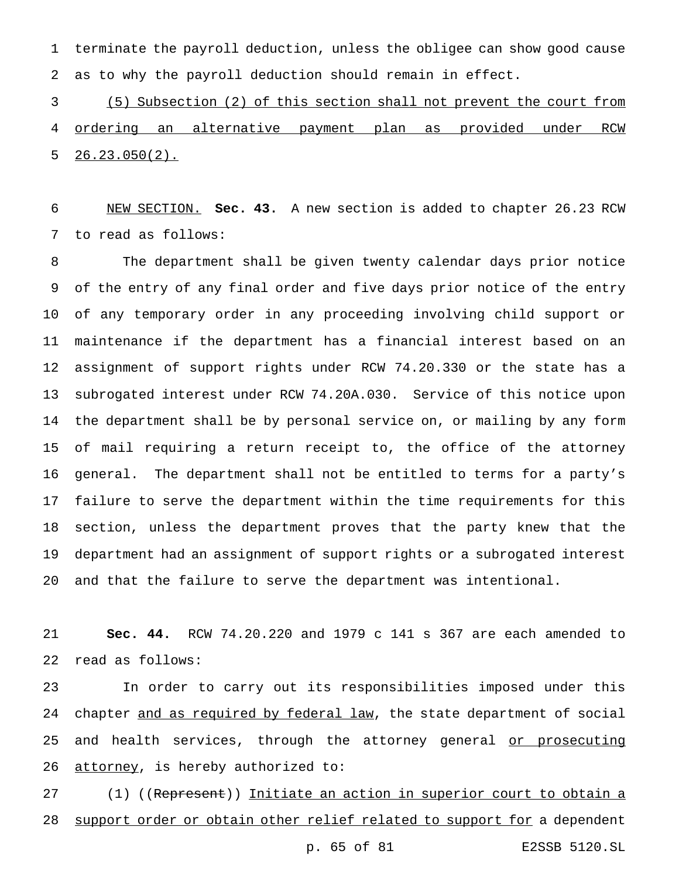terminate the payroll deduction, unless the obligee can show good cause as to why the payroll deduction should remain in effect.

(5) Subsection (2) of this section shall not prevent the court from ordering an alternative payment plan as provided under RCW 26.23.050(2).

NEW SECTION. **Sec. 43.** A new section is added to chapter 26.23 RCW to read as follows:

The department shall be given twenty calendar days prior notice of the entry of any final order and five days prior notice of the entry of any temporary order in any proceeding involving child support or maintenance if the department has a financial interest based on an assignment of support rights under RCW 74.20.330 or the state has a subrogated interest under RCW 74.20A.030. Service of this notice upon the department shall be by personal service on, or mailing by any form of mail requiring a return receipt to, the office of the attorney general. The department shall not be entitled to terms for a party's failure to serve the department within the time requirements for this section, unless the department proves that the party knew that the department had an assignment of support rights or a subrogated interest and that the failure to serve the department was intentional.

**Sec. 44.** RCW 74.20.220 and 1979 c 141 s 367 are each amended to read as follows:

In order to carry out its responsibilities imposed under this chapter and as required by federal law, the state department of social and health services, through the attorney general or prosecuting attorney, is hereby authorized to:

(1) ((Represent)) Initiate an action in superior court to obtain a support order or obtain other relief related to support for a dependent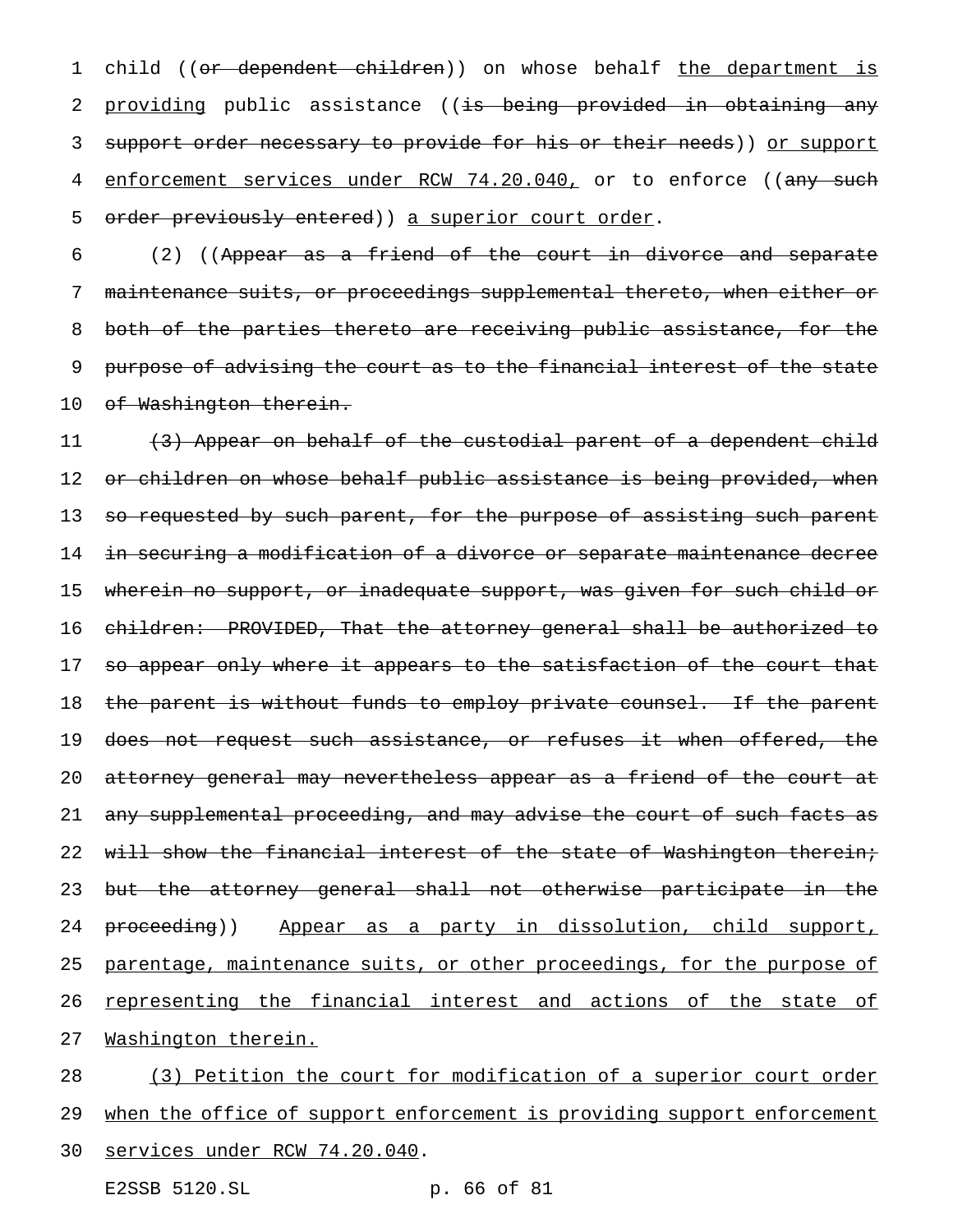child ((~~or dependent children~~)) on whose behalf <u>the department is providing</u> public assistance ((~~is being provided in obtaining any support order necessary to provide for his or their needs~~)) <u>or support enforcement services under RCW 74.20.040,</u> or to enforce ((~~any such order previously entered~~)) <u>a superior court order</u>.

(2) ((~~Appear as a friend of the court in divorce and separate maintenance suits, or proceedings supplemental thereto, when either or both of the parties thereto are receiving public assistance, for the purpose of advising the court as to the financial interest of the state of Washington therein.~~

~~(3) Appear on behalf of the custodial parent of a dependent child or children on whose behalf public assistance is being provided, when so requested by such parent, for the purpose of assisting such parent in securing a modification of a divorce or separate maintenance decree wherein no support, or inadequate support, was given for such child or children: PROVIDED, That the attorney general shall be authorized to so appear only where it appears to the satisfaction of the court that the parent is without funds to employ private counsel. If the parent does not request such assistance, or refuses it when offered, the attorney general may nevertheless appear as a friend of the court at any supplemental proceeding, and may advise the court of such facts as will show the financial interest of the state of Washington therein; but the attorney general shall not otherwise participate in the proceeding~~)) <u>Appear as a party in dissolution, child support, parentage, maintenance suits, or other proceedings, for the purpose of representing the financial interest and actions of the state of Washington therein.</u>

<u>(3) Petition the court for modification of a superior court order when the office of support enforcement is providing support enforcement services under RCW 74.20.040</u>.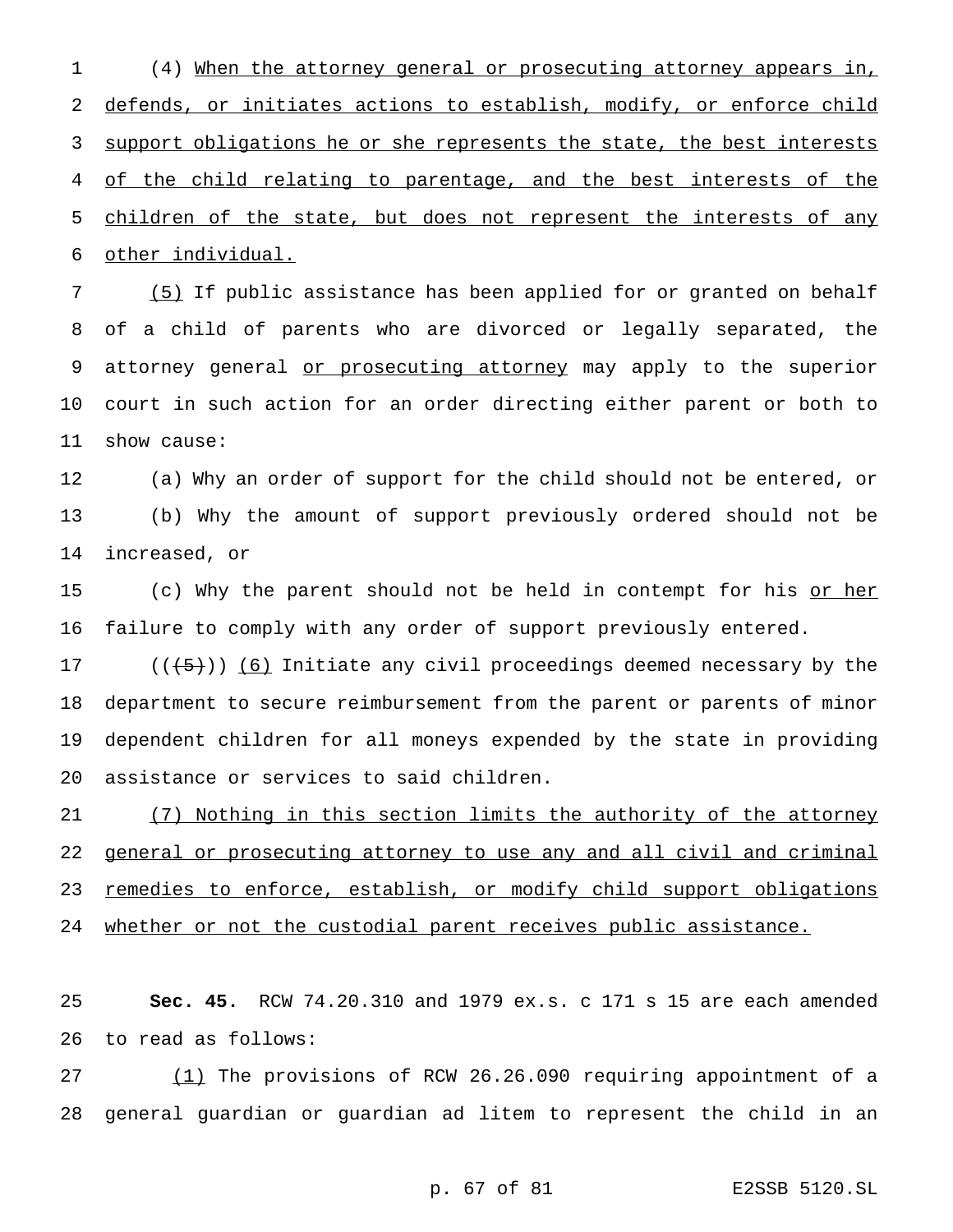(4) When the attorney general or prosecuting attorney appears in, defends, or initiates actions to establish, modify, or enforce child support obligations he or she represents the state, the best interests of the child relating to parentage, and the best interests of the children of the state, but does not represent the interests of any other individual.

(5) If public assistance has been applied for or granted on behalf of a child of parents who are divorced or legally separated, the attorney general or prosecuting attorney may apply to the superior court in such action for an order directing either parent or both to show cause:

(a) Why an order of support for the child should not be entered, or

(b) Why the amount of support previously ordered should not be increased, or

(c) Why the parent should not be held in contempt for his or her failure to comply with any order of support previously entered.

(((5))) (6) Initiate any civil proceedings deemed necessary by the department to secure reimbursement from the parent or parents of minor dependent children for all moneys expended by the state in providing assistance or services to said children.

(7) Nothing in this section limits the authority of the attorney general or prosecuting attorney to use any and all civil and criminal remedies to enforce, establish, or modify child support obligations whether or not the custodial parent receives public assistance.

**Sec. 45.** RCW 74.20.310 and 1979 ex.s. c 171 s 15 are each amended to read as follows:

(1) The provisions of RCW 26.26.090 requiring appointment of a general guardian or guardian ad litem to represent the child in an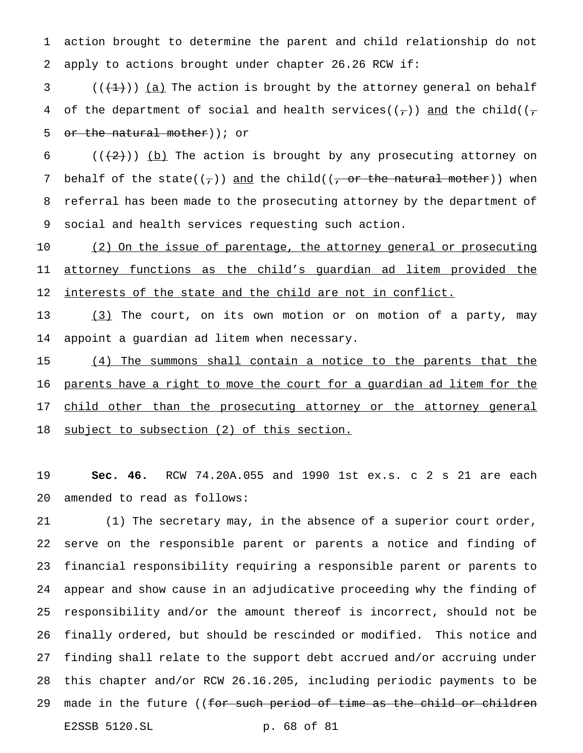action brought to determine the parent and child relationship do not apply to actions brought under chapter 26.26 RCW if:

((~~(1)~~)) <u>(a)</u> The action is brought by the attorney general on behalf of the department of social and health services((~~,~~)) <u>and</u> the child((~~, or the natural mother~~)); or

((~~(2)~~)) <u>(b)</u> The action is brought by any prosecuting attorney on behalf of the state((~~,~~)) <u>and</u> the child((~~, or the natural mother~~)) when referral has been made to the prosecuting attorney by the department of social and health services requesting such action.

<u>(2) On the issue of parentage, the attorney general or prosecuting attorney functions as the child's guardian ad litem provided the interests of the state and the child are not in conflict.</u>

<u>(3)</u> The court, on its own motion or on motion of a party, may appoint a guardian ad litem when necessary.

<u>(4) The summons shall contain a notice to the parents that the parents have a right to move the court for a guardian ad litem for the child other than the prosecuting attorney or the attorney general subject to subsection (2) of this section.</u>

**Sec. 46.** RCW 74.20A.055 and 1990 1st ex.s. c 2 s 21 are each amended to read as follows:

(1) The secretary may, in the absence of a superior court order, serve on the responsible parent or parents a notice and finding of financial responsibility requiring a responsible parent or parents to appear and show cause in an adjudicative proceeding why the finding of responsibility and/or the amount thereof is incorrect, should not be finally ordered, but should be rescinded or modified. This notice and finding shall relate to the support debt accrued and/or accruing under this chapter and/or RCW 26.16.205, including periodic payments to be made in the future ((~~for such period of time as the child or children~~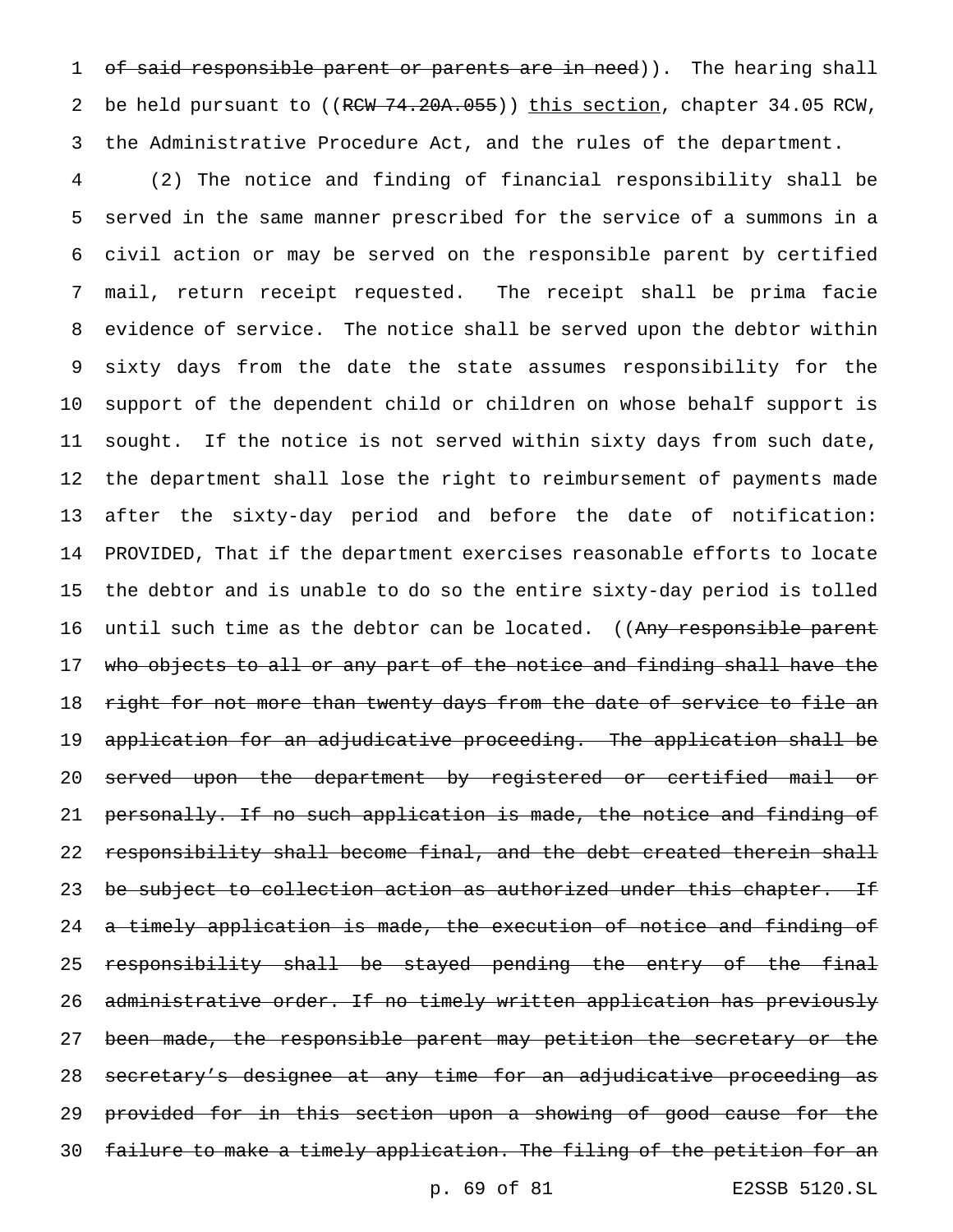~~of said responsible parent or parents are in need~~)). The hearing shall be held pursuant to ((~~RCW 74.20A.055~~)) <u>this section</u>, chapter 34.05 RCW, the Administrative Procedure Act, and the rules of the department.

(2) The notice and finding of financial responsibility shall be served in the same manner prescribed for the service of a summons in a civil action or may be served on the responsible parent by certified mail, return receipt requested. The receipt shall be prima facie evidence of service. The notice shall be served upon the debtor within sixty days from the date the state assumes responsibility for the support of the dependent child or children on whose behalf support is sought. If the notice is not served within sixty days from such date, the department shall lose the right to reimbursement of payments made after the sixty-day period and before the date of notification: PROVIDED, That if the department exercises reasonable efforts to locate the debtor and is unable to do so the entire sixty-day period is tolled until such time as the debtor can be located. ((~~Any responsible parent who objects to all or any part of the notice and finding shall have the right for not more than twenty days from the date of service to file an application for an adjudicative proceeding. The application shall be served upon the department by registered or certified mail or personally. If no such application is made, the notice and finding of responsibility shall become final, and the debt created therein shall be subject to collection action as authorized under this chapter. If a timely application is made, the execution of notice and finding of responsibility shall be stayed pending the entry of the final administrative order. If no timely written application has previously been made, the responsible parent may petition the secretary or the secretary's designee at any time for an adjudicative proceeding as provided for in this section upon a showing of good cause for the failure to make a timely application. The filing of the petition for an~~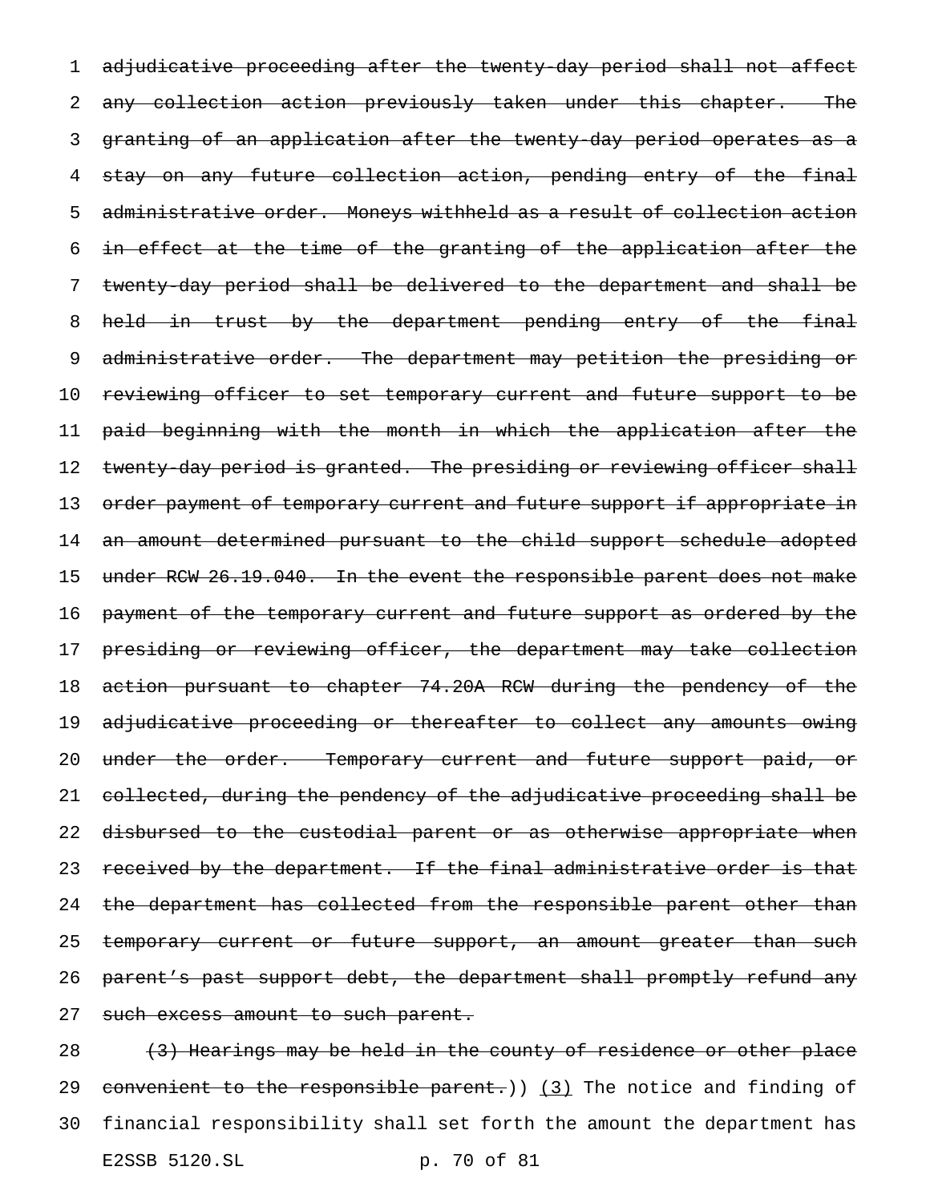~~adjudicative proceeding after the twenty-day period shall not affect any collection action previously taken under this chapter. The granting of an application after the twenty-day period operates as a stay on any future collection action, pending entry of the final administrative order. Moneys withheld as a result of collection action in effect at the time of the granting of the application after the twenty-day period shall be delivered to the department and shall be held in trust by the department pending entry of the final administrative order. The department may petition the presiding or reviewing officer to set temporary current and future support to be paid beginning with the month in which the application after the twenty-day period is granted. The presiding or reviewing officer shall order payment of temporary current and future support if appropriate in an amount determined pursuant to the child support schedule adopted under RCW 26.19.040. In the event the responsible parent does not make payment of the temporary current and future support as ordered by the presiding or reviewing officer, the department may take collection action pursuant to chapter 74.20A RCW during the pendency of the adjudicative proceeding or thereafter to collect any amounts owing under the order. Temporary current and future support paid, or collected, during the pendency of the adjudicative proceeding shall be disbursed to the custodial parent or as otherwise appropriate when received by the department. If the final administrative order is that the department has collected from the responsible parent other than temporary current or future support, an amount greater than such parent's past support debt, the department shall promptly refund any such excess amount to such parent.~~

~~(3) Hearings may be held in the county of residence or other place convenient to the responsible parent.~~)) <u>(3)</u> The notice and finding of financial responsibility shall set forth the amount the department has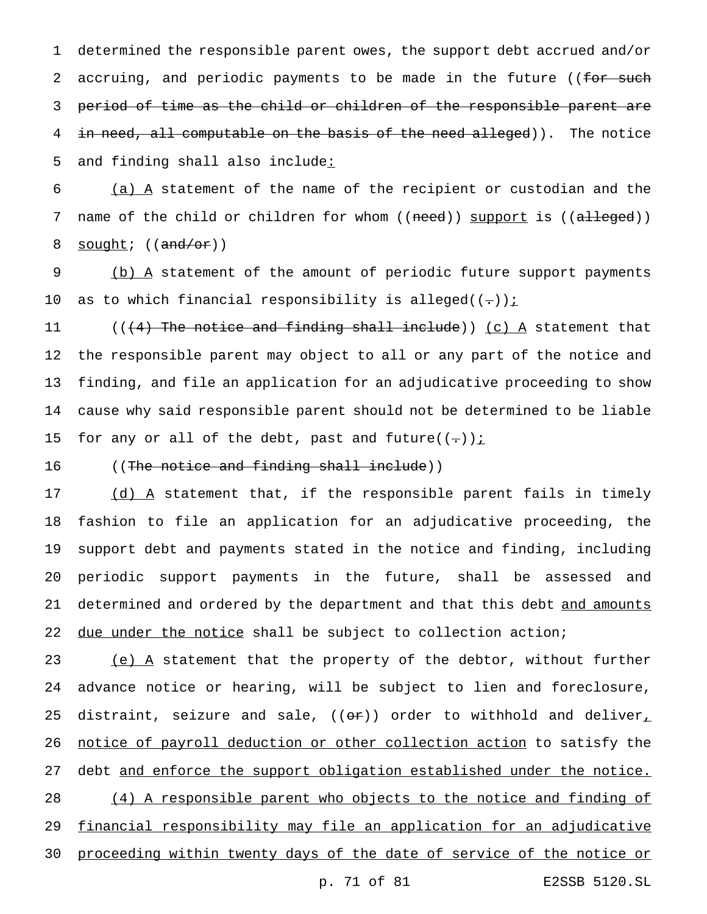determined the responsible parent owes, the support debt accrued and/or accruing, and periodic payments to be made in the future ((~~for such period of time as the child or children of the responsible parent are in need, all computable on the basis of the need alleged~~)). The notice and finding shall also include<u>:</u>

<u>(a) A</u> statement of the name of the recipient or custodian and the name of the child or children for whom ((~~need~~)) <u>support</u> is ((~~alleged~~)) <u>sought</u>; ((~~and/or~~))

<u>(b) A</u> statement of the amount of periodic future support payments as to which financial responsibility is alleged((~~.~~))<u>;</u>

((~~(4) The notice and finding shall include~~)) <u>(c) A</u> statement that the responsible parent may object to all or any part of the notice and finding, and file an application for an adjudicative proceeding to show cause why said responsible parent should not be determined to be liable for any or all of the debt, past and future((~~.~~))<u>;</u>

((~~The notice and finding shall include~~))

<u>(d) A</u> statement that, if the responsible parent fails in timely fashion to file an application for an adjudicative proceeding, the support debt and payments stated in the notice and finding, including periodic support payments in the future, shall be assessed and determined and ordered by the department and that this debt <u>and amounts due under the notice</u> shall be subject to collection action;

<u>(e) A</u> statement that the property of the debtor, without further advance notice or hearing, will be subject to lien and foreclosure, distraint, seizure and sale, ((~~or~~)) order to withhold and deliver<u>, notice of payroll deduction or other collection action</u> to satisfy the debt <u>and enforce the support obligation established under the notice.</u>

<u>(4) A responsible parent who objects to the notice and finding of financial responsibility may file an application for an adjudicative proceeding within twenty days of the date of service of the notice or</u>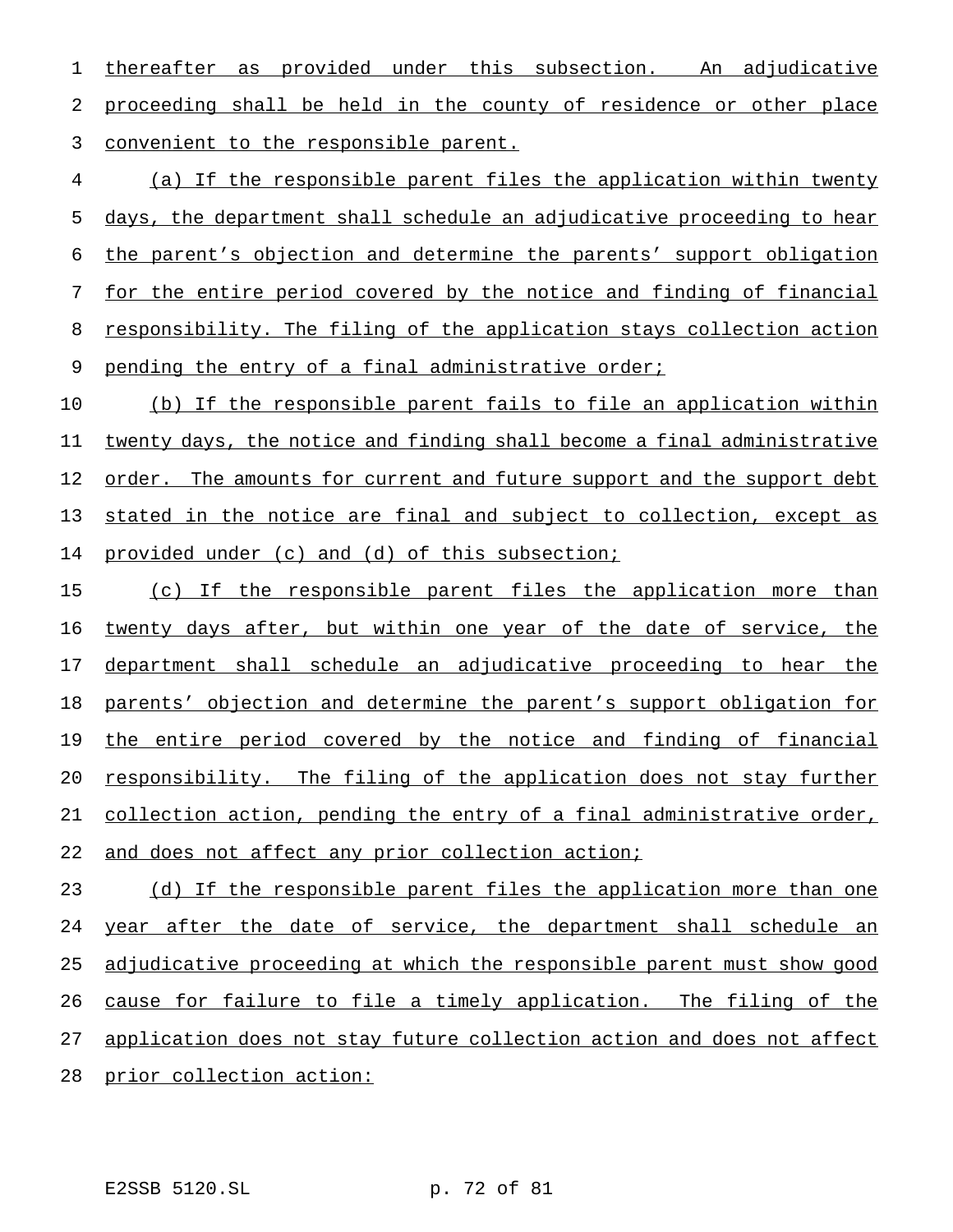thereafter as provided under this subsection. An adjudicative proceeding shall be held in the county of residence or other place convenient to the responsible parent.

(a) If the responsible parent files the application within twenty days, the department shall schedule an adjudicative proceeding to hear the parent's objection and determine the parents' support obligation for the entire period covered by the notice and finding of financial responsibility. The filing of the application stays collection action pending the entry of a final administrative order;

(b) If the responsible parent fails to file an application within twenty days, the notice and finding shall become a final administrative order. The amounts for current and future support and the support debt stated in the notice are final and subject to collection, except as provided under (c) and (d) of this subsection;

(c) If the responsible parent files the application more than twenty days after, but within one year of the date of service, the department shall schedule an adjudicative proceeding to hear the parents' objection and determine the parent's support obligation for the entire period covered by the notice and finding of financial responsibility. The filing of the application does not stay further collection action, pending the entry of a final administrative order, and does not affect any prior collection action;

(d) If the responsible parent files the application more than one year after the date of service, the department shall schedule an adjudicative proceeding at which the responsible parent must show good cause for failure to file a timely application. The filing of the application does not stay future collection action and does not affect prior collection action: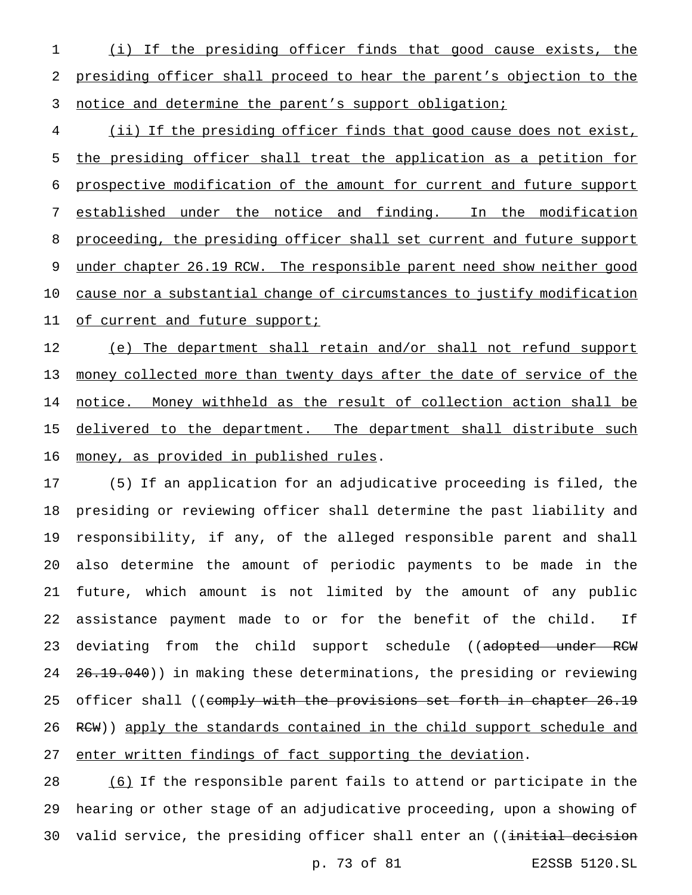(i) If the presiding officer finds that good cause exists, the presiding officer shall proceed to hear the parent's objection to the notice and determine the parent's support obligation;

(ii) If the presiding officer finds that good cause does not exist, the presiding officer shall treat the application as a petition for prospective modification of the amount for current and future support established under the notice and finding. In the modification proceeding, the presiding officer shall set current and future support under chapter 26.19 RCW. The responsible parent need show neither good cause nor a substantial change of circumstances to justify modification of current and future support;

(e) The department shall retain and/or shall not refund support money collected more than twenty days after the date of service of the notice. Money withheld as the result of collection action shall be delivered to the department. The department shall distribute such money, as provided in published rules.

(5) If an application for an adjudicative proceeding is filed, the presiding or reviewing officer shall determine the past liability and responsibility, if any, of the alleged responsible parent and shall also determine the amount of periodic payments to be made in the future, which amount is not limited by the amount of any public assistance payment made to or for the benefit of the child. If deviating from the child support schedule ((~~adopted under RCW 26.19.040~~)) in making these determinations, the presiding or reviewing officer shall ((~~comply with the provisions set forth in chapter 26.19 RCW~~)) apply the standards contained in the child support schedule and enter written findings of fact supporting the deviation.

(6) If the responsible parent fails to attend or participate in the hearing or other stage of an adjudicative proceeding, upon a showing of valid service, the presiding officer shall enter an ((~~initial decision~~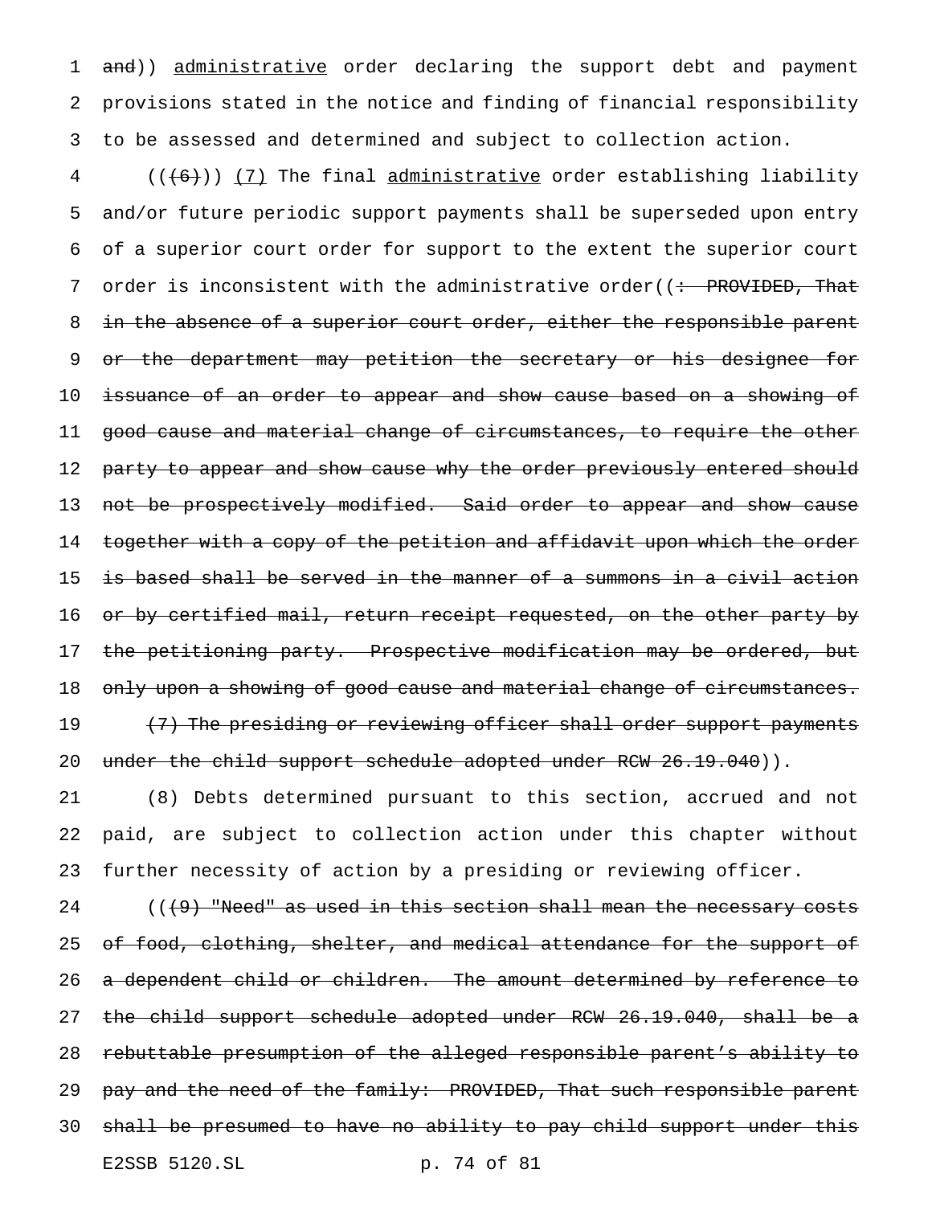~~and~~)) <u>administrative</u> order declaring the support debt and payment provisions stated in the notice and finding of financial responsibility to be assessed and determined and subject to collection action.

((~~(6)~~)) <u>(7)</u> The final <u>administrative</u> order establishing liability and/or future periodic support payments shall be superseded upon entry of a superior court order for support to the extent the superior court order is inconsistent with the administrative order((~~: PROVIDED, That in the absence of a superior court order, either the responsible parent or the department may petition the secretary or his designee for issuance of an order to appear and show cause based on a showing of good cause and material change of circumstances, to require the other party to appear and show cause why the order previously entered should not be prospectively modified. Said order to appear and show cause together with a copy of the petition and affidavit upon which the order is based shall be served in the manner of a summons in a civil action or by certified mail, return receipt requested, on the other party by the petitioning party. Prospective modification may be ordered, but only upon a showing of good cause and material change of circumstances.~~

~~(7) The presiding or reviewing officer shall order support payments under the child support schedule adopted under RCW 26.19.040~~)).

(8) Debts determined pursuant to this section, accrued and not paid, are subject to collection action under this chapter without further necessity of action by a presiding or reviewing officer.

((~~(9) "Need" as used in this section shall mean the necessary costs of food, clothing, shelter, and medical attendance for the support of a dependent child or children. The amount determined by reference to the child support schedule adopted under RCW 26.19.040, shall be a rebuttable presumption of the alleged responsible parent's ability to pay and the need of the family: PROVIDED, That such responsible parent shall be presumed to have no ability to pay child support under this~~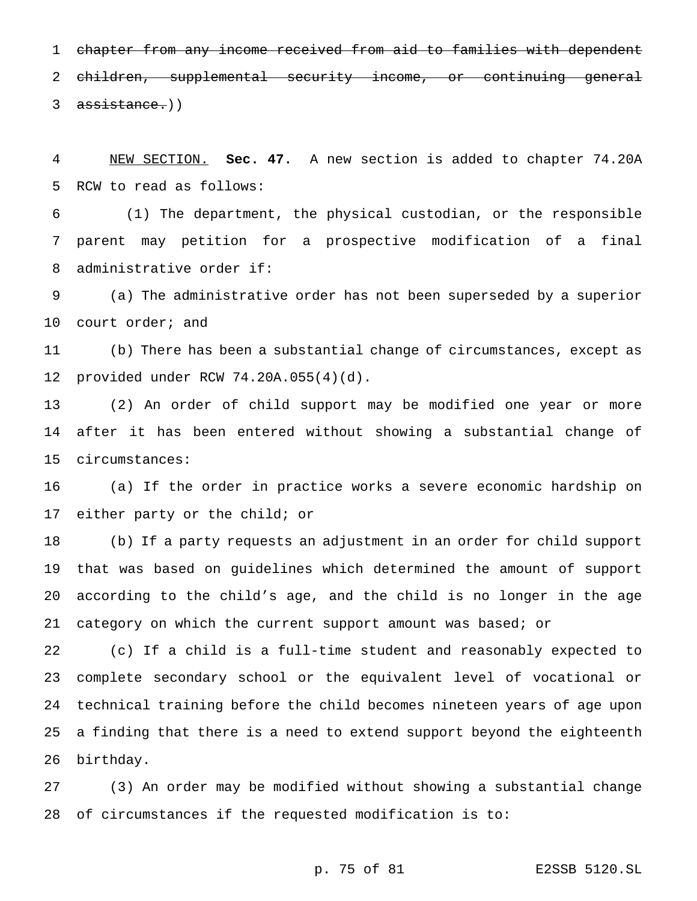~~chapter from any income received from aid to families with dependent children, supplemental security income, or continuing general assistance.~~))

<u>NEW SECTION.</u> **Sec. 47.** A new section is added to chapter 74.20A RCW to read as follows:

(1) The department, the physical custodian, or the responsible parent may petition for a prospective modification of a final administrative order if:

(a) The administrative order has not been superseded by a superior court order; and

(b) There has been a substantial change of circumstances, except as provided under RCW 74.20A.055(4)(d).

(2) An order of child support may be modified one year or more after it has been entered without showing a substantial change of circumstances:

(a) If the order in practice works a severe economic hardship on either party or the child; or

(b) If a party requests an adjustment in an order for child support that was based on guidelines which determined the amount of support according to the child's age, and the child is no longer in the age category on which the current support amount was based; or

(c) If a child is a full-time student and reasonably expected to complete secondary school or the equivalent level of vocational or technical training before the child becomes nineteen years of age upon a finding that there is a need to extend support beyond the eighteenth birthday.

(3) An order may be modified without showing a substantial change of circumstances if the requested modification is to: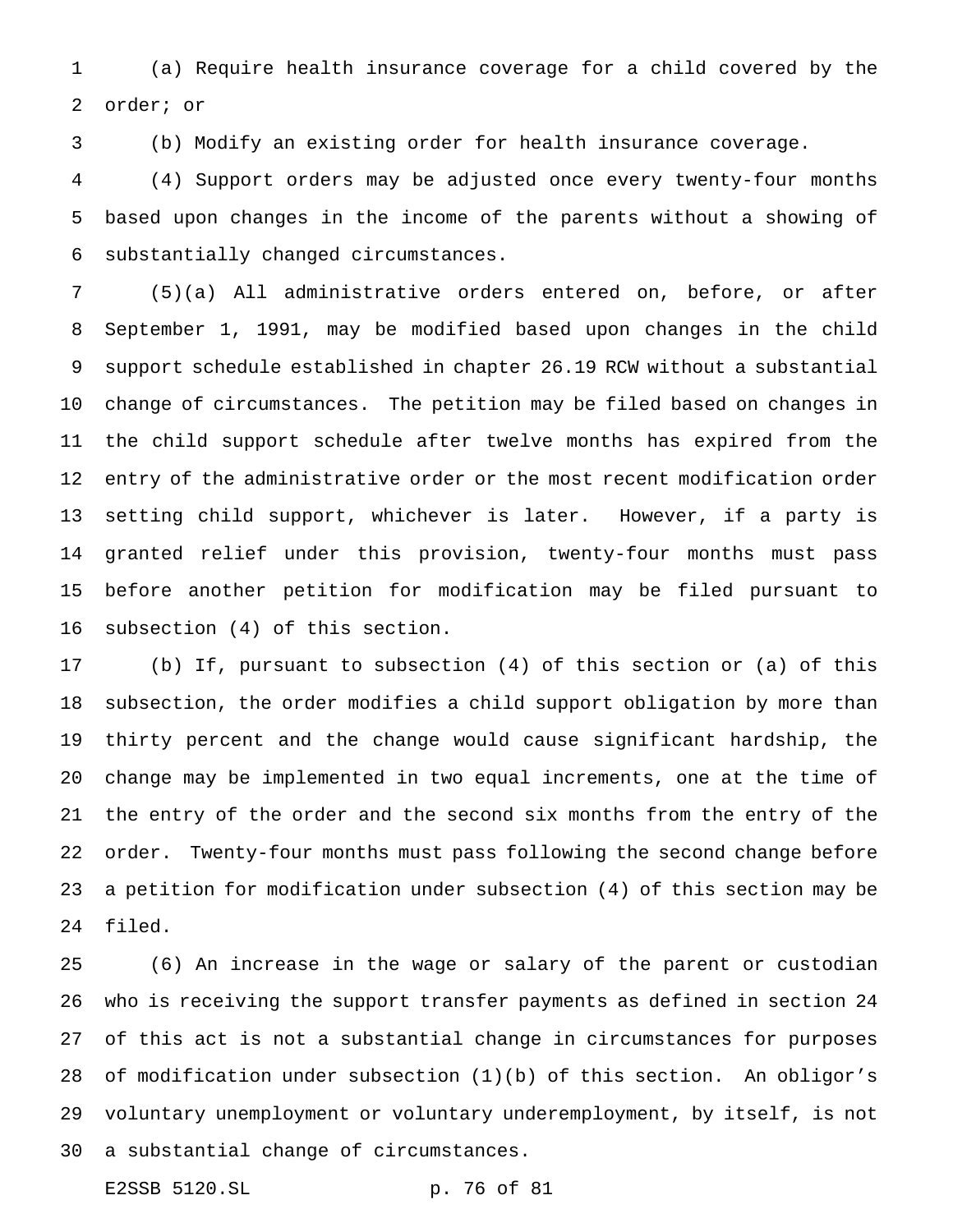(a) Require health insurance coverage for a child covered by the order; or

(b) Modify an existing order for health insurance coverage.

(4) Support orders may be adjusted once every twenty-four months based upon changes in the income of the parents without a showing of substantially changed circumstances.

(5)(a) All administrative orders entered on, before, or after September 1, 1991, may be modified based upon changes in the child support schedule established in chapter 26.19 RCW without a substantial change of circumstances. The petition may be filed based on changes in the child support schedule after twelve months has expired from the entry of the administrative order or the most recent modification order setting child support, whichever is later. However, if a party is granted relief under this provision, twenty-four months must pass before another petition for modification may be filed pursuant to subsection (4) of this section.

(b) If, pursuant to subsection (4) of this section or (a) of this subsection, the order modifies a child support obligation by more than thirty percent and the change would cause significant hardship, the change may be implemented in two equal increments, one at the time of the entry of the order and the second six months from the entry of the order. Twenty-four months must pass following the second change before a petition for modification under subsection (4) of this section may be filed.

(6) An increase in the wage or salary of the parent or custodian who is receiving the support transfer payments as defined in section 24 of this act is not a substantial change in circumstances for purposes of modification under subsection (1)(b) of this section. An obligor's voluntary unemployment or voluntary underemployment, by itself, is not a substantial change of circumstances.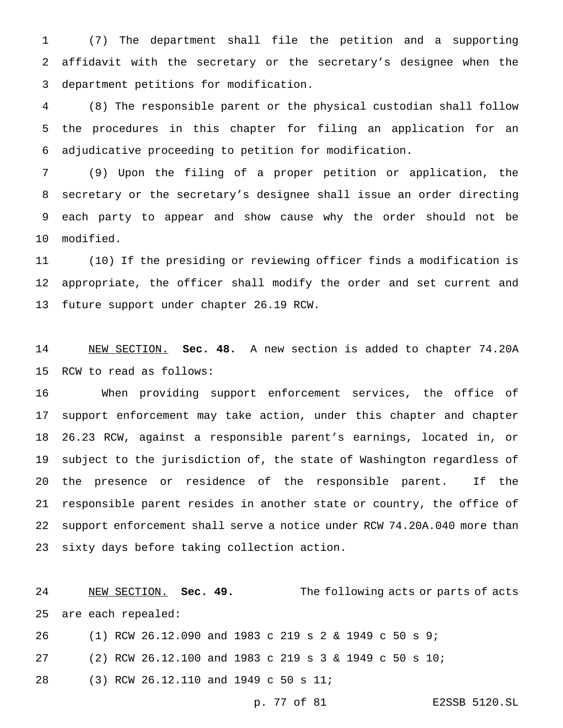(7) The department shall file the petition and a supporting affidavit with the secretary or the secretary's designee when the department petitions for modification.

(8) The responsible parent or the physical custodian shall follow the procedures in this chapter for filing an application for an adjudicative proceeding to petition for modification.

(9) Upon the filing of a proper petition or application, the secretary or the secretary's designee shall issue an order directing each party to appear and show cause why the order should not be modified.

(10) If the presiding or reviewing officer finds a modification is appropriate, the officer shall modify the order and set current and future support under chapter 26.19 RCW.

NEW SECTION. **Sec. 48.** A new section is added to chapter 74.20A RCW to read as follows:

When providing support enforcement services, the office of support enforcement may take action, under this chapter and chapter 26.23 RCW, against a responsible parent's earnings, located in, or subject to the jurisdiction of, the state of Washington regardless of the presence or residence of the responsible parent. If the responsible parent resides in another state or country, the office of support enforcement shall serve a notice under RCW 74.20A.040 more than sixty days before taking collection action.

NEW SECTION. **Sec. 49.** The following acts or parts of acts are each repealed:

(1) RCW 26.12.090 and 1983 c 219 s 2 & 1949 c 50 s 9;

(2) RCW 26.12.100 and 1983 c 219 s 3 & 1949 c 50 s 10;

(3) RCW 26.12.110 and 1949 c 50 s 11;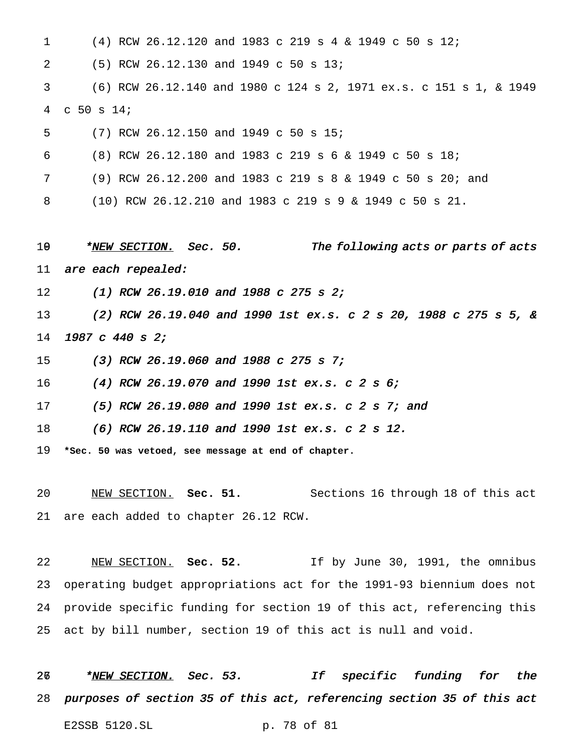(4) RCW 26.12.120 and 1983 c 219 s 4 & 1949 c 50 s 12;

(5) RCW 26.12.130 and 1949 c 50 s 13;

(6) RCW 26.12.140 and 1980 c 124 s 2, 1971 ex.s. c 151 s 1, & 1949 c 50 s 14;

(7) RCW 26.12.150 and 1949 c 50 s 15;

(8) RCW 26.12.180 and 1983 c 219 s 6 & 1949 c 50 s 18;

(9) RCW 26.12.200 and 1983 c 219 s 8 & 1949 c 50 s 20; and

(10) RCW 26.12.210 and 1983 c 219 s 9 & 1949 c 50 s 21.

**_*NEW SECTION. Sec. 50. The following acts or parts of acts are each repealed:_**

**_(1) RCW 26.19.010 and 1988 c 275 s 2;_**

**_(2) RCW 26.19.040 and 1990 1st ex.s. c 2 s 20, 1988 c 275 s 5, & 1987 c 440 s 2;_**

**_(3) RCW 26.19.060 and 1988 c 275 s 7;_**

**_(4) RCW 26.19.070 and 1990 1st ex.s. c 2 s 6;_**

**_(5) RCW 26.19.080 and 1990 1st ex.s. c 2 s 7; and_**

**_(6) RCW 26.19.110 and 1990 1st ex.s. c 2 s 12._**

***Sec. 50 was vetoed, see message at end of chapter.**

NEW SECTION. **Sec. 51.** Sections 16 through 18 of this act are each added to chapter 26.12 RCW.

NEW SECTION. **Sec. 52.** If by June 30, 1991, the omnibus operating budget appropriations act for the 1991-93 biennium does not provide specific funding for section 19 of this act, referencing this act by bill number, section 19 of this act is null and void.

**_*NEW SECTION. Sec. 53. If specific funding for the purposes of section 35 of this act, referencing section 35 of this act_**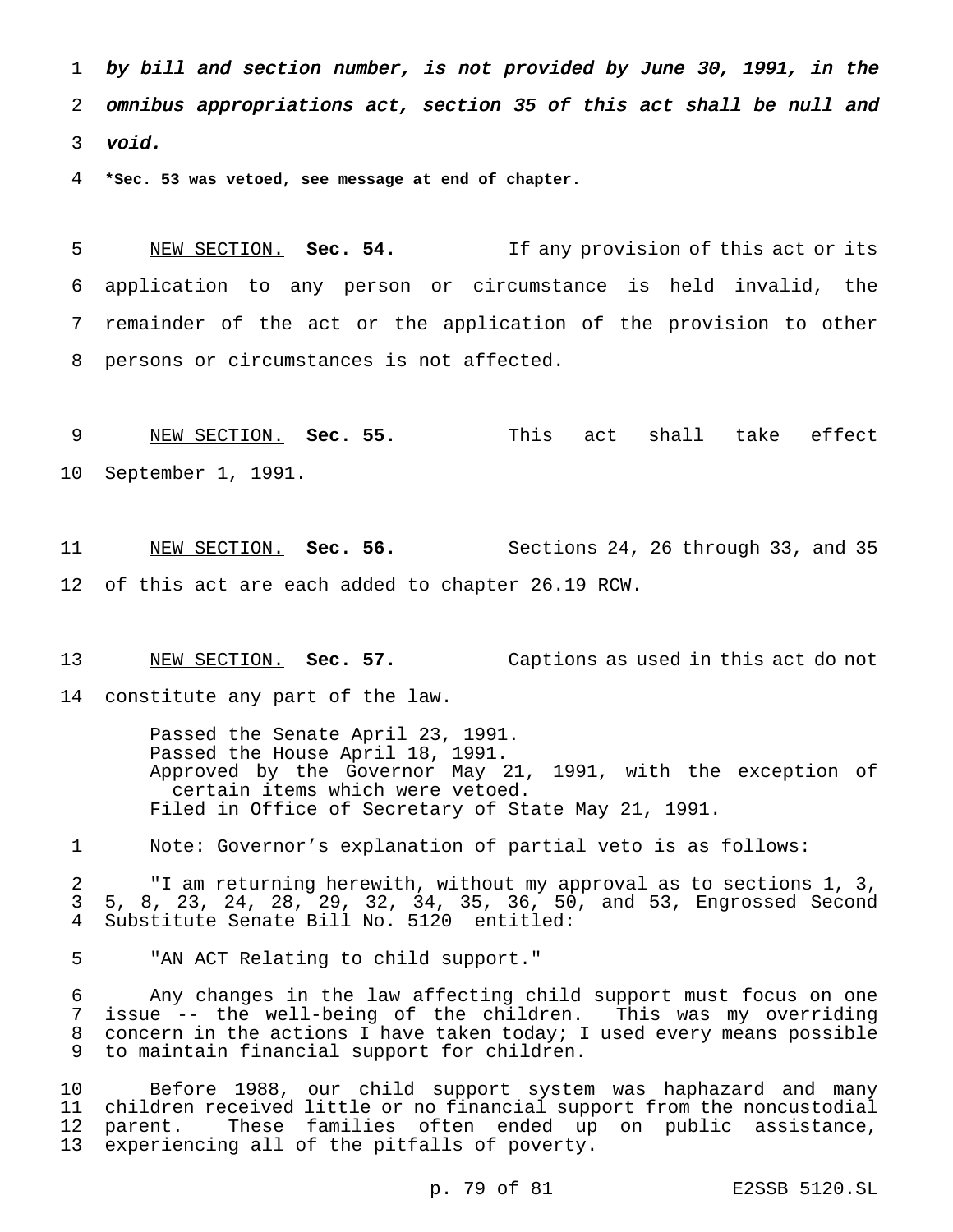*by bill and section number, is not provided by June 30, 1991, in the omnibus appropriations act, section 35 of this act shall be null and void.*

**\*Sec. 53 was vetoed, see message at end of chapter.**

NEW SECTION. **Sec. 54.** If any provision of this act or its application to any person or circumstance is held invalid, the remainder of the act or the application of the provision to other persons or circumstances is not affected.

NEW SECTION. **Sec. 55.** This act shall take effect September 1, 1991.

NEW SECTION. **Sec. 56.** Sections 24, 26 through 33, and 35 of this act are each added to chapter 26.19 RCW.

NEW SECTION. **Sec. 57.** Captions as used in this act do not constitute any part of the law.

Passed the Senate April 23, 1991.
Passed the House April 18, 1991.
Approved by the Governor May 21, 1991, with the exception of certain items which were vetoed.
Filed in Office of Secretary of State May 21, 1991.

Note: Governor's explanation of partial veto is as follows:

"I am returning herewith, without my approval as to sections 1, 3, 5, 8, 23, 24, 28, 29, 32, 34, 35, 36, 50, and 53, Engrossed Second Substitute Senate Bill No. 5120 entitled:

"AN ACT Relating to child support."

Any changes in the law affecting child support must focus on one issue -- the well-being of the children. This was my overriding concern in the actions I have taken today; I used every means possible to maintain financial support for children.

Before 1988, our child support system was haphazard and many children received little or no financial support from the noncustodial parent. These families often ended up on public assistance, experiencing all of the pitfalls of poverty.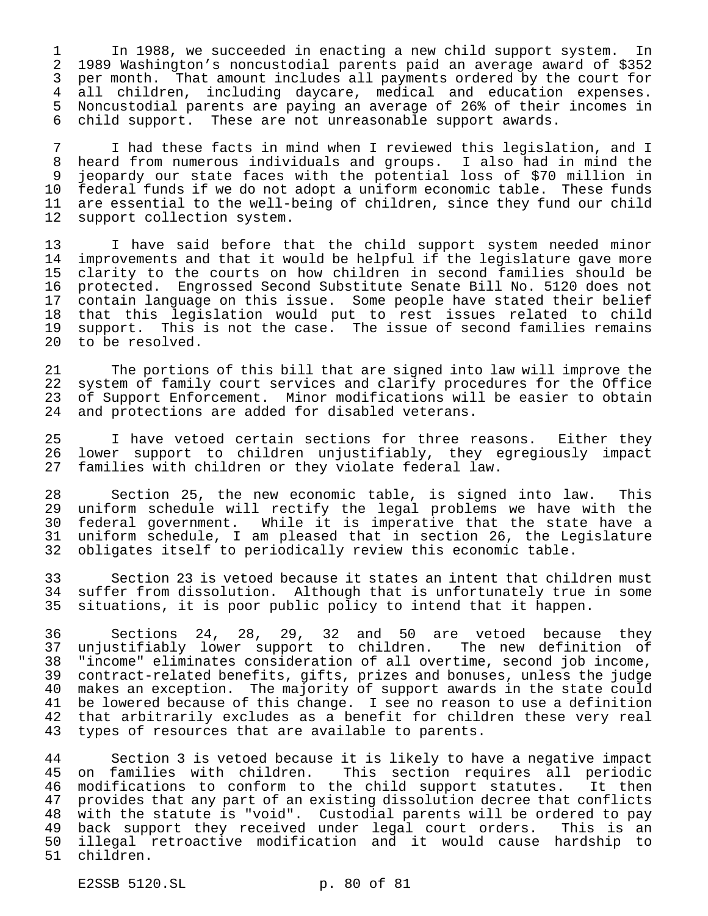In 1988, we succeeded in enacting a new child support system. In 1989 Washington's noncustodial parents paid an average award of $352 per month. That amount includes all payments ordered by the court for all children, including daycare, medical and education expenses. Noncustodial parents are paying an average of 26% of their incomes in child support. These are not unreasonable support awards.

I had these facts in mind when I reviewed this legislation, and I heard from numerous individuals and groups. I also had in mind the jeopardy our state faces with the potential loss of $70 million in federal funds if we do not adopt a uniform economic table. These funds are essential to the well-being of children, since they fund our child support collection system.

I have said before that the child support system needed minor improvements and that it would be helpful if the legislature gave more clarity to the courts on how children in second families should be protected. Engrossed Second Substitute Senate Bill No. 5120 does not contain language on this issue. Some people have stated their belief that this legislation would put to rest issues related to child support. This is not the case. The issue of second families remains to be resolved.

The portions of this bill that are signed into law will improve the system of family court services and clarify procedures for the Office of Support Enforcement. Minor modifications will be easier to obtain and protections are added for disabled veterans.

I have vetoed certain sections for three reasons. Either they lower support to children unjustifiably, they egregiously impact families with children or they violate federal law.

Section 25, the new economic table, is signed into law. This uniform schedule will rectify the legal problems we have with the federal government. While it is imperative that the state have a uniform schedule, I am pleased that in section 26, the Legislature obligates itself to periodically review this economic table.

Section 23 is vetoed because it states an intent that children must suffer from dissolution. Although that is unfortunately true in some situations, it is poor public policy to intend that it happen.

Sections 24, 28, 29, 32 and 50 are vetoed because they unjustifiably lower support to children. The new definition of "income" eliminates consideration of all overtime, second job income, contract-related benefits, gifts, prizes and bonuses, unless the judge makes an exception. The majority of support awards in the state could be lowered because of this change. I see no reason to use a definition that arbitrarily excludes as a benefit for children these very real types of resources that are available to parents.

Section 3 is vetoed because it is likely to have a negative impact on families with children. This section requires all periodic modifications to conform to the child support statutes. It then provides that any part of an existing dissolution decree that conflicts with the statute is "void". Custodial parents will be ordered to pay back support they received under legal court orders. This is an illegal retroactive modification and it would cause hardship to children.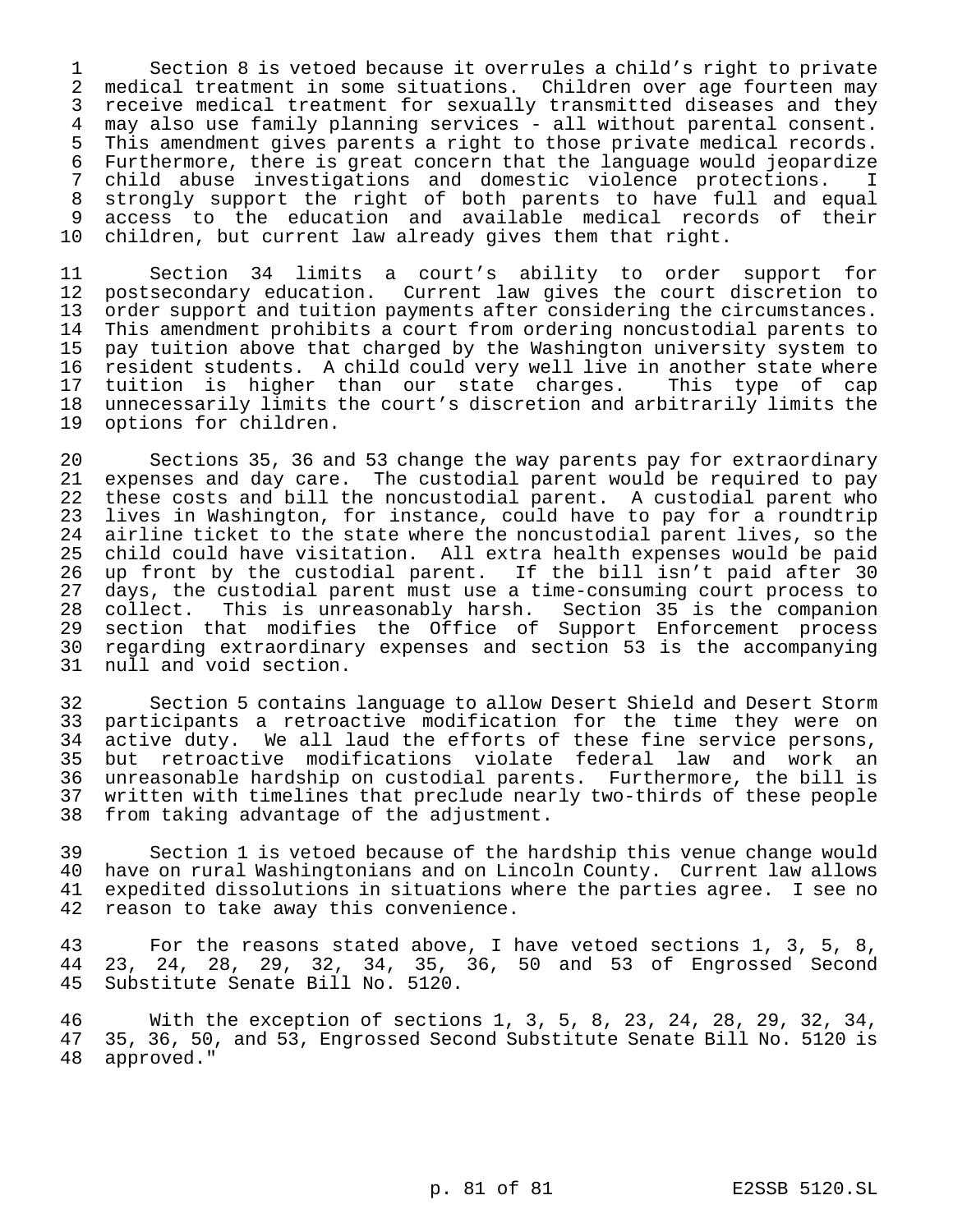Section 8 is vetoed because it overrules a child's right to private medical treatment in some situations. Children over age fourteen may receive medical treatment for sexually transmitted diseases and they may also use family planning services - all without parental consent. This amendment gives parents a right to those private medical records. Furthermore, there is great concern that the language would jeopardize child abuse investigations and domestic violence protections. I strongly support the right of both parents to have full and equal access to the education and available medical records of their children, but current law already gives them that right.

Section 34 limits a court's ability to order support for postsecondary education. Current law gives the court discretion to order support and tuition payments after considering the circumstances. This amendment prohibits a court from ordering noncustodial parents to pay tuition above that charged by the Washington university system to resident students. A child could very well live in another state where tuition is higher than our state charges. This type of cap unnecessarily limits the court's discretion and arbitrarily limits the options for children.

Sections 35, 36 and 53 change the way parents pay for extraordinary expenses and day care. The custodial parent would be required to pay these costs and bill the noncustodial parent. A custodial parent who lives in Washington, for instance, could have to pay for a roundtrip airline ticket to the state where the noncustodial parent lives, so the child could have visitation. All extra health expenses would be paid up front by the custodial parent. If the bill isn't paid after 30 days, the custodial parent must use a time-consuming court process to collect. This is unreasonably harsh. Section 35 is the companion section that modifies the Office of Support Enforcement process regarding extraordinary expenses and section 53 is the accompanying null and void section.

Section 5 contains language to allow Desert Shield and Desert Storm participants a retroactive modification for the time they were on active duty. We all laud the efforts of these fine service persons, but retroactive modifications violate federal law and work an unreasonable hardship on custodial parents. Furthermore, the bill is written with timelines that preclude nearly two-thirds of these people from taking advantage of the adjustment.

Section 1 is vetoed because of the hardship this venue change would have on rural Washingtonians and on Lincoln County. Current law allows expedited dissolutions in situations where the parties agree. I see no reason to take away this convenience.

For the reasons stated above, I have vetoed sections 1, 3, 5, 8, 23, 24, 28, 29, 32, 34, 35, 36, 50 and 53 of Engrossed Second Substitute Senate Bill No. 5120.

With the exception of sections 1, 3, 5, 8, 23, 24, 28, 29, 32, 34, 35, 36, 50, and 53, Engrossed Second Substitute Senate Bill No. 5120 is approved."